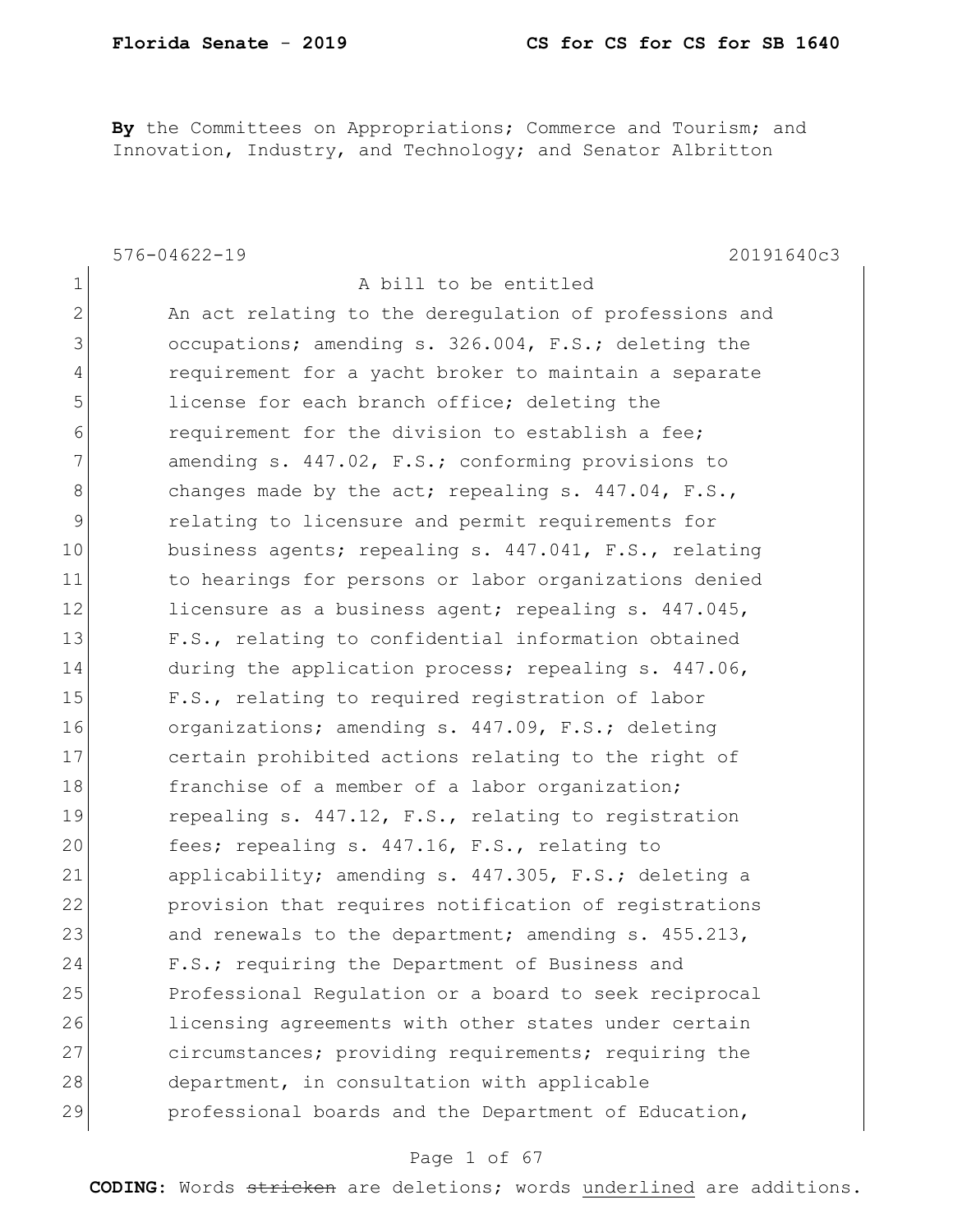**By** the Committees on Appropriations; Commerce and Tourism; and Innovation, Industry, and Technology; and Senator Albritton

576-04622-19 20191640c3

1 A bill to be entitled
2 An act relating to the deregulation of professions and
3 occupations; amending s. 326.004, F.S.; deleting the
4 requirement for a yacht broker to maintain a separate
5 license for each branch office; deleting the
6 requirement for the division to establish a fee;
7 amending s. 447.02, F.S.; conforming provisions to
8 changes made by the act; repealing s. 447.04, F.S.,
9 relating to licensure and permit requirements for
10 business agents; repealing s. 447.041, F.S., relating
11 to hearings for persons or labor organizations denied
12 licensure as a business agent; repealing s. 447.045,
13 F.S., relating to confidential information obtained
14 during the application process; repealing s. 447.06,
15 F.S., relating to required registration of labor
16 organizations; amending s. 447.09, F.S.; deleting
17 certain prohibited actions relating to the right of
18 franchise of a member of a labor organization;
19 repealing s. 447.12, F.S., relating to registration
20 fees; repealing s. 447.16, F.S., relating to
21 applicability; amending s. 447.305, F.S.; deleting a
22 provision that requires notification of registrations
23 and renewals to the department; amending s. 455.213,
24 F.S.; requiring the Department of Business and
25 Professional Regulation or a board to seek reciprocal
26 licensing agreements with other states under certain
27 circumstances; providing requirements; requiring the
28 department, in consultation with applicable
29 professional boards and the Department of Education,

**CODING:** Words ~~stricken~~ are deletions; words <u>underlined</u> are additions.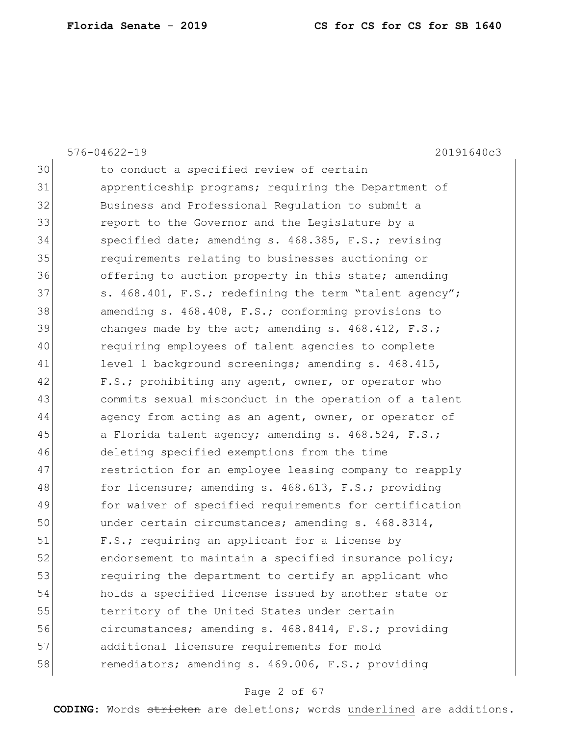576-04622-19 20191640c3

30 to conduct a specified review of certain
31 apprenticeship programs; requiring the Department of
32 Business and Professional Regulation to submit a
33 report to the Governor and the Legislature by a
34 specified date; amending s. 468.385, F.S.; revising
35 requirements relating to businesses auctioning or
36 offering to auction property in this state; amending
37 s. 468.401, F.S.; redefining the term "talent agency";
38 amending s. 468.408, F.S.; conforming provisions to
39 changes made by the act; amending s. 468.412, F.S.;
40 requiring employees of talent agencies to complete
41 level 1 background screenings; amending s. 468.415,
42 F.S.; prohibiting any agent, owner, or operator who
43 commits sexual misconduct in the operation of a talent
44 agency from acting as an agent, owner, or operator of
45 a Florida talent agency; amending s. 468.524, F.S.;
46 deleting specified exemptions from the time
47 restriction for an employee leasing company to reapply
48 for licensure; amending s. 468.613, F.S.; providing
49 for waiver of specified requirements for certification
50 under certain circumstances; amending s. 468.8314,
51 F.S.; requiring an applicant for a license by
52 endorsement to maintain a specified insurance policy;
53 requiring the department to certify an applicant who
54 holds a specified license issued by another state or
55 territory of the United States under certain
56 circumstances; amending s. 468.8414, F.S.; providing
57 additional licensure requirements for mold
58 remediators; amending s. 469.006, F.S.; providing

**CODING:** Words ~~stricken~~ are deletions; words <u>underlined</u> are additions.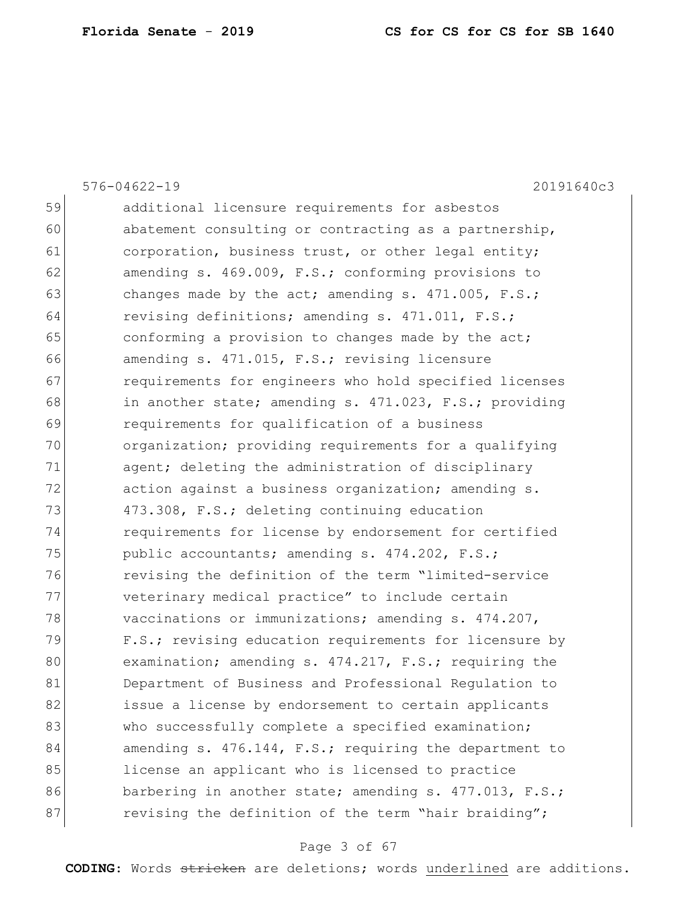576-04622-19 20191640c3

59 additional licensure requirements for asbestos
60 abatement consulting or contracting as a partnership,
61 corporation, business trust, or other legal entity;
62 amending s. 469.009, F.S.; conforming provisions to
63 changes made by the act; amending s. 471.005, F.S.;
64 revising definitions; amending s. 471.011, F.S.;
65 conforming a provision to changes made by the act;
66 amending s. 471.015, F.S.; revising licensure
67 requirements for engineers who hold specified licenses
68 in another state; amending s. 471.023, F.S.; providing
69 requirements for qualification of a business
70 organization; providing requirements for a qualifying
71 agent; deleting the administration of disciplinary
72 action against a business organization; amending s.
73 473.308, F.S.; deleting continuing education
74 requirements for license by endorsement for certified
75 public accountants; amending s. 474.202, F.S.;
76 revising the definition of the term "limited-service
77 veterinary medical practice" to include certain
78 vaccinations or immunizations; amending s. 474.207,
79 F.S.; revising education requirements for licensure by
80 examination; amending s. 474.217, F.S.; requiring the
81 Department of Business and Professional Regulation to
82 issue a license by endorsement to certain applicants
83 who successfully complete a specified examination;
84 amending s. 476.144, F.S.; requiring the department to
85 license an applicant who is licensed to practice
86 barbering in another state; amending s. 477.013, F.S.;
87 revising the definition of the term "hair braiding";

**CODING:** Words ~~stricken~~ are deletions; words <u>underlined</u> are additions.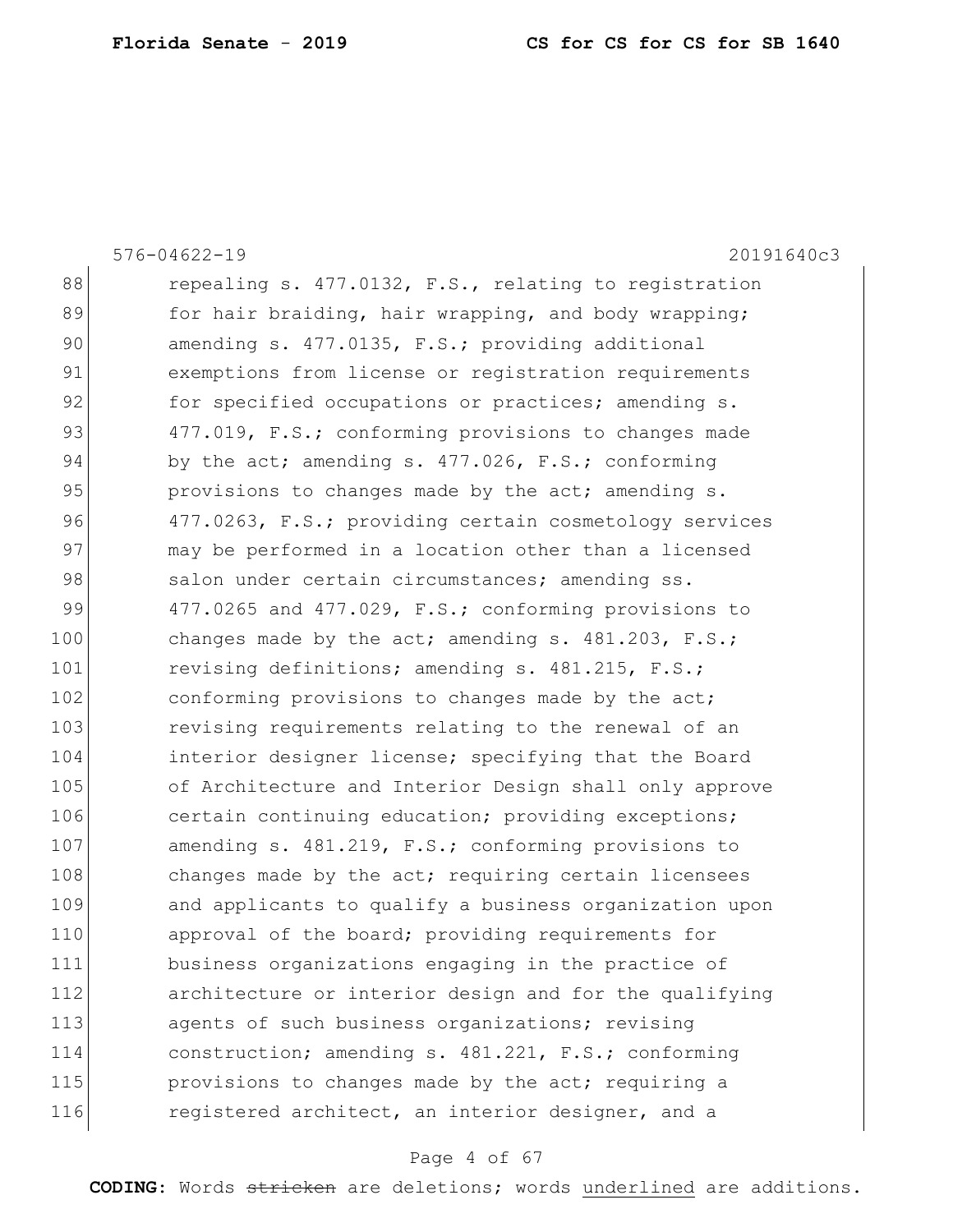576-04622-19 20191640c3

88 repealing s. 477.0132, F.S., relating to registration
89 for hair braiding, hair wrapping, and body wrapping;
90 amending s. 477.0135, F.S.; providing additional
91 exemptions from license or registration requirements
92 for specified occupations or practices; amending s.
93 477.019, F.S.; conforming provisions to changes made
94 by the act; amending s. 477.026, F.S.; conforming
95 provisions to changes made by the act; amending s.
96 477.0263, F.S.; providing certain cosmetology services
97 may be performed in a location other than a licensed
98 salon under certain circumstances; amending ss.
99 477.0265 and 477.029, F.S.; conforming provisions to
100 changes made by the act; amending s. 481.203, F.S.;
101 revising definitions; amending s. 481.215, F.S.;
102 conforming provisions to changes made by the act;
103 revising requirements relating to the renewal of an
104 interior designer license; specifying that the Board
105 of Architecture and Interior Design shall only approve
106 certain continuing education; providing exceptions;
107 amending s. 481.219, F.S.; conforming provisions to
108 changes made by the act; requiring certain licensees
109 and applicants to qualify a business organization upon
110 approval of the board; providing requirements for
111 business organizations engaging in the practice of
112 architecture or interior design and for the qualifying
113 agents of such business organizations; revising
114 construction; amending s. 481.221, F.S.; conforming
115 provisions to changes made by the act; requiring a
116 registered architect, an interior designer, and a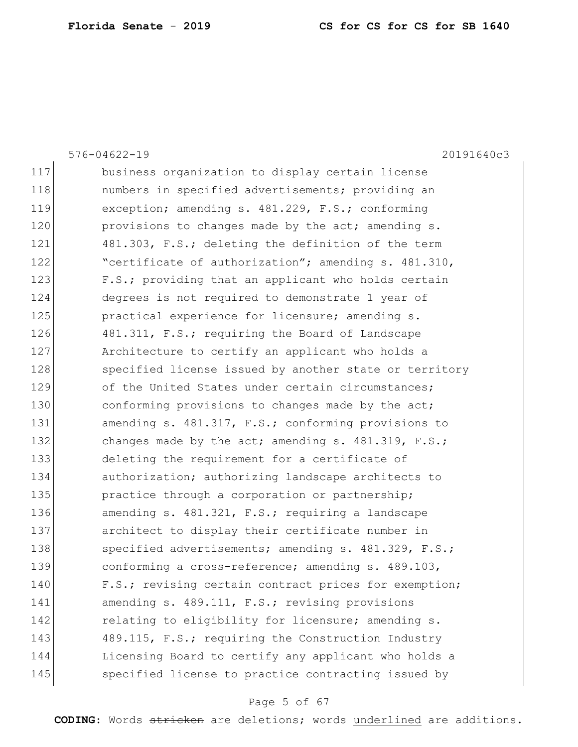business organization to display certain license numbers in specified advertisements; providing an exception; amending s. 481.229, F.S.; conforming provisions to changes made by the act; amending s. 481.303, F.S.; deleting the definition of the term "certificate of authorization"; amending s. 481.310, F.S.; providing that an applicant who holds certain degrees is not required to demonstrate 1 year of practical experience for licensure; amending s. 481.311, F.S.; requiring the Board of Landscape Architecture to certify an applicant who holds a specified license issued by another state or territory of the United States under certain circumstances; conforming provisions to changes made by the act; amending s. 481.317, F.S.; conforming provisions to changes made by the act; amending s. 481.319, F.S.; deleting the requirement for a certificate of authorization; authorizing landscape architects to practice through a corporation or partnership; amending s. 481.321, F.S.; requiring a landscape architect to display their certificate number in specified advertisements; amending s. 481.329, F.S.; conforming a cross-reference; amending s. 489.103, F.S.; revising certain contract prices for exemption; amending s. 489.111, F.S.; revising provisions relating to eligibility for licensure; amending s. 489.115, F.S.; requiring the Construction Industry Licensing Board to certify any applicant who holds a specified license to practice contracting issued by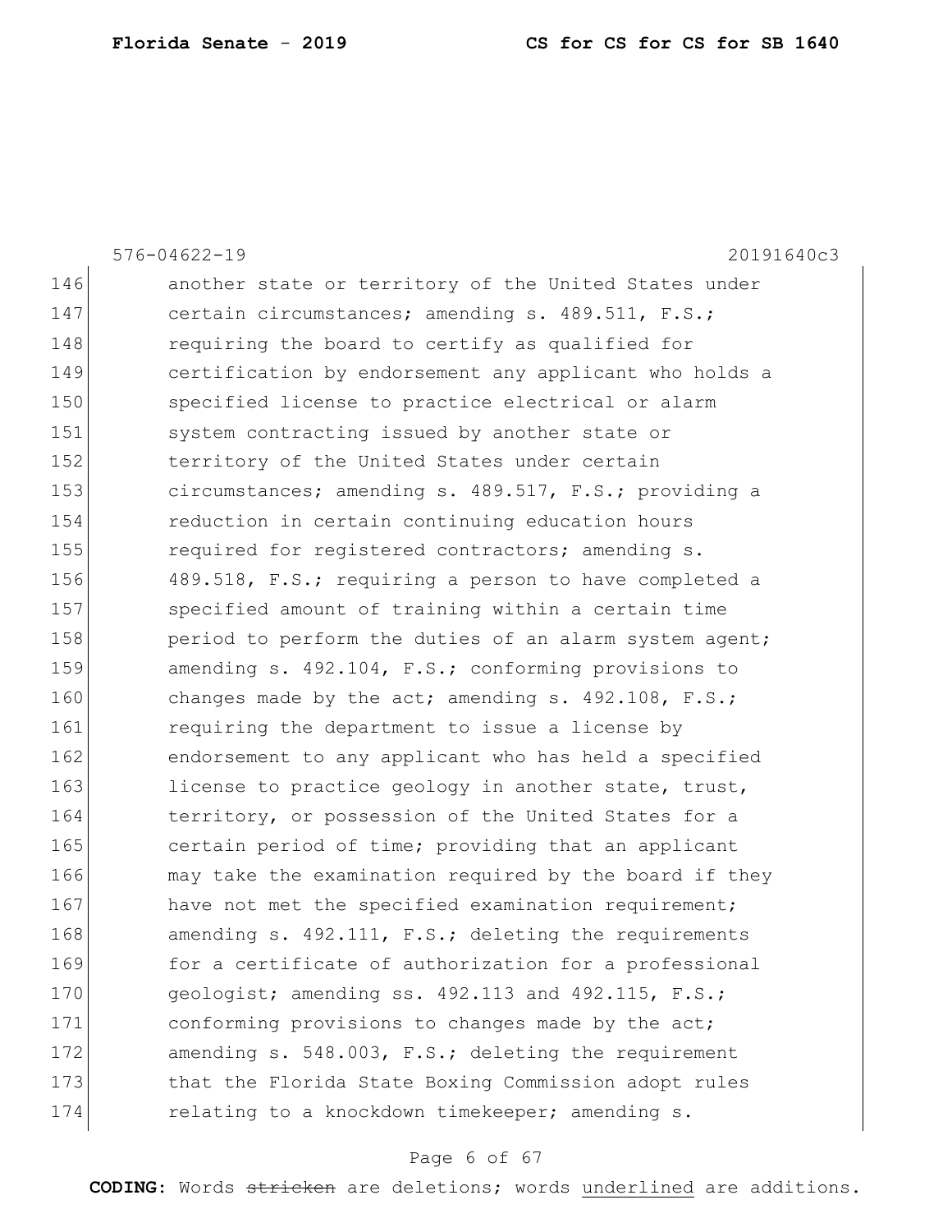another state or territory of the United States under certain circumstances; amending s. 489.511, F.S.; requiring the board to certify as qualified for certification by endorsement any applicant who holds a specified license to practice electrical or alarm system contracting issued by another state or territory of the United States under certain circumstances; amending s. 489.517, F.S.; providing a reduction in certain continuing education hours required for registered contractors; amending s. 489.518, F.S.; requiring a person to have completed a specified amount of training within a certain time period to perform the duties of an alarm system agent; amending s. 492.104, F.S.; conforming provisions to changes made by the act; amending s. 492.108, F.S.; requiring the department to issue a license by endorsement to any applicant who has held a specified license to practice geology in another state, trust, territory, or possession of the United States for a certain period of time; providing that an applicant may take the examination required by the board if they have not met the specified examination requirement; amending s. 492.111, F.S.; deleting the requirements for a certificate of authorization for a professional geologist; amending ss. 492.113 and 492.115, F.S.; conforming provisions to changes made by the act; amending s. 548.003, F.S.; deleting the requirement that the Florida State Boxing Commission adopt rules relating to a knockdown timekeeper; amending s.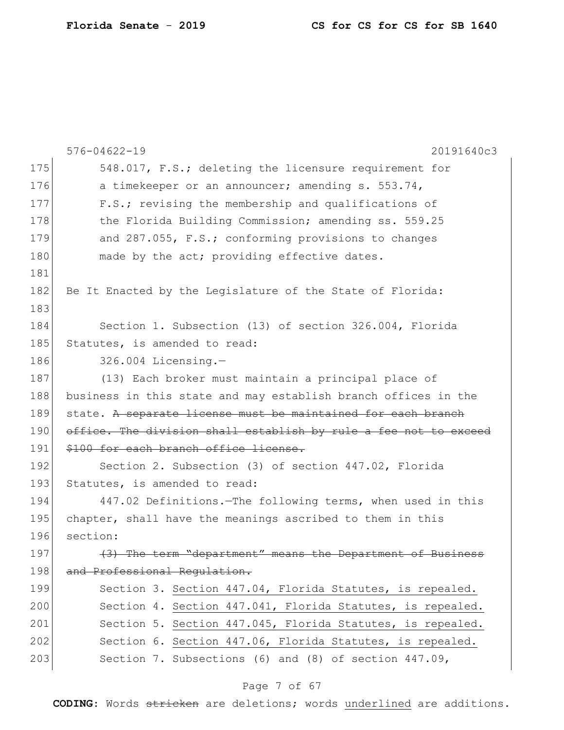548.017, F.S.; deleting the licensure requirement for a timekeeper or an announcer; amending s. 553.74, F.S.; revising the membership and qualifications of the Florida Building Commission; amending ss. 559.25 and 287.055, F.S.; conforming provisions to changes made by the act; providing effective dates.

Be It Enacted by the Legislature of the State of Florida:

Section 1. Subsection (13) of section 326.004, Florida Statutes, is amended to read:

326.004 Licensing.—

(13) Each broker must maintain a principal place of business in this state and may establish branch offices in the state. ~~A separate license must be maintained for each branch office. The division shall establish by rule a fee not to exceed $100 for each branch office license.~~

Section 2. Subsection (3) of section 447.02, Florida Statutes, is amended to read:

447.02 Definitions.—The following terms, when used in this chapter, shall have the meanings ascribed to them in this section:

~~(3) The term "department" means the Department of Business and Professional Regulation.~~

Section 3. <u>Section 447.04, Florida Statutes, is repealed.</u>

Section 4. <u>Section 447.041, Florida Statutes, is repealed.</u>

Section 5. <u>Section 447.045, Florida Statutes, is repealed.</u>

Section 6. <u>Section 447.06, Florida Statutes, is repealed.</u>

Section 7. Subsections (6) and (8) of section 447.09,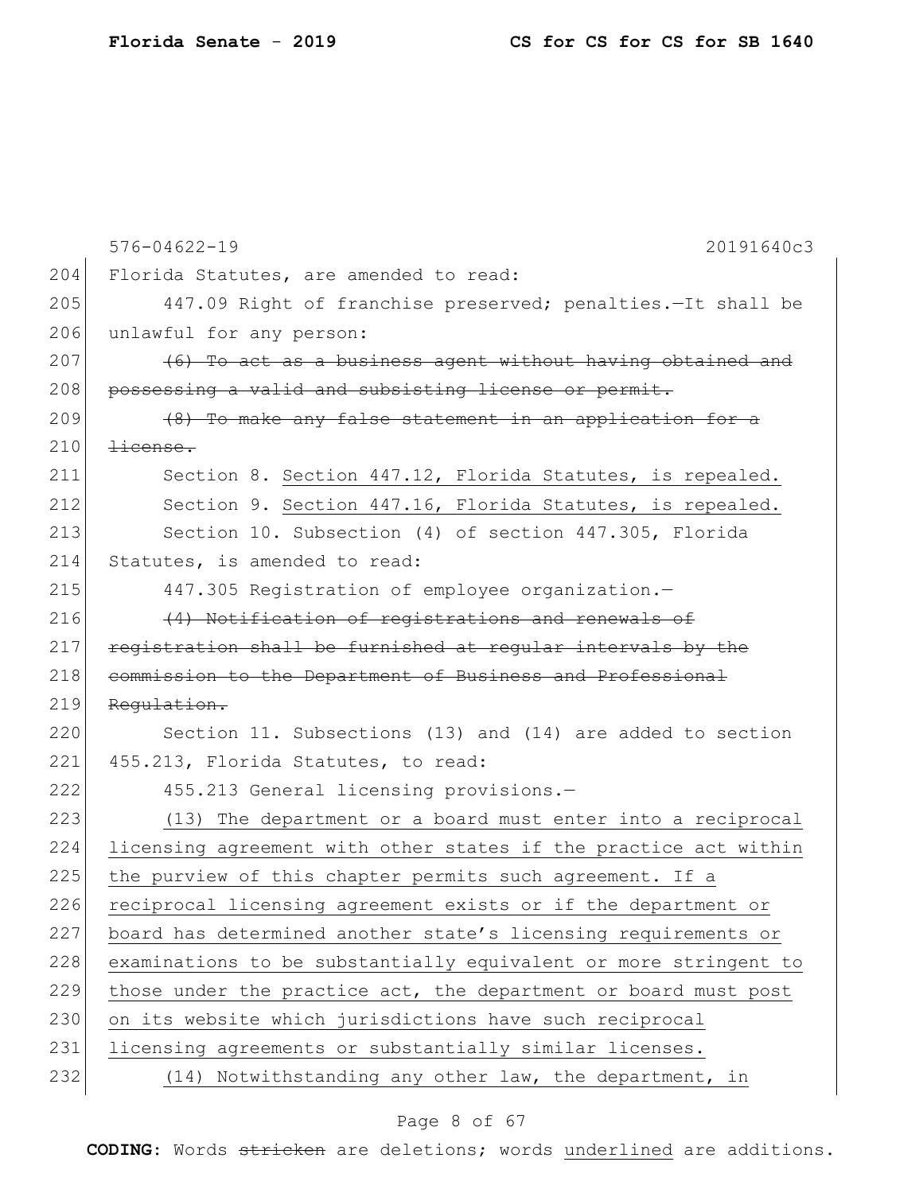Florida Statutes, are amended to read:

447.09 Right of franchise preserved; penalties.—It shall be unlawful for any person:

~~(6) To act as a business agent without having obtained and possessing a valid and subsisting license or permit.~~

~~(8) To make any false statement in an application for a license.~~

Section 8. <u>Section 447.12, Florida Statutes, is repealed.</u>

Section 9. <u>Section 447.16, Florida Statutes, is repealed.</u>

Section 10. Subsection (4) of section 447.305, Florida Statutes, is amended to read:

447.305 Registration of employee organization.—

~~(4) Notification of registrations and renewals of registration shall be furnished at regular intervals by the commission to the Department of Business and Professional Regulation.~~

Section 11. Subsections (13) and (14) are added to section 455.213, Florida Statutes, to read:

455.213 General licensing provisions.—

<u>(13) The department or a board must enter into a reciprocal licensing agreement with other states if the practice act within the purview of this chapter permits such agreement. If a reciprocal licensing agreement exists or if the department or board has determined another state's licensing requirements or examinations to be substantially equivalent or more stringent to those under the practice act, the department or board must post on its website which jurisdictions have such reciprocal licensing agreements or substantially similar licenses.</u>

<u>(14) Notwithstanding any other law, the department, in</u>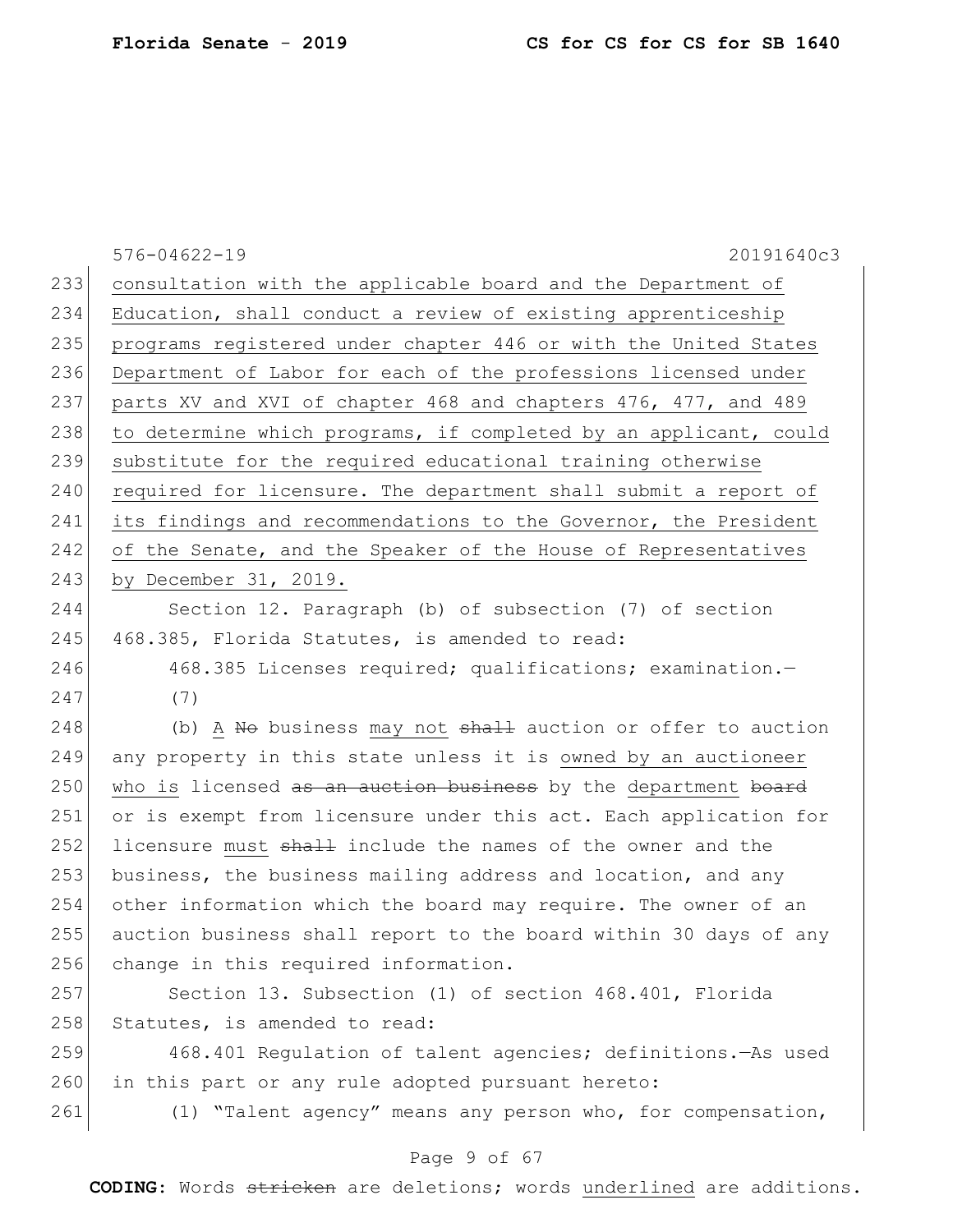consultation with the applicable board and the Department of Education, shall conduct a review of existing apprenticeship programs registered under chapter 446 or with the United States Department of Labor for each of the professions licensed under parts XV and XVI of chapter 468 and chapters 476, 477, and 489 to determine which programs, if completed by an applicant, could substitute for the required educational training otherwise required for licensure. The department shall submit a report of its findings and recommendations to the Governor, the President of the Senate, and the Speaker of the House of Representatives by December 31, 2019.

Section 12. Paragraph (b) of subsection (7) of section 468.385, Florida Statutes, is amended to read:

468.385 Licenses required; qualifications; examination.—

(7)

(b) A ~~No~~ business may not ~~shall~~ auction or offer to auction any property in this state unless it is owned by an auctioneer who is licensed ~~as an auction business~~ by the department ~~board~~ or is exempt from licensure under this act. Each application for licensure must ~~shall~~ include the names of the owner and the business, the business mailing address and location, and any other information which the board may require. The owner of an auction business shall report to the board within 30 days of any change in this required information.

Section 13. Subsection (1) of section 468.401, Florida Statutes, is amended to read:

468.401 Regulation of talent agencies; definitions.—As used in this part or any rule adopted pursuant hereto:

(1) "Talent agency" means any person who, for compensation,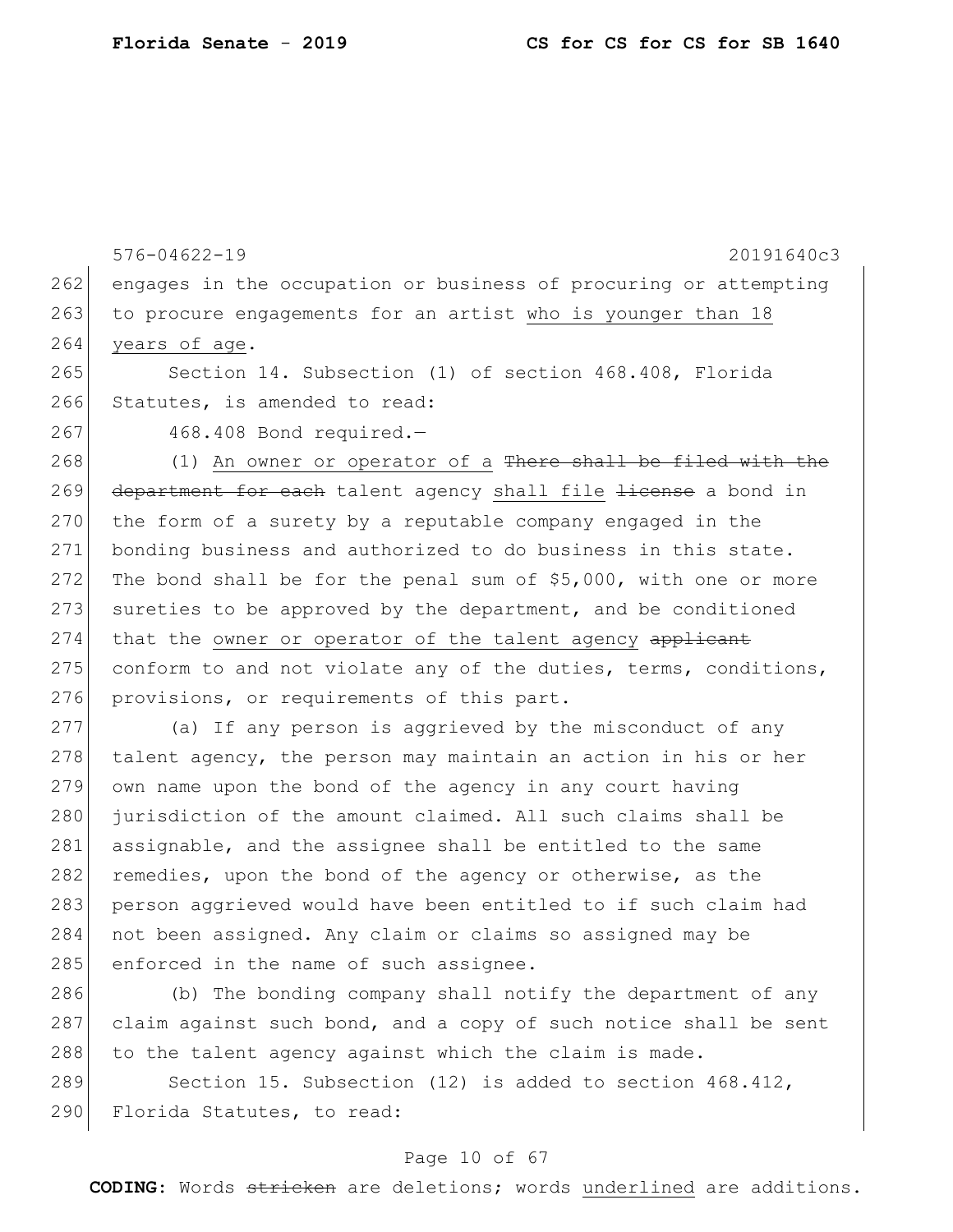engages in the occupation or business of procuring or attempting to procure engagements for an artist <u>who is younger than 18 years of age</u>.

Section 14. Subsection (1) of section 468.408, Florida Statutes, is amended to read:

468.408 Bond required.—

(1) <u>An owner or operator of a</u> ~~There shall be filed with the department for each~~ talent agency <u>shall file</u> ~~license~~ a bond in the form of a surety by a reputable company engaged in the bonding business and authorized to do business in this state. The bond shall be for the penal sum of $5,000, with one or more sureties to be approved by the department, and be conditioned that the <u>owner or operator of the talent agency</u> ~~applicant~~ conform to and not violate any of the duties, terms, conditions, provisions, or requirements of this part.

(a) If any person is aggrieved by the misconduct of any talent agency, the person may maintain an action in his or her own name upon the bond of the agency in any court having jurisdiction of the amount claimed. All such claims shall be assignable, and the assignee shall be entitled to the same remedies, upon the bond of the agency or otherwise, as the person aggrieved would have been entitled to if such claim had not been assigned. Any claim or claims so assigned may be enforced in the name of such assignee.

(b) The bonding company shall notify the department of any claim against such bond, and a copy of such notice shall be sent to the talent agency against which the claim is made.

Section 15. Subsection (12) is added to section 468.412, Florida Statutes, to read: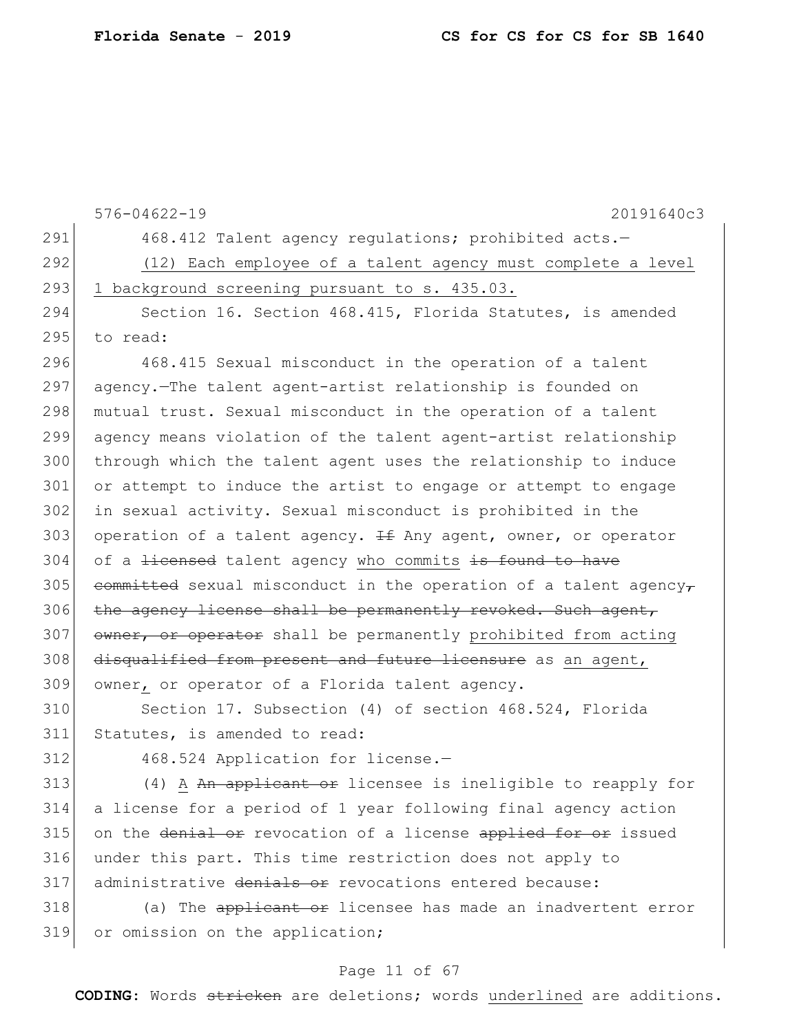468.412 Talent agency regulations; prohibited acts.—

(12) Each employee of a talent agency must complete a level 1 background screening pursuant to s. 435.03.

Section 16. Section 468.415, Florida Statutes, is amended to read:

468.415 Sexual misconduct in the operation of a talent agency.—The talent agent-artist relationship is founded on mutual trust. Sexual misconduct in the operation of a talent agency means violation of the talent agent-artist relationship through which the talent agent uses the relationship to induce or attempt to induce the artist to engage or attempt to engage in sexual activity. Sexual misconduct is prohibited in the operation of a talent agency. ~~If~~ Any agent, owner, or operator of a ~~licensed~~ talent agency who commits ~~is found to have committed~~ sexual misconduct in the operation of a talent agency~~, the agency license shall be permanently revoked. Such agent, owner, or operator~~ shall be permanently prohibited from acting ~~disqualified from present and future licensure~~ as an agent, owner, or operator of a Florida talent agency.

Section 17. Subsection (4) of section 468.524, Florida Statutes, is amended to read:

468.524 Application for license.—

(4) A ~~An applicant or~~ licensee is ineligible to reapply for a license for a period of 1 year following final agency action on the ~~denial or~~ revocation of a license ~~applied for or~~ issued under this part. This time restriction does not apply to administrative ~~denials or~~ revocations entered because:

(a) The ~~applicant or~~ licensee has made an inadvertent error or omission on the application;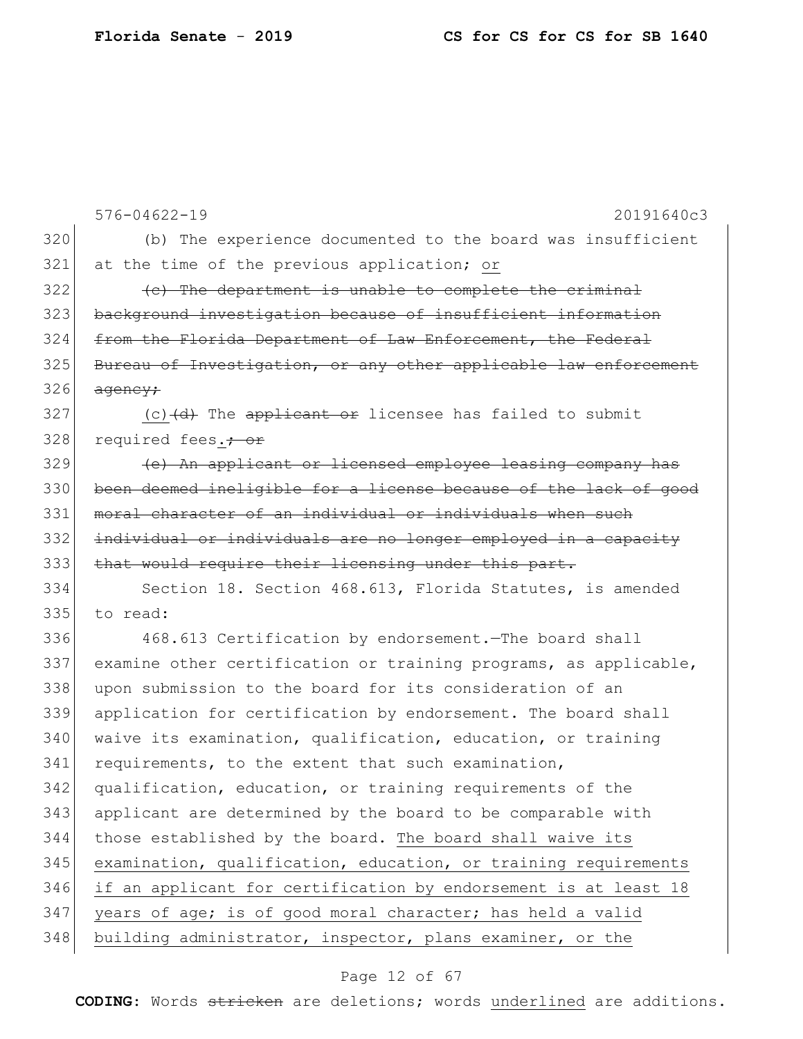(b) The experience documented to the board was insufficient at the time of the previous application; <u>or</u>

~~(c) The department is unable to complete the criminal background investigation because of insufficient information from the Florida Department of Law Enforcement, the Federal Bureau of Investigation, or any other applicable law enforcement agency;~~

<u>(c)</u>~~(d)~~ The ~~applicant or~~ licensee has failed to submit required fees<u>.</u>~~; or~~

~~(e) An applicant or licensed employee leasing company has been deemed ineligible for a license because of the lack of good moral character of an individual or individuals when such individual or individuals are no longer employed in a capacity that would require their licensing under this part.~~

Section 18. Section 468.613, Florida Statutes, is amended to read:

468.613 Certification by endorsement.—The board shall examine other certification or training programs, as applicable, upon submission to the board for its consideration of an application for certification by endorsement. The board shall waive its examination, qualification, education, or training requirements, to the extent that such examination, qualification, education, or training requirements of the applicant are determined by the board to be comparable with those established by the board. <u>The board shall waive its examination, qualification, education, or training requirements if an applicant for certification by endorsement is at least 18 years of age; is of good moral character; has held a valid building administrator, inspector, plans examiner, or the</u>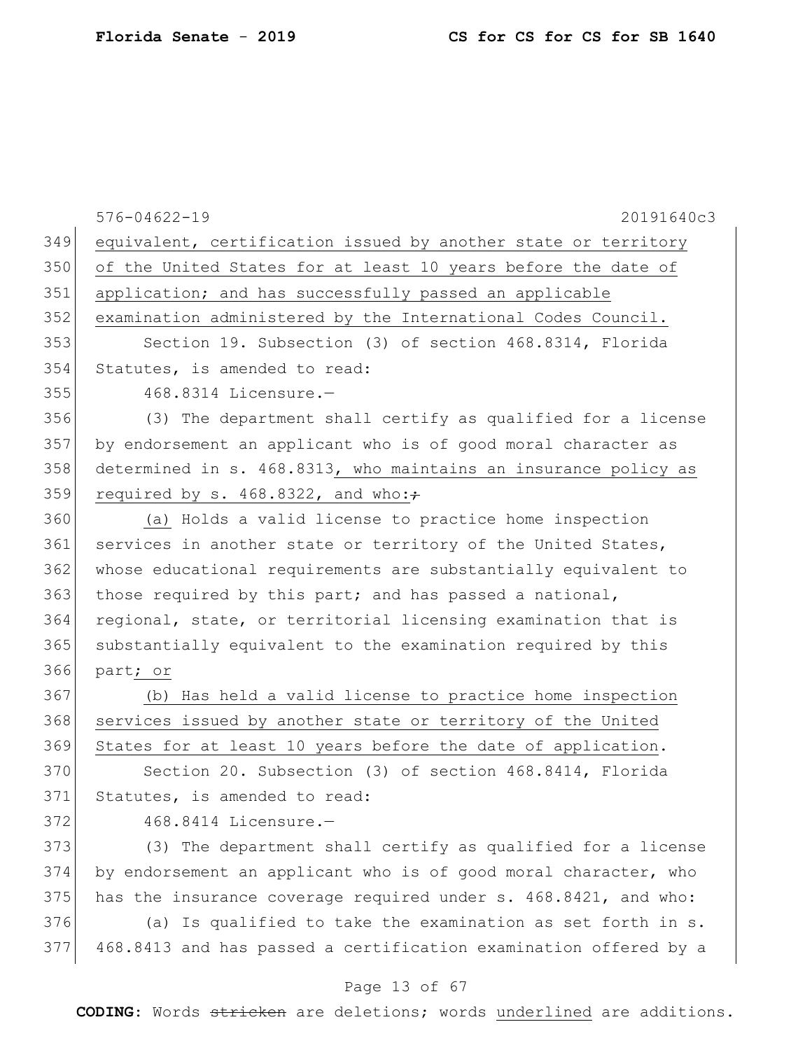equivalent, certification issued by another state or territory of the United States for at least 10 years before the date of application; and has successfully passed an applicable examination administered by the International Codes Council.

Section 19. Subsection (3) of section 468.8314, Florida Statutes, is amended to read:

468.8314 Licensure.—

(3) The department shall certify as qualified for a license by endorsement an applicant who is of good moral character as determined in s. 468.8313, who maintains an insurance policy as required by s. 468.8322, and who: ~~;~~

(a) Holds a valid license to practice home inspection services in another state or territory of the United States, whose educational requirements are substantially equivalent to those required by this part; and has passed a national, regional, state, or territorial licensing examination that is substantially equivalent to the examination required by this part; or

(b) Has held a valid license to practice home inspection services issued by another state or territory of the United States for at least 10 years before the date of application.

Section 20. Subsection (3) of section 468.8414, Florida Statutes, is amended to read:

468.8414 Licensure.—

(3) The department shall certify as qualified for a license by endorsement an applicant who is of good moral character, who has the insurance coverage required under s. 468.8421, and who:

(a) Is qualified to take the examination as set forth in s. 468.8413 and has passed a certification examination offered by a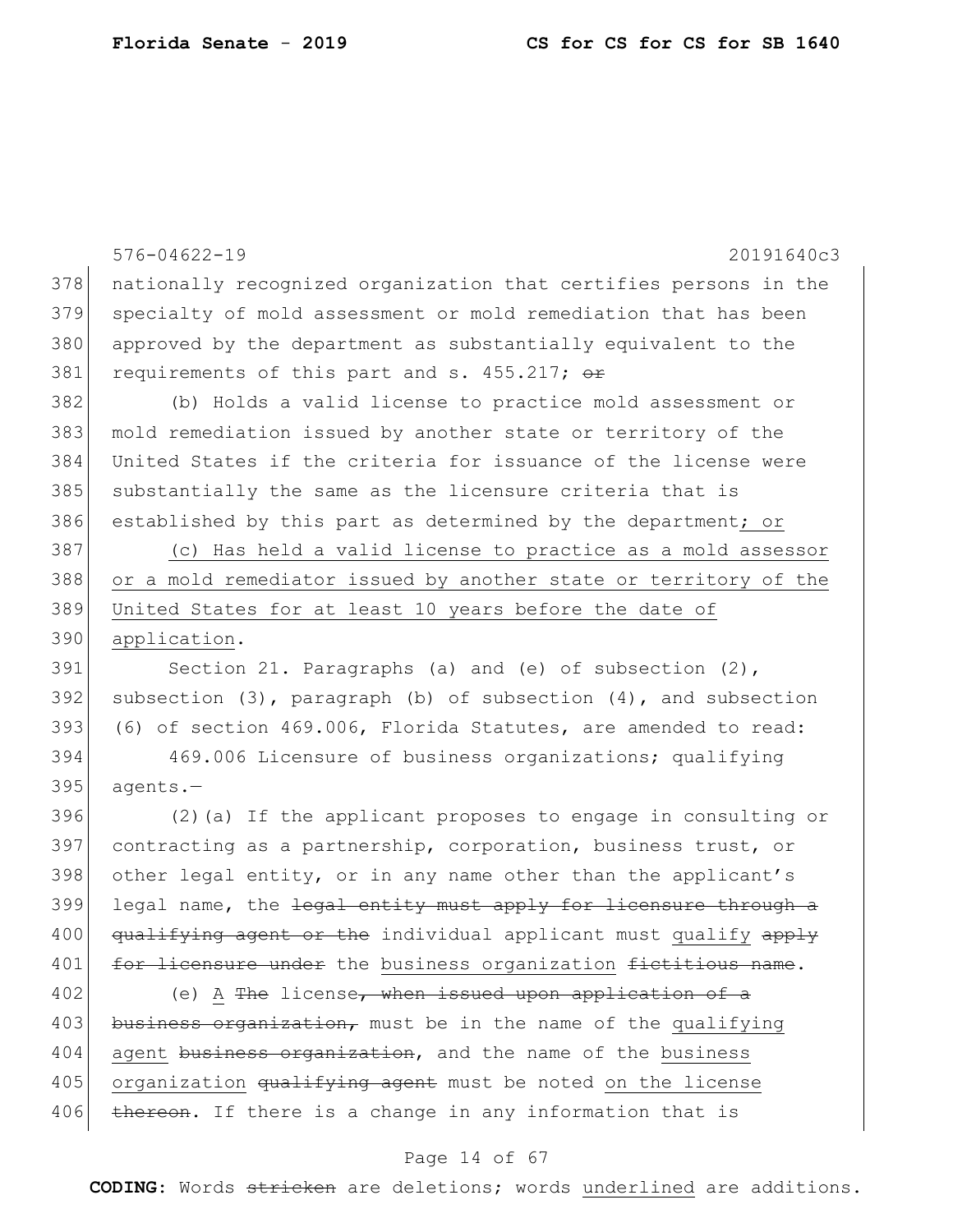nationally recognized organization that certifies persons in the specialty of mold assessment or mold remediation that has been approved by the department as substantially equivalent to the requirements of this part and s. 455.217; ~~or~~

(b) Holds a valid license to practice mold assessment or mold remediation issued by another state or territory of the United States if the criteria for issuance of the license were substantially the same as the licensure criteria that is established by this part as determined by the department<u>; or</u>

<u>(c) Has held a valid license to practice as a mold assessor or a mold remediator issued by another state or territory of the United States for at least 10 years before the date of application</u>.

Section 21. Paragraphs (a) and (e) of subsection (2), subsection (3), paragraph (b) of subsection (4), and subsection (6) of section 469.006, Florida Statutes, are amended to read:

469.006 Licensure of business organizations; qualifying agents.—

(2)(a) If the applicant proposes to engage in consulting or contracting as a partnership, corporation, business trust, or other legal entity, or in any name other than the applicant's legal name, the ~~legal entity must apply for licensure through a qualifying agent or the~~ individual applicant must <u>qualify</u> ~~apply for licensure under~~ the <u>business organization</u> ~~fictitious name~~.

(e) <u>A</u> ~~The~~ license~~, when issued upon application of a business organization,~~ must be in the name of the <u>qualifying agent</u> ~~business organization~~, and the name of the <u>business organization</u> ~~qualifying agent~~ must be noted <u>on the license</u> ~~thereon~~. If there is a change in any information that is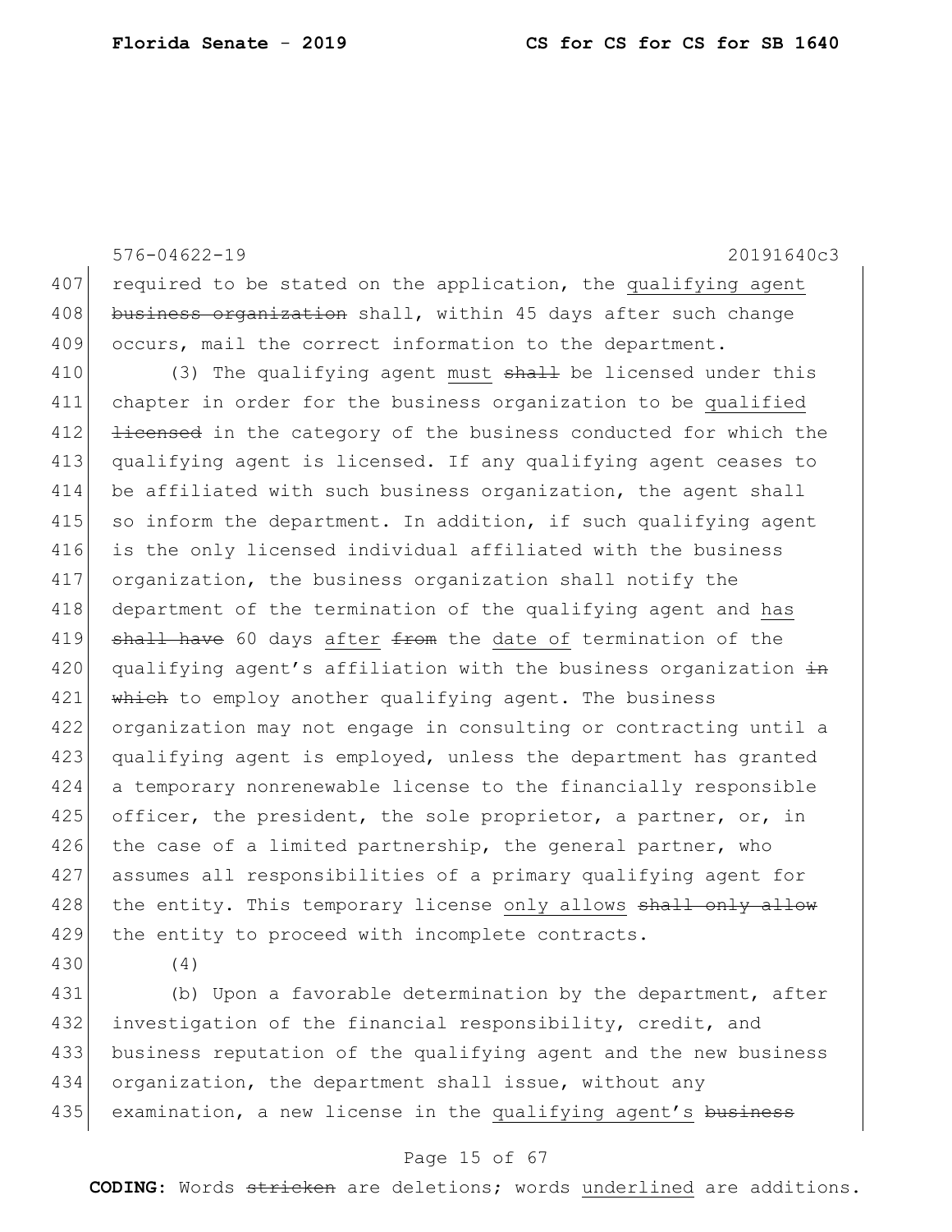required to be stated on the application, the <u>qualifying agent</u> ~~business organization~~ shall, within 45 days after such change occurs, mail the correct information to the department.

(3) The qualifying agent <u>must</u> ~~shall~~ be licensed under this chapter in order for the business organization to be <u>qualified</u> ~~licensed~~ in the category of the business conducted for which the qualifying agent is licensed. If any qualifying agent ceases to be affiliated with such business organization, the agent shall so inform the department. In addition, if such qualifying agent is the only licensed individual affiliated with the business organization, the business organization shall notify the department of the termination of the qualifying agent and <u>has</u> ~~shall have~~ 60 days <u>after</u> ~~from~~ the <u>date of</u> termination of the qualifying agent's affiliation with the business organization ~~in which~~ to employ another qualifying agent. The business organization may not engage in consulting or contracting until a qualifying agent is employed, unless the department has granted a temporary nonrenewable license to the financially responsible officer, the president, the sole proprietor, a partner, or, in the case of a limited partnership, the general partner, who assumes all responsibilities of a primary qualifying agent for the entity. This temporary license <u>only allows</u> ~~shall only allow~~ the entity to proceed with incomplete contracts.

(4)

(b) Upon a favorable determination by the department, after investigation of the financial responsibility, credit, and business reputation of the qualifying agent and the new business organization, the department shall issue, without any examination, a new license in the <u>qualifying agent's</u> ~~business~~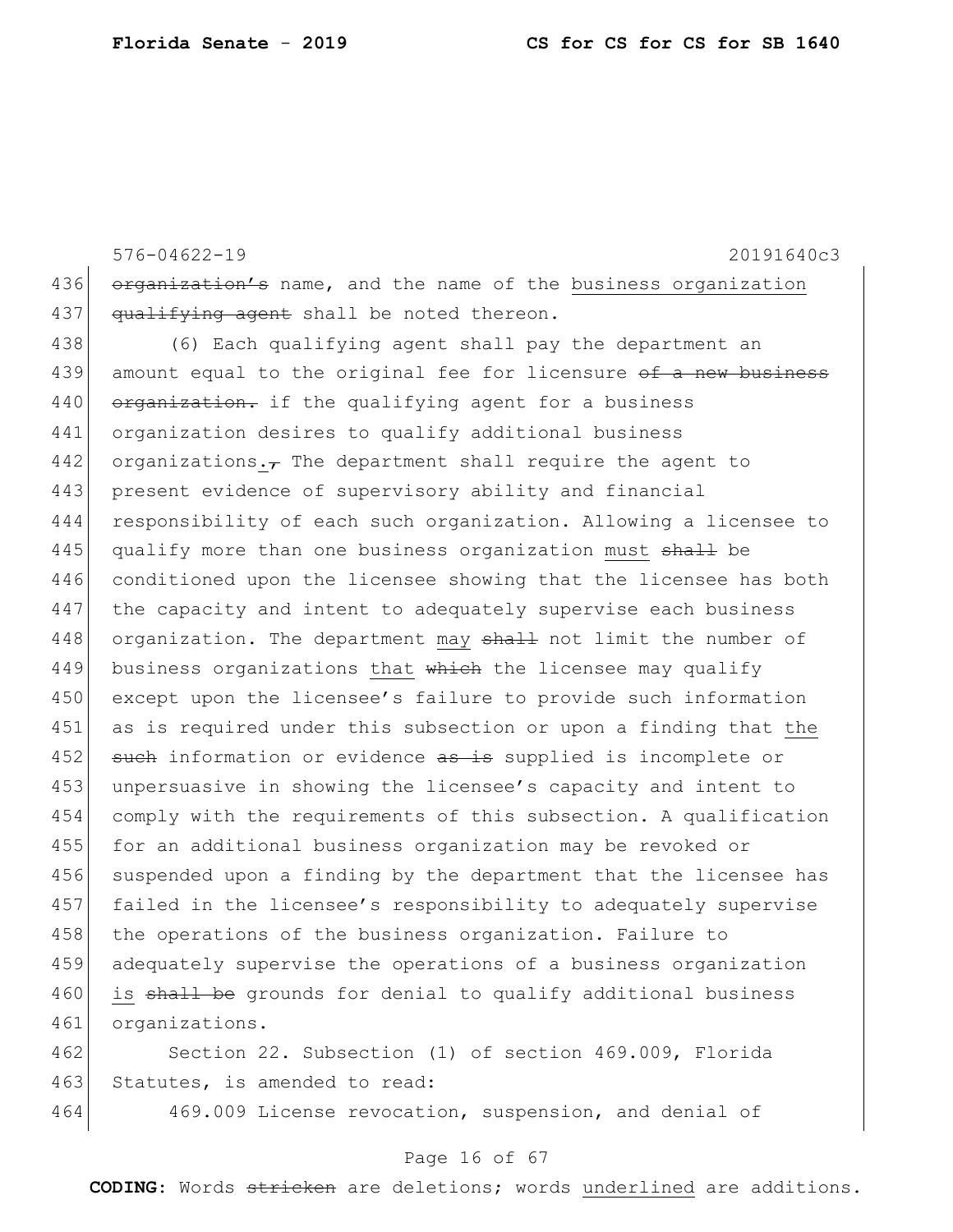organization's name, and the name of the business organization qualifying agent shall be noted thereon.

(6) Each qualifying agent shall pay the department an amount equal to the original fee for licensure of a new business organization. if the qualifying agent for a business organization desires to qualify additional business organizations., The department shall require the agent to present evidence of supervisory ability and financial responsibility of each such organization. Allowing a licensee to qualify more than one business organization must shall be conditioned upon the licensee showing that the licensee has both the capacity and intent to adequately supervise each business organization. The department may shall not limit the number of business organizations that which the licensee may qualify except upon the licensee's failure to provide such information as is required under this subsection or upon a finding that the such information or evidence as is supplied is incomplete or unpersuasive in showing the licensee's capacity and intent to comply with the requirements of this subsection. A qualification for an additional business organization may be revoked or suspended upon a finding by the department that the licensee has failed in the licensee's responsibility to adequately supervise the operations of the business organization. Failure to adequately supervise the operations of a business organization is shall be grounds for denial to qualify additional business organizations.

Section 22. Subsection (1) of section 469.009, Florida Statutes, is amended to read:

469.009 License revocation, suspension, and denial of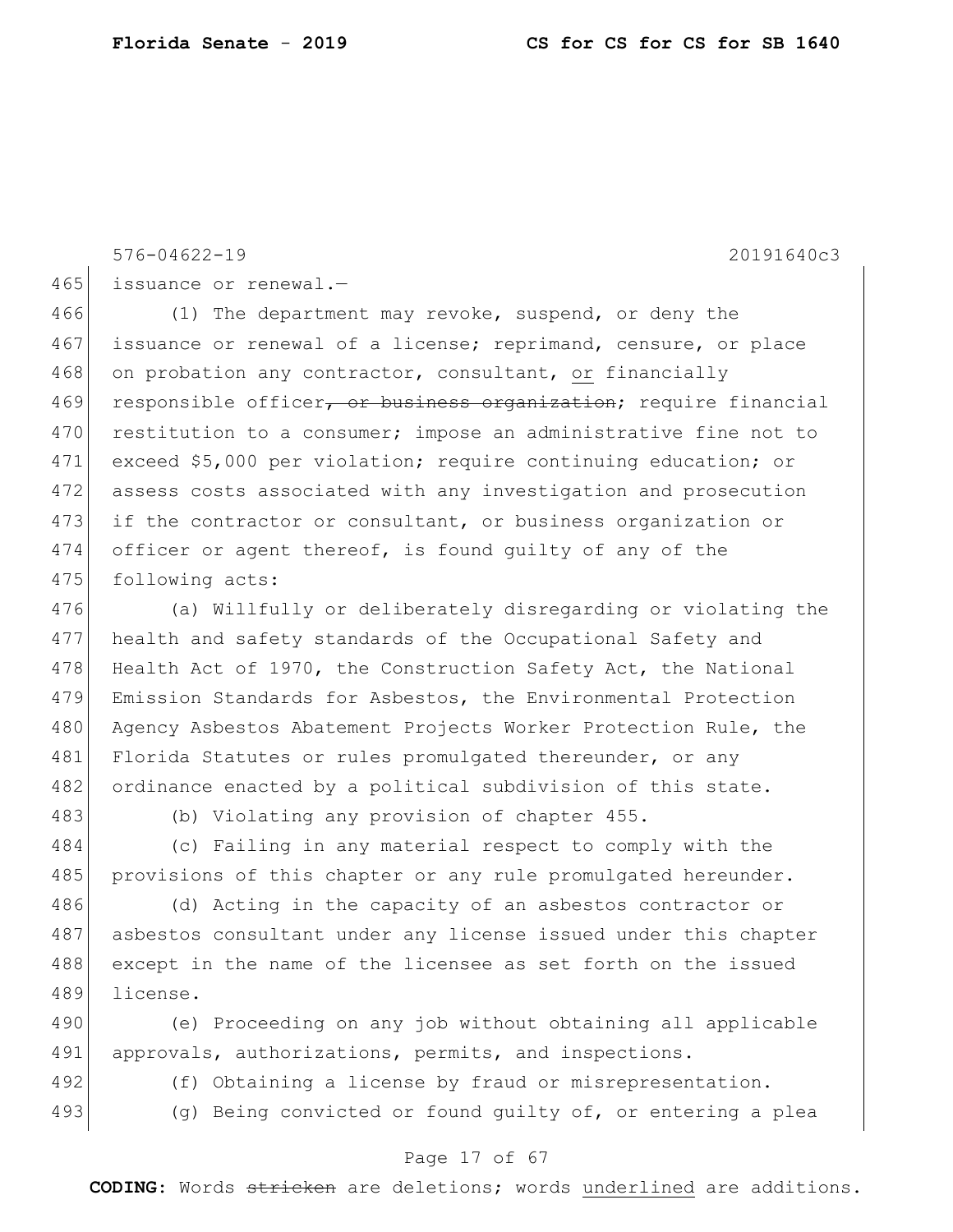576-04622-19 20191640c3

465 issuance or renewal.—

466 (1) The department may revoke, suspend, or deny the
467 issuance or renewal of a license; reprimand, censure, or place
468 on probation any contractor, consultant, <u>or</u> financially
469 responsible officer~~, or business organization~~; require financial
470 restitution to a consumer; impose an administrative fine not to
471 exceed $5,000 per violation; require continuing education; or
472 assess costs associated with any investigation and prosecution
473 if the contractor or consultant, or business organization or
474 officer or agent thereof, is found guilty of any of the
475 following acts:

476 (a) Willfully or deliberately disregarding or violating the
477 health and safety standards of the Occupational Safety and
478 Health Act of 1970, the Construction Safety Act, the National
479 Emission Standards for Asbestos, the Environmental Protection
480 Agency Asbestos Abatement Projects Worker Protection Rule, the
481 Florida Statutes or rules promulgated thereunder, or any
482 ordinance enacted by a political subdivision of this state.

483 (b) Violating any provision of chapter 455.

484 (c) Failing in any material respect to comply with the
485 provisions of this chapter or any rule promulgated hereunder.

486 (d) Acting in the capacity of an asbestos contractor or
487 asbestos consultant under any license issued under this chapter
488 except in the name of the licensee as set forth on the issued
489 license.

490 (e) Proceeding on any job without obtaining all applicable
491 approvals, authorizations, permits, and inspections.

492 (f) Obtaining a license by fraud or misrepresentation.

493 (g) Being convicted or found guilty of, or entering a plea

**CODING:** Words ~~stricken~~ are deletions; words <u>underlined</u> are additions.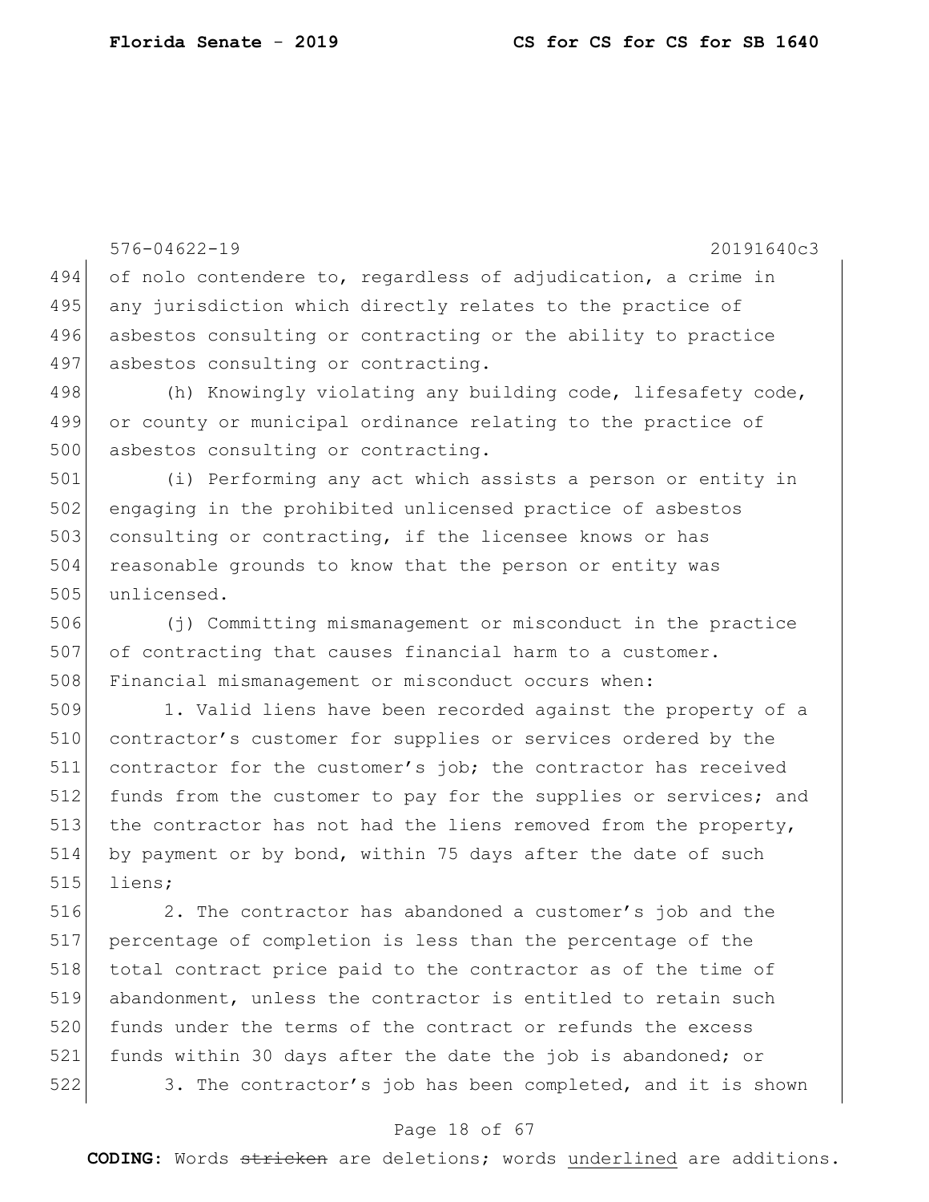of nolo contendere to, regardless of adjudication, a crime in any jurisdiction which directly relates to the practice of asbestos consulting or contracting or the ability to practice asbestos consulting or contracting.

(h) Knowingly violating any building code, lifesafety code, or county or municipal ordinance relating to the practice of asbestos consulting or contracting.

(i) Performing any act which assists a person or entity in engaging in the prohibited unlicensed practice of asbestos consulting or contracting, if the licensee knows or has reasonable grounds to know that the person or entity was unlicensed.

(j) Committing mismanagement or misconduct in the practice of contracting that causes financial harm to a customer. Financial mismanagement or misconduct occurs when:

1. Valid liens have been recorded against the property of a contractor's customer for supplies or services ordered by the contractor for the customer's job; the contractor has received funds from the customer to pay for the supplies or services; and the contractor has not had the liens removed from the property, by payment or by bond, within 75 days after the date of such liens;

2. The contractor has abandoned a customer's job and the percentage of completion is less than the percentage of the total contract price paid to the contractor as of the time of abandonment, unless the contractor is entitled to retain such funds under the terms of the contract or refunds the excess funds within 30 days after the date the job is abandoned; or

3. The contractor's job has been completed, and it is shown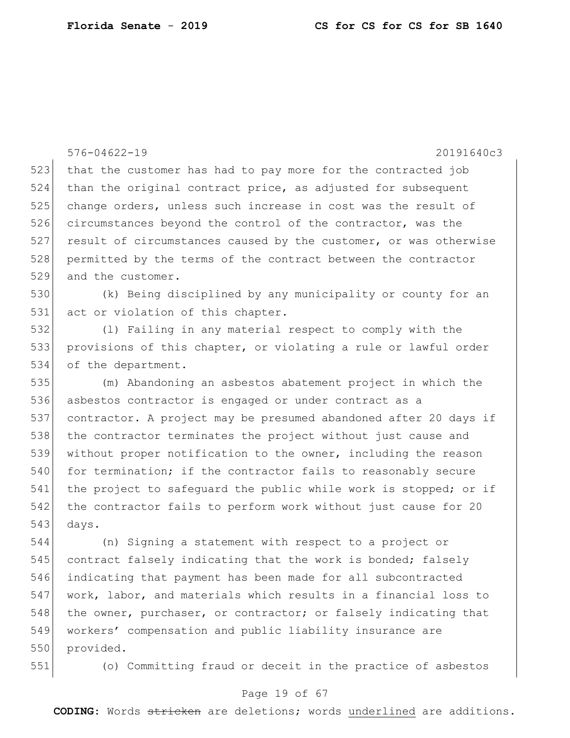that the customer has had to pay more for the contracted job than the original contract price, as adjusted for subsequent change orders, unless such increase in cost was the result of circumstances beyond the control of the contractor, was the result of circumstances caused by the customer, or was otherwise permitted by the terms of the contract between the contractor and the customer.

(k) Being disciplined by any municipality or county for an act or violation of this chapter.

(l) Failing in any material respect to comply with the provisions of this chapter, or violating a rule or lawful order of the department.

(m) Abandoning an asbestos abatement project in which the asbestos contractor is engaged or under contract as a contractor. A project may be presumed abandoned after 20 days if the contractor terminates the project without just cause and without proper notification to the owner, including the reason for termination; if the contractor fails to reasonably secure the project to safeguard the public while work is stopped; or if the contractor fails to perform work without just cause for 20 days.

(n) Signing a statement with respect to a project or contract falsely indicating that the work is bonded; falsely indicating that payment has been made for all subcontracted work, labor, and materials which results in a financial loss to the owner, purchaser, or contractor; or falsely indicating that workers' compensation and public liability insurance are provided.

(o) Committing fraud or deceit in the practice of asbestos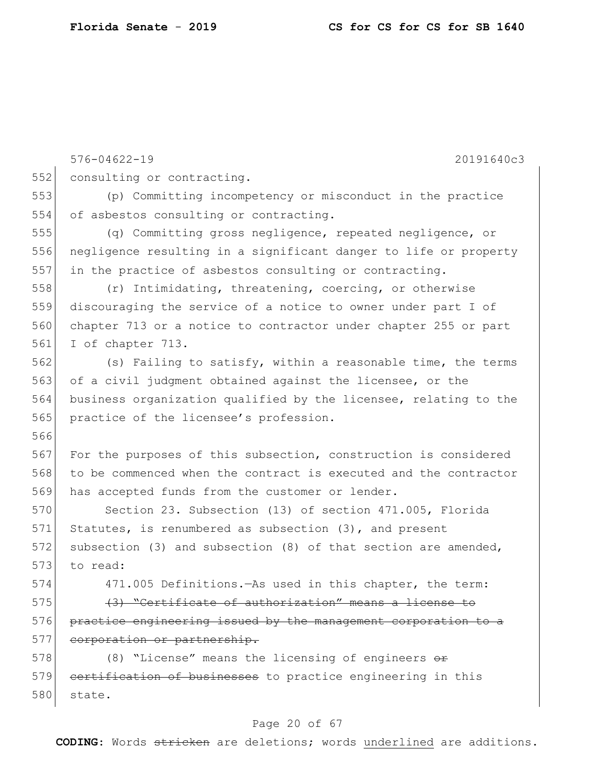consulting or contracting.

(p) Committing incompetency or misconduct in the practice of asbestos consulting or contracting.

(q) Committing gross negligence, repeated negligence, or negligence resulting in a significant danger to life or property in the practice of asbestos consulting or contracting.

(r) Intimidating, threatening, coercing, or otherwise discouraging the service of a notice to owner under part I of chapter 713 or a notice to contractor under chapter 255 or part I of chapter 713.

(s) Failing to satisfy, within a reasonable time, the terms of a civil judgment obtained against the licensee, or the business organization qualified by the licensee, relating to the practice of the licensee's profession.

For the purposes of this subsection, construction is considered to be commenced when the contract is executed and the contractor has accepted funds from the customer or lender.

Section 23. Subsection (13) of section 471.005, Florida Statutes, is renumbered as subsection (3), and present subsection (3) and subsection (8) of that section are amended, to read:

471.005 Definitions.—As used in this chapter, the term:

~~(3) "Certificate of authorization" means a license to practice engineering issued by the management corporation to a corporation or partnership.~~

(8) "License" means the licensing of engineers ~~or certification of businesses~~ to practice engineering in this state.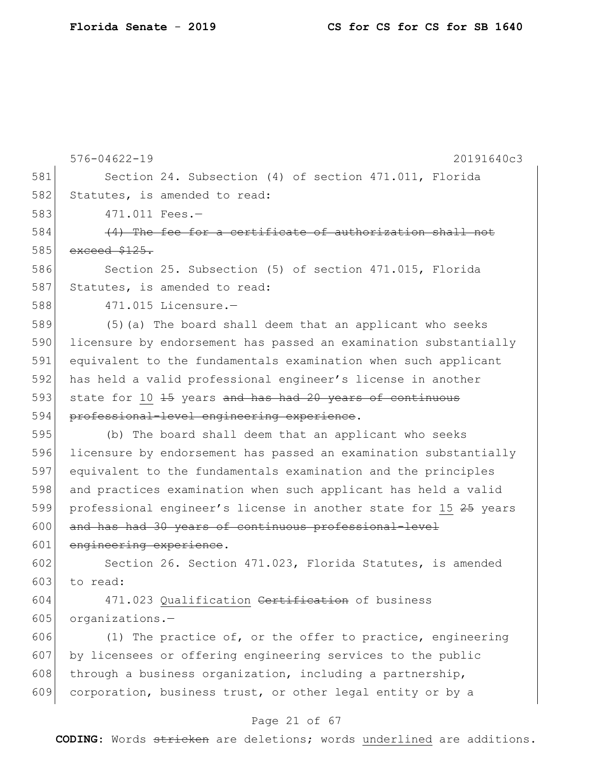576-04622-19 20191640c3

581 Section 24. Subsection (4) of section 471.011, Florida
582 Statutes, is amended to read:

583 471.011 Fees.—

584 ~~(4) The fee for a certificate of authorization shall not~~
585 ~~exceed $125.~~

586 Section 25. Subsection (5) of section 471.015, Florida
587 Statutes, is amended to read:

588 471.015 Licensure.—

589 (5)(a) The board shall deem that an applicant who seeks
590 licensure by endorsement has passed an examination substantially
591 equivalent to the fundamentals examination when such applicant
592 has held a valid professional engineer's license in another
593 state for <u>10</u> ~~15~~ years ~~and has had 20 years of continuous~~
594 ~~professional-level engineering experience~~.

595 (b) The board shall deem that an applicant who seeks
596 licensure by endorsement has passed an examination substantially
597 equivalent to the fundamentals examination and the principles
598 and practices examination when such applicant has held a valid
599 professional engineer's license in another state for <u>15</u> ~~25~~ years
600 ~~and has had 30 years of continuous professional-level~~
601 ~~engineering experience~~.

602 Section 26. Section 471.023, Florida Statutes, is amended
603 to read:

604 471.023 <u>Qualification</u> ~~Certification~~ of business
605 organizations.—

606 (1) The practice of, or the offer to practice, engineering
607 by licensees or offering engineering services to the public
608 through a business organization, including a partnership,
609 corporation, business trust, or other legal entity or by a

**CODING:** Words ~~stricken~~ are deletions; words <u>underlined</u> are additions.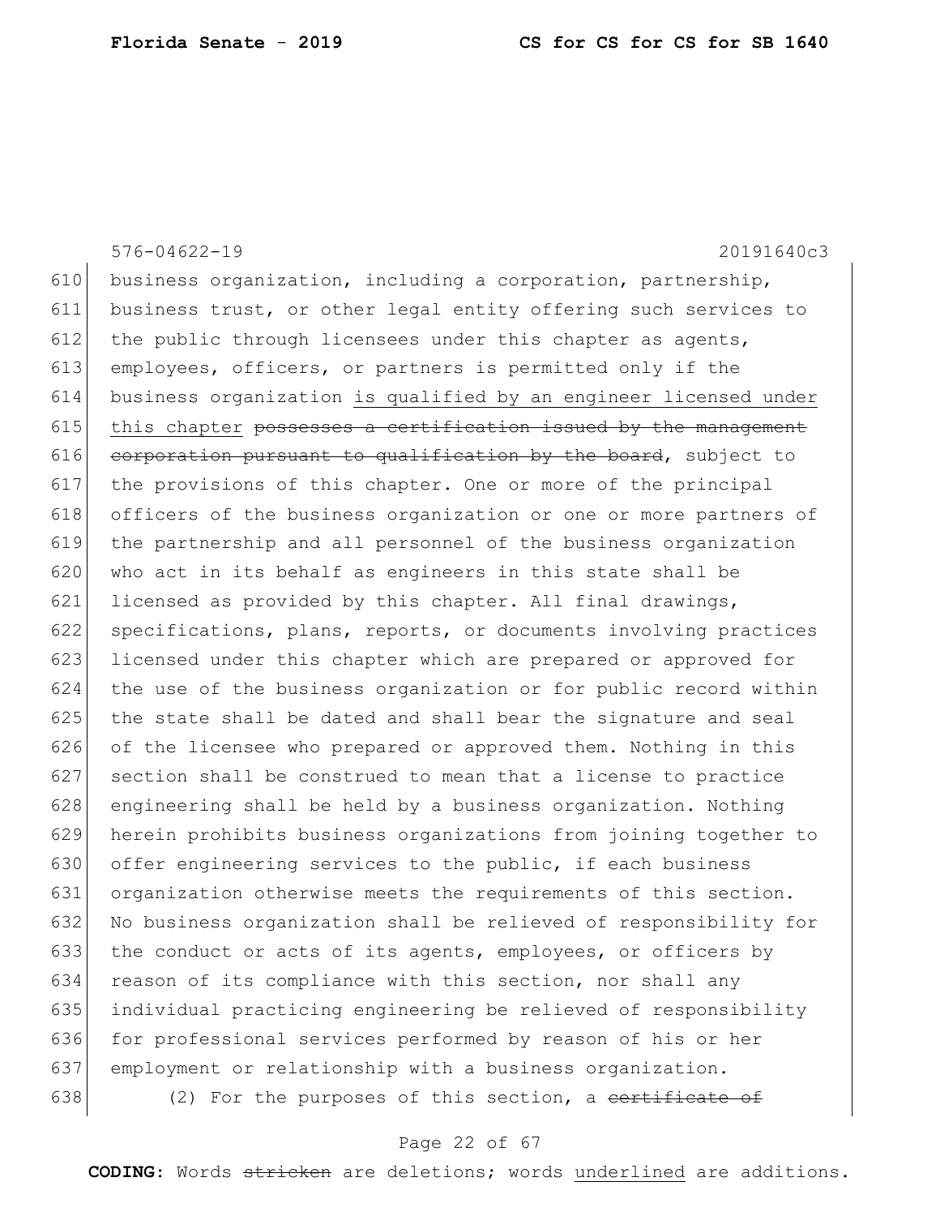business organization, including a corporation, partnership, business trust, or other legal entity offering such services to the public through licensees under this chapter as agents, employees, officers, or partners is permitted only if the business organization is qualified by an engineer licensed under this chapter ~~possesses a certification issued by the management corporation pursuant to qualification by the board~~, subject to the provisions of this chapter. One or more of the principal officers of the business organization or one or more partners of the partnership and all personnel of the business organization who act in its behalf as engineers in this state shall be licensed as provided by this chapter. All final drawings, specifications, plans, reports, or documents involving practices licensed under this chapter which are prepared or approved for the use of the business organization or for public record within the state shall be dated and shall bear the signature and seal of the licensee who prepared or approved them. Nothing in this section shall be construed to mean that a license to practice engineering shall be held by a business organization. Nothing herein prohibits business organizations from joining together to offer engineering services to the public, if each business organization otherwise meets the requirements of this section. No business organization shall be relieved of responsibility for the conduct or acts of its agents, employees, or officers by reason of its compliance with this section, nor shall any individual practicing engineering be relieved of responsibility for professional services performed by reason of his or her employment or relationship with a business organization.

(2) For the purposes of this section, a ~~certificate of~~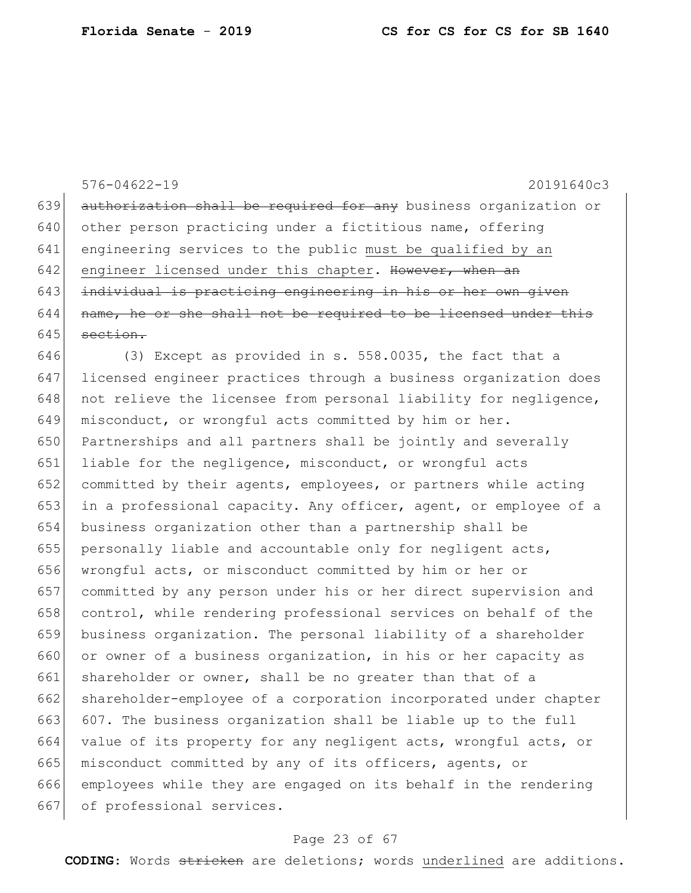~~authorization shall be required for any~~ business organization or other person practicing under a fictitious name, offering engineering services to the public <u>must be qualified by an engineer licensed under this chapter</u>. ~~However, when an individual is practicing engineering in his or her own given name, he or she shall not be required to be licensed under this section.~~

(3) Except as provided in s. 558.0035, the fact that a licensed engineer practices through a business organization does not relieve the licensee from personal liability for negligence, misconduct, or wrongful acts committed by him or her. Partnerships and all partners shall be jointly and severally liable for the negligence, misconduct, or wrongful acts committed by their agents, employees, or partners while acting in a professional capacity. Any officer, agent, or employee of a business organization other than a partnership shall be personally liable and accountable only for negligent acts, wrongful acts, or misconduct committed by him or her or committed by any person under his or her direct supervision and control, while rendering professional services on behalf of the business organization. The personal liability of a shareholder or owner of a business organization, in his or her capacity as shareholder or owner, shall be no greater than that of a shareholder-employee of a corporation incorporated under chapter 607. The business organization shall be liable up to the full value of its property for any negligent acts, wrongful acts, or misconduct committed by any of its officers, agents, or employees while they are engaged on its behalf in the rendering of professional services.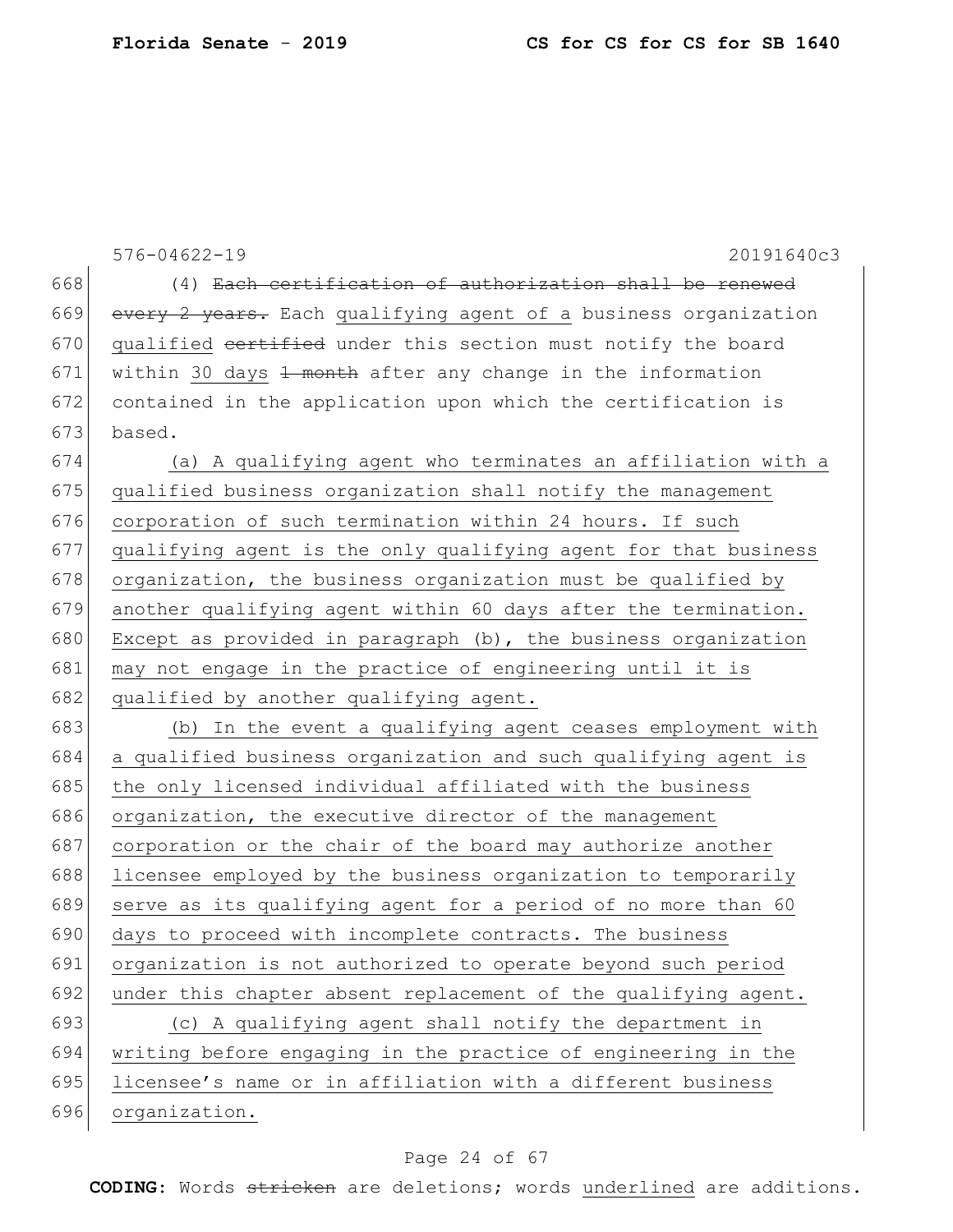(4) ~~Each certification of authorization shall be renewed every 2 years.~~ Each qualifying agent of a business organization qualified ~~certified~~ under this section must notify the board within 30 days ~~1 month~~ after any change in the information contained in the application upon which the certification is based.

(a) A qualifying agent who terminates an affiliation with a qualified business organization shall notify the management corporation of such termination within 24 hours. If such qualifying agent is the only qualifying agent for that business organization, the business organization must be qualified by another qualifying agent within 60 days after the termination. Except as provided in paragraph (b), the business organization may not engage in the practice of engineering until it is qualified by another qualifying agent.

(b) In the event a qualifying agent ceases employment with a qualified business organization and such qualifying agent is the only licensed individual affiliated with the business organization, the executive director of the management corporation or the chair of the board may authorize another licensee employed by the business organization to temporarily serve as its qualifying agent for a period of no more than 60 days to proceed with incomplete contracts. The business organization is not authorized to operate beyond such period under this chapter absent replacement of the qualifying agent.

(c) A qualifying agent shall notify the department in writing before engaging in the practice of engineering in the licensee's name or in affiliation with a different business organization.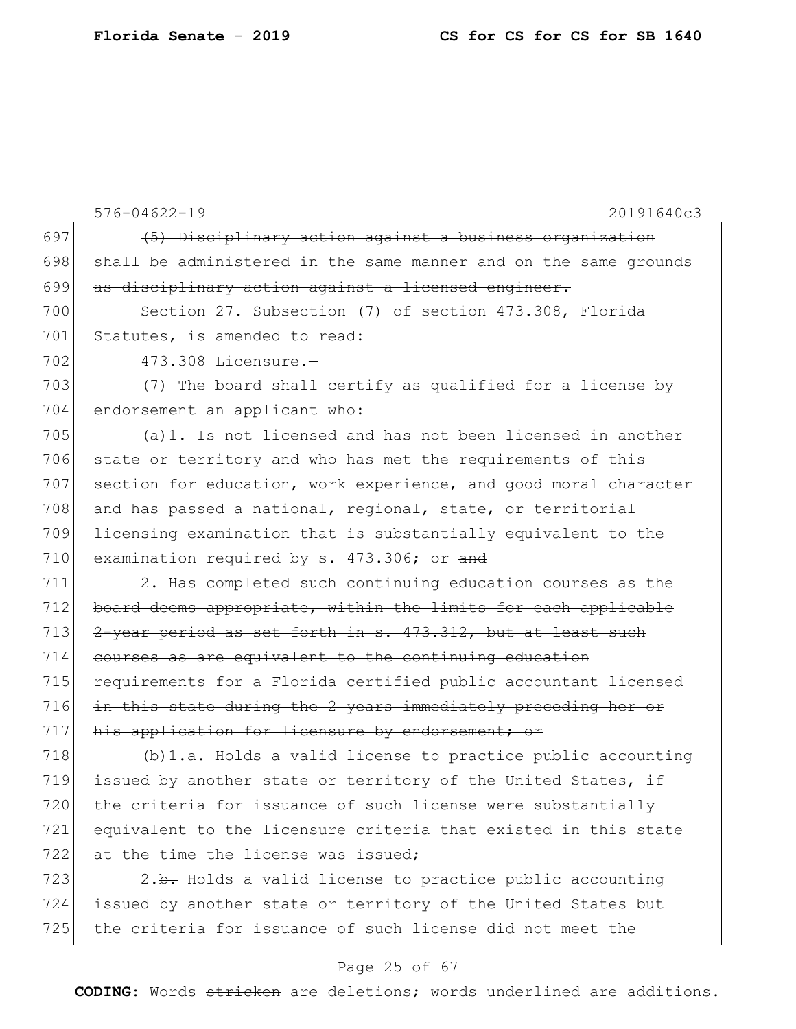~~(5) Disciplinary action against a business organization shall be administered in the same manner and on the same grounds as disciplinary action against a licensed engineer.~~

Section 27. Subsection (7) of section 473.308, Florida Statutes, is amended to read:

473.308 Licensure.—

(7) The board shall certify as qualified for a license by endorsement an applicant who:

(a)~~1.~~ Is not licensed and has not been licensed in another state or territory and who has met the requirements of this section for education, work experience, and good moral character and has passed a national, regional, state, or territorial licensing examination that is substantially equivalent to the examination required by s. 473.306; <u>or</u> ~~and~~

~~2. Has completed such continuing education courses as the board deems appropriate, within the limits for each applicable 2-year period as set forth in s. 473.312, but at least such courses as are equivalent to the continuing education requirements for a Florida certified public accountant licensed in this state during the 2 years immediately preceding her or his application for licensure by endorsement; or~~

(b)<u>1.</u>~~a.~~ Holds a valid license to practice public accounting issued by another state or territory of the United States, if the criteria for issuance of such license were substantially equivalent to the licensure criteria that existed in this state at the time the license was issued;

<u>2.</u>~~b.~~ Holds a valid license to practice public accounting issued by another state or territory of the United States but the criteria for issuance of such license did not meet the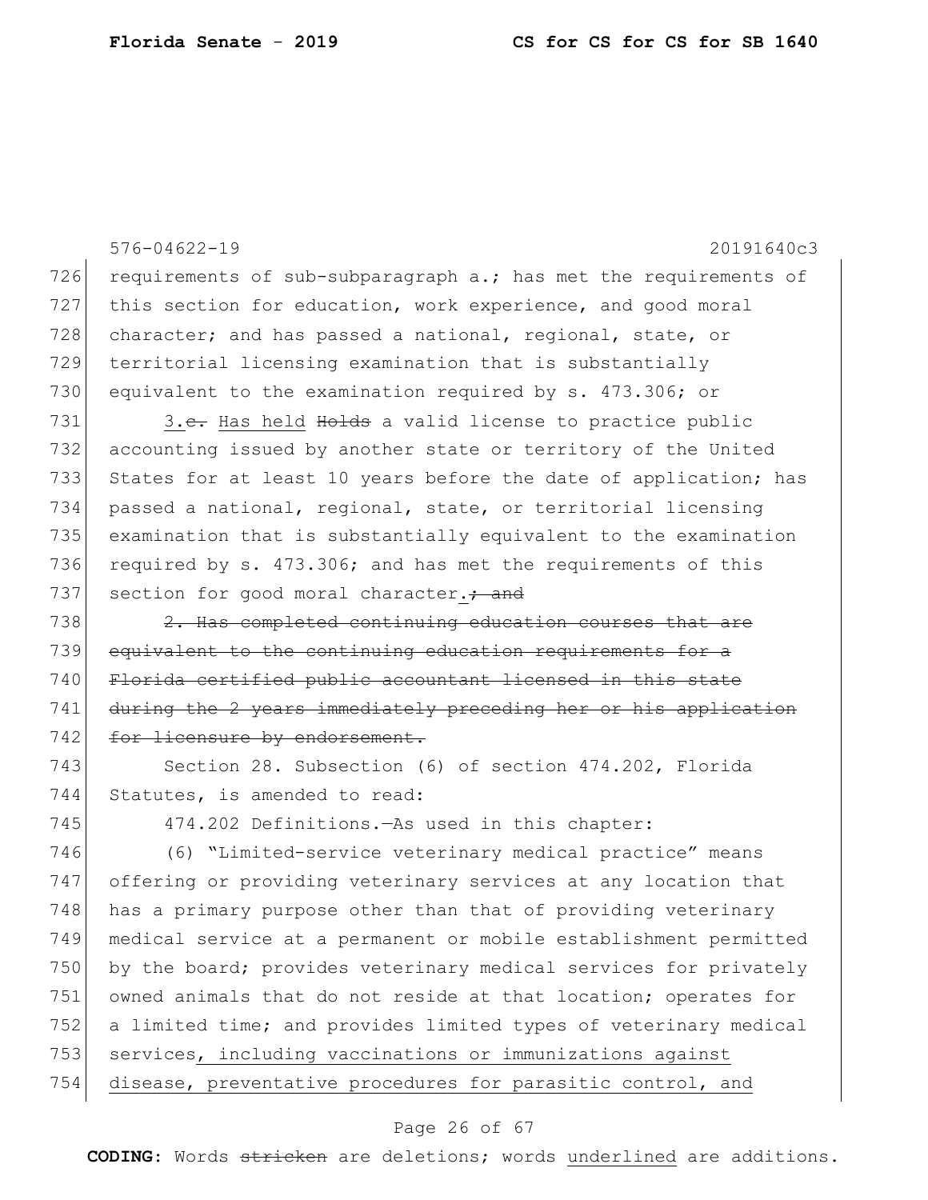requirements of sub-subparagraph a.; has met the requirements of this section for education, work experience, and good moral character; and has passed a national, regional, state, or territorial licensing examination that is substantially equivalent to the examination required by s. 473.306; or

3.~~c.~~ Has held ~~Holds~~ a valid license to practice public accounting issued by another state or territory of the United States for at least 10 years before the date of application; has passed a national, regional, state, or territorial licensing examination that is substantially equivalent to the examination required by s. 473.306; and has met the requirements of this section for good moral character.~~; and~~

~~2. Has completed continuing education courses that are equivalent to the continuing education requirements for a Florida certified public accountant licensed in this state during the 2 years immediately preceding her or his application for licensure by endorsement.~~

Section 28. Subsection (6) of section 474.202, Florida Statutes, is amended to read:

474.202 Definitions.—As used in this chapter:

(6) "Limited-service veterinary medical practice" means offering or providing veterinary services at any location that has a primary purpose other than that of providing veterinary medical service at a permanent or mobile establishment permitted by the board; provides veterinary medical services for privately owned animals that do not reside at that location; operates for a limited time; and provides limited types of veterinary medical services<u>, including vaccinations or immunizations against disease, preventative procedures for parasitic control, and</u>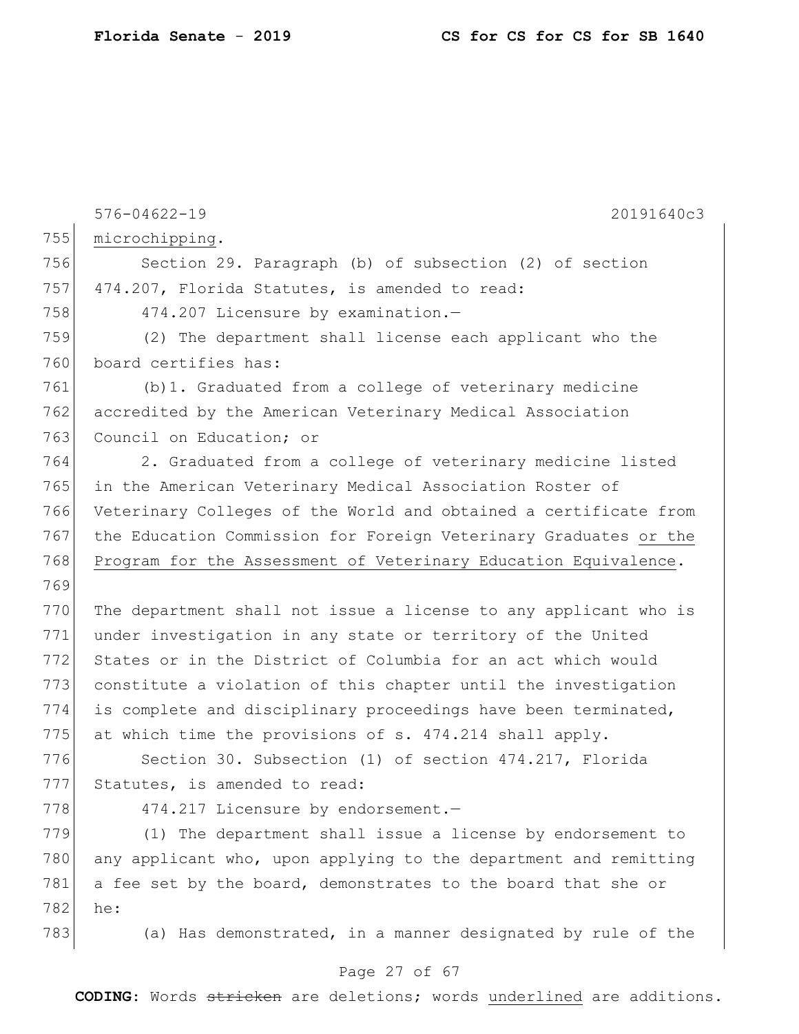microchipping.

Section 29. Paragraph (b) of subsection (2) of section 474.207, Florida Statutes, is amended to read:

474.207 Licensure by examination.—

(2) The department shall license each applicant who the board certifies has:

(b)1. Graduated from a college of veterinary medicine accredited by the American Veterinary Medical Association Council on Education; or

2. Graduated from a college of veterinary medicine listed in the American Veterinary Medical Association Roster of Veterinary Colleges of the World and obtained a certificate from the Education Commission for Foreign Veterinary Graduates <u>or the Program for the Assessment of Veterinary Education Equivalence</u>.

The department shall not issue a license to any applicant who is under investigation in any state or territory of the United States or in the District of Columbia for an act which would constitute a violation of this chapter until the investigation is complete and disciplinary proceedings have been terminated, at which time the provisions of s. 474.214 shall apply.

Section 30. Subsection (1) of section 474.217, Florida Statutes, is amended to read:

474.217 Licensure by endorsement.—

(1) The department shall issue a license by endorsement to any applicant who, upon applying to the department and remitting a fee set by the board, demonstrates to the board that she or he:

(a) Has demonstrated, in a manner designated by rule of the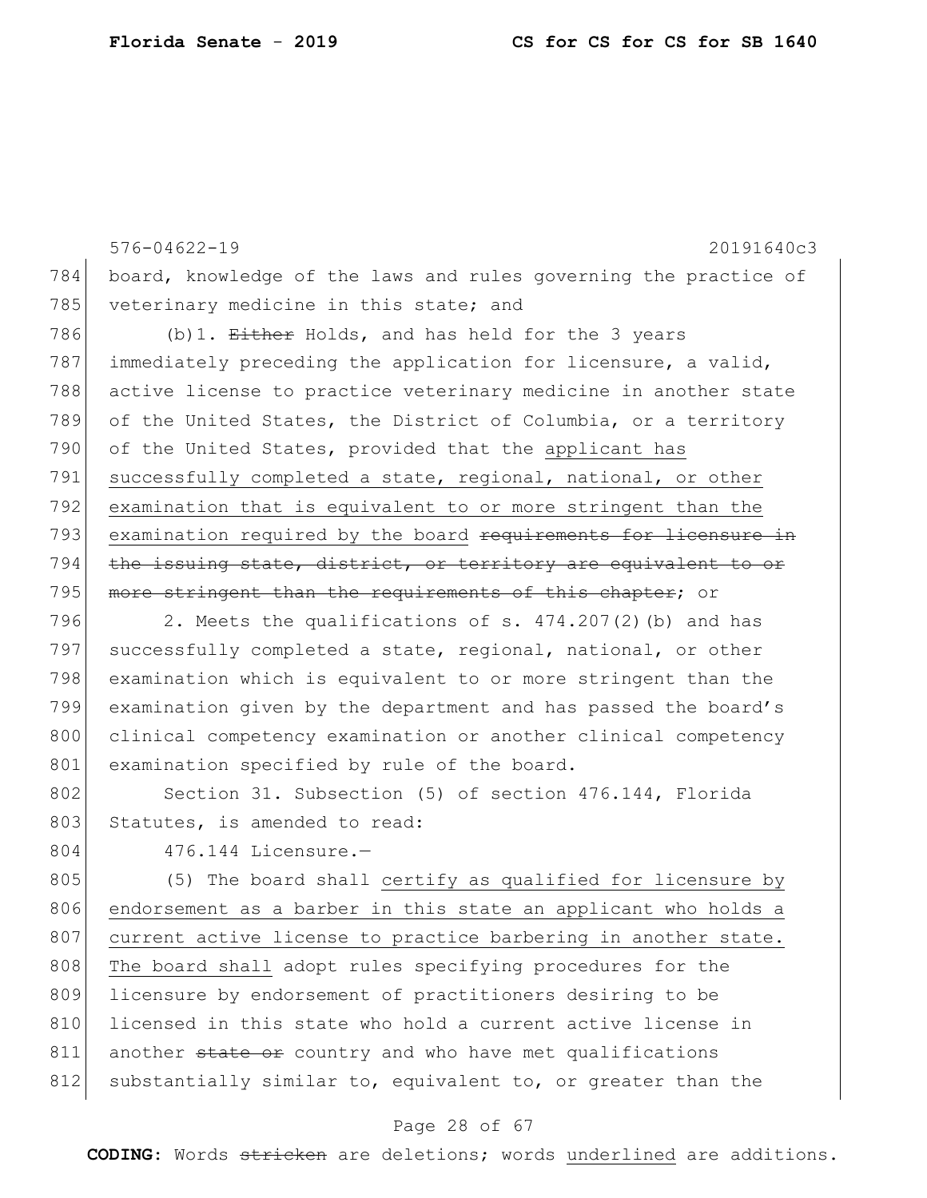board, knowledge of the laws and rules governing the practice of veterinary medicine in this state; and

(b)1. ~~Either~~ Holds, and has held for the 3 years immediately preceding the application for licensure, a valid, active license to practice veterinary medicine in another state of the United States, the District of Columbia, or a territory of the United States, provided that the applicant has successfully completed a state, regional, national, or other examination that is equivalent to or more stringent than the examination required by the board ~~requirements for licensure in the issuing state, district, or territory are equivalent to or more stringent than the requirements of this chapter~~; or

2. Meets the qualifications of s. 474.207(2)(b) and has successfully completed a state, regional, national, or other examination which is equivalent to or more stringent than the examination given by the department and has passed the board's clinical competency examination or another clinical competency examination specified by rule of the board.

Section 31. Subsection (5) of section 476.144, Florida Statutes, is amended to read:

476.144 Licensure.—

(5) The board shall certify as qualified for licensure by endorsement as a barber in this state an applicant who holds a current active license to practice barbering in another state. The board shall adopt rules specifying procedures for the licensure by endorsement of practitioners desiring to be licensed in this state who hold a current active license in another ~~state or~~ country and who have met qualifications substantially similar to, equivalent to, or greater than the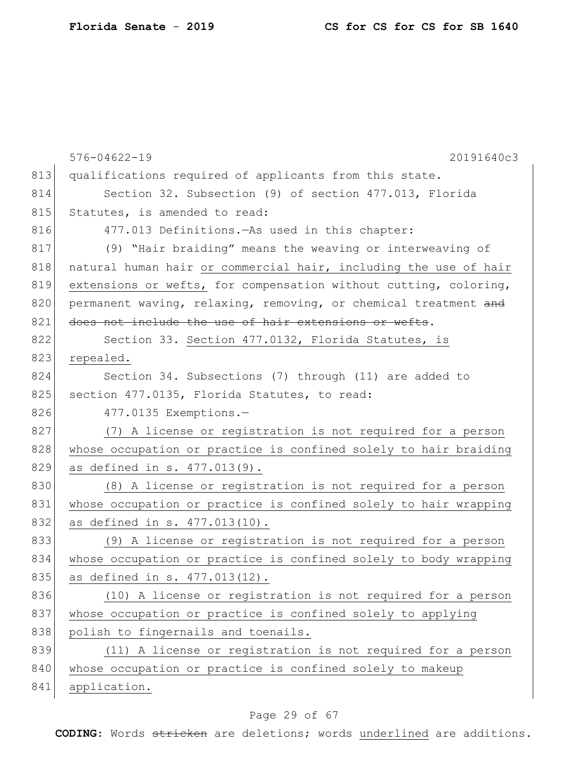576-04622-19 20191640c3

qualifications required of applicants from this state.

Section 32. Subsection (9) of section 477.013, Florida Statutes, is amended to read:

477.013 Definitions.—As used in this chapter:

(9) "Hair braiding" means the weaving or interweaving of natural human hair <u>or commercial hair, including the use of hair extensions or wefts,</u> for compensation without cutting, coloring, permanent waving, relaxing, removing, or chemical treatment ~~and does not include the use of hair extensions or wefts~~.

Section 33. <u>Section 477.0132, Florida Statutes, is repealed.</u>

Section 34. Subsections (7) through (11) are added to section 477.0135, Florida Statutes, to read:

477.0135 Exemptions.—

<u>(7) A license or registration is not required for a person whose occupation or practice is confined solely to hair braiding as defined in s. 477.013(9).</u>

<u>(8) A license or registration is not required for a person whose occupation or practice is confined solely to hair wrapping as defined in s. 477.013(10).</u>

<u>(9) A license or registration is not required for a person whose occupation or practice is confined solely to body wrapping as defined in s. 477.013(12).</u>

<u>(10) A license or registration is not required for a person whose occupation or practice is confined solely to applying polish to fingernails and toenails.</u>

<u>(11) A license or registration is not required for a person whose occupation or practice is confined solely to makeup application.</u>

**CODING:** Words ~~stricken~~ are deletions; words <u>underlined</u> are additions.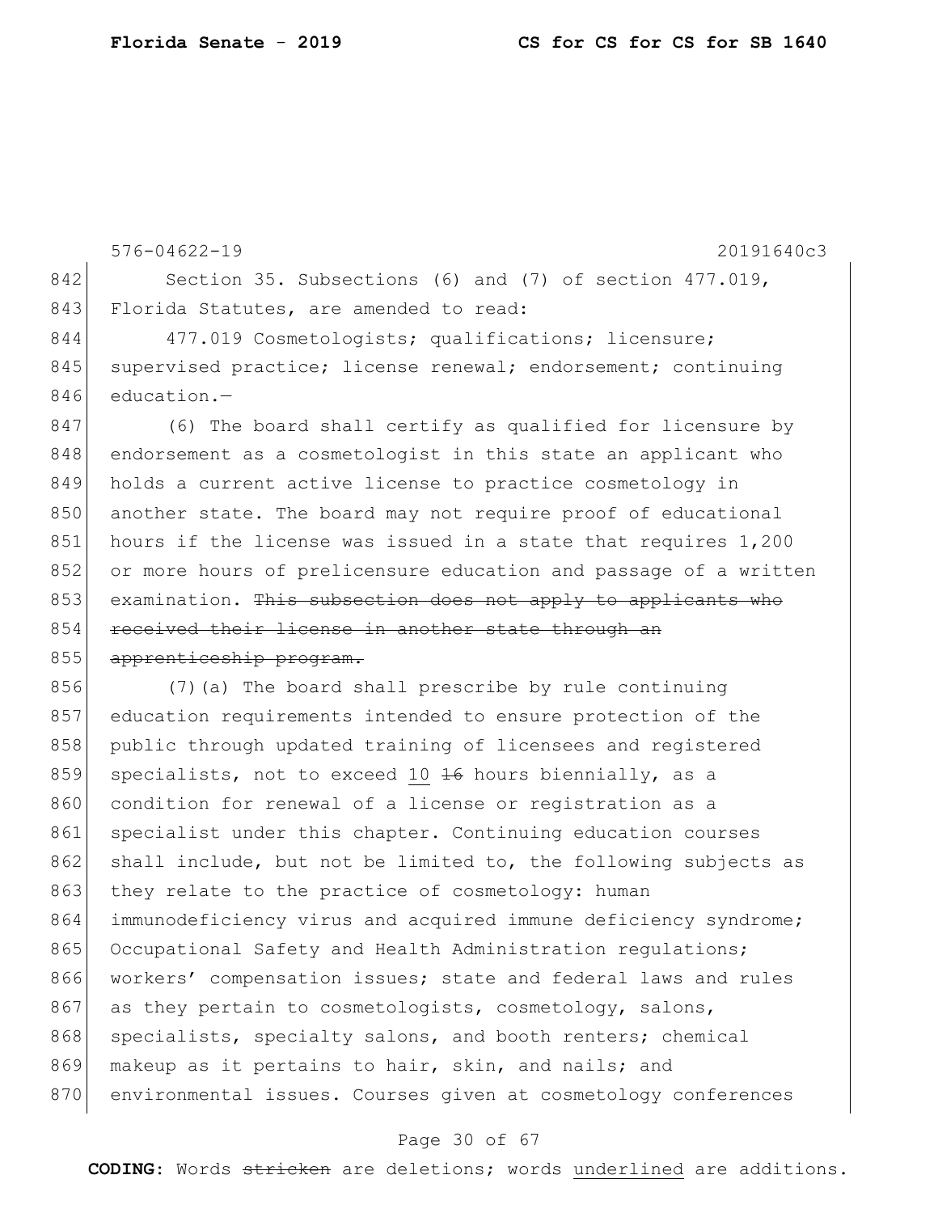Section 35. Subsections (6) and (7) of section 477.019, Florida Statutes, are amended to read:

477.019 Cosmetologists; qualifications; licensure; supervised practice; license renewal; endorsement; continuing education.—

(6) The board shall certify as qualified for licensure by endorsement as a cosmetologist in this state an applicant who holds a current active license to practice cosmetology in another state. The board may not require proof of educational hours if the license was issued in a state that requires 1,200 or more hours of prelicensure education and passage of a written examination. ~~This subsection does not apply to applicants who received their license in another state through an apprenticeship program.~~

(7)(a) The board shall prescribe by rule continuing education requirements intended to ensure protection of the public through updated training of licensees and registered specialists, not to exceed <u>10</u> ~~16~~ hours biennially, as a condition for renewal of a license or registration as a specialist under this chapter. Continuing education courses shall include, but not be limited to, the following subjects as they relate to the practice of cosmetology: human immunodeficiency virus and acquired immune deficiency syndrome; Occupational Safety and Health Administration regulations; workers' compensation issues; state and federal laws and rules as they pertain to cosmetologists, cosmetology, salons, specialists, specialty salons, and booth renters; chemical makeup as it pertains to hair, skin, and nails; and environmental issues. Courses given at cosmetology conferences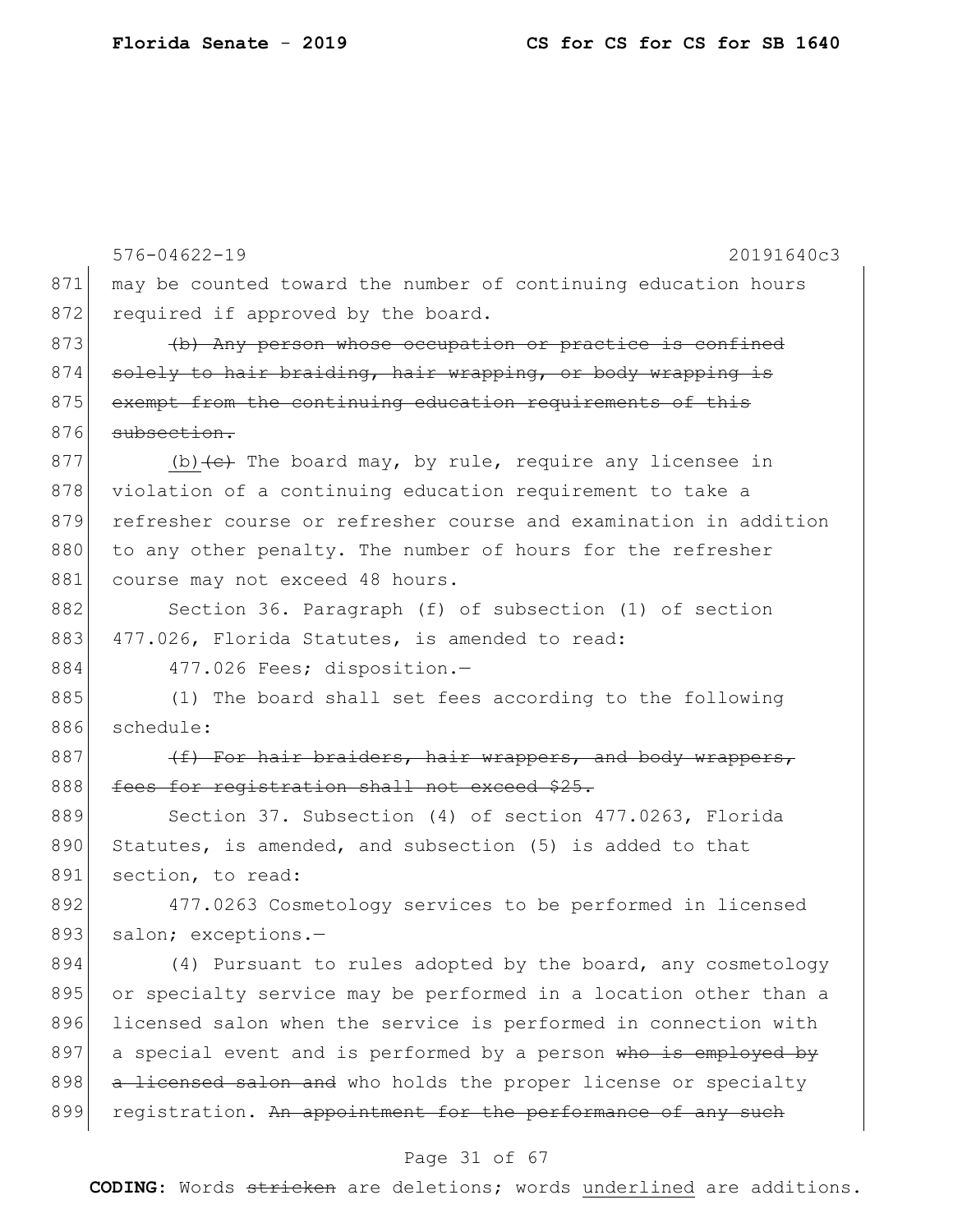may be counted toward the number of continuing education hours required if approved by the board.

~~(b) Any person whose occupation or practice is confined solely to hair braiding, hair wrapping, or body wrapping is exempt from the continuing education requirements of this subsection.~~

(b)~~(c)~~ The board may, by rule, require any licensee in violation of a continuing education requirement to take a refresher course or refresher course and examination in addition to any other penalty. The number of hours for the refresher course may not exceed 48 hours.

Section 36. Paragraph (f) of subsection (1) of section 477.026, Florida Statutes, is amended to read:

477.026 Fees; disposition.—

(1) The board shall set fees according to the following schedule:

~~(f) For hair braiders, hair wrappers, and body wrappers, fees for registration shall not exceed $25.~~

Section 37. Subsection (4) of section 477.0263, Florida Statutes, is amended, and subsection (5) is added to that section, to read:

477.0263 Cosmetology services to be performed in licensed salon; exceptions.—

(4) Pursuant to rules adopted by the board, any cosmetology or specialty service may be performed in a location other than a licensed salon when the service is performed in connection with a special event and is performed by a person ~~who is employed by a licensed salon and~~ who holds the proper license or specialty registration. ~~An appointment for the performance of any such~~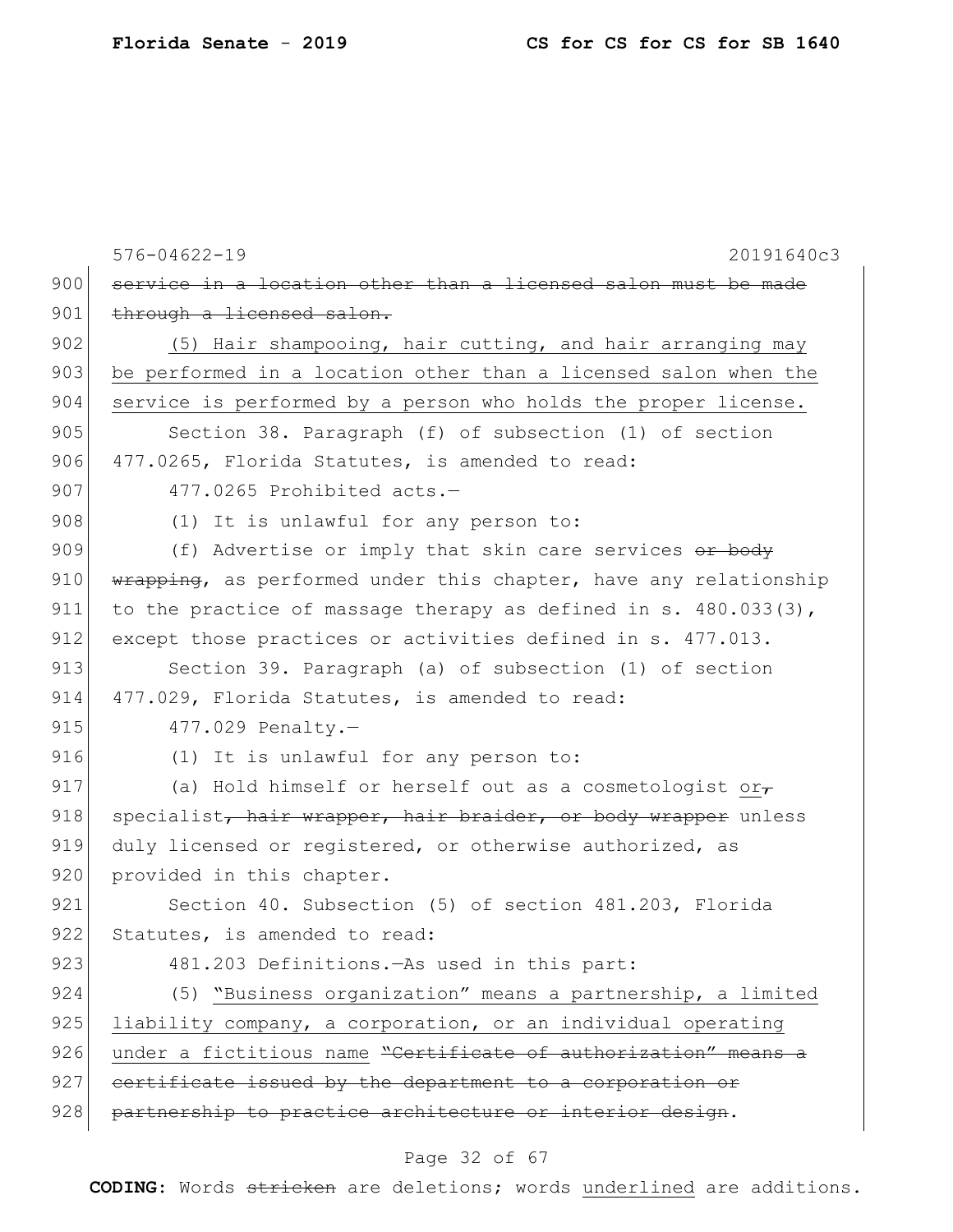~~service in a location other than a licensed salon must be made through a licensed salon.~~

<u>(5) Hair shampooing, hair cutting, and hair arranging may be performed in a location other than a licensed salon when the service is performed by a person who holds the proper license.</u>

Section 38. Paragraph (f) of subsection (1) of section 477.0265, Florida Statutes, is amended to read:

477.0265 Prohibited acts.—

(1) It is unlawful for any person to:

(f) Advertise or imply that skin care services ~~or body wrapping~~, as performed under this chapter, have any relationship to the practice of massage therapy as defined in s. 480.033(3), except those practices or activities defined in s. 477.013.

Section 39. Paragraph (a) of subsection (1) of section 477.029, Florida Statutes, is amended to read:

477.029 Penalty.—

(1) It is unlawful for any person to:

(a) Hold himself or herself out as a cosmetologist <u>or</u>~~,~~ specialist~~, hair wrapper, hair braider, or body wrapper~~ unless duly licensed or registered, or otherwise authorized, as provided in this chapter.

Section 40. Subsection (5) of section 481.203, Florida Statutes, is amended to read:

481.203 Definitions.—As used in this part:

(5) <u>"Business organization" means a partnership, a limited liability company, a corporation, or an individual operating under a fictitious name</u> ~~"Certificate of authorization" means a certificate issued by the department to a corporation or partnership to practice architecture or interior design~~.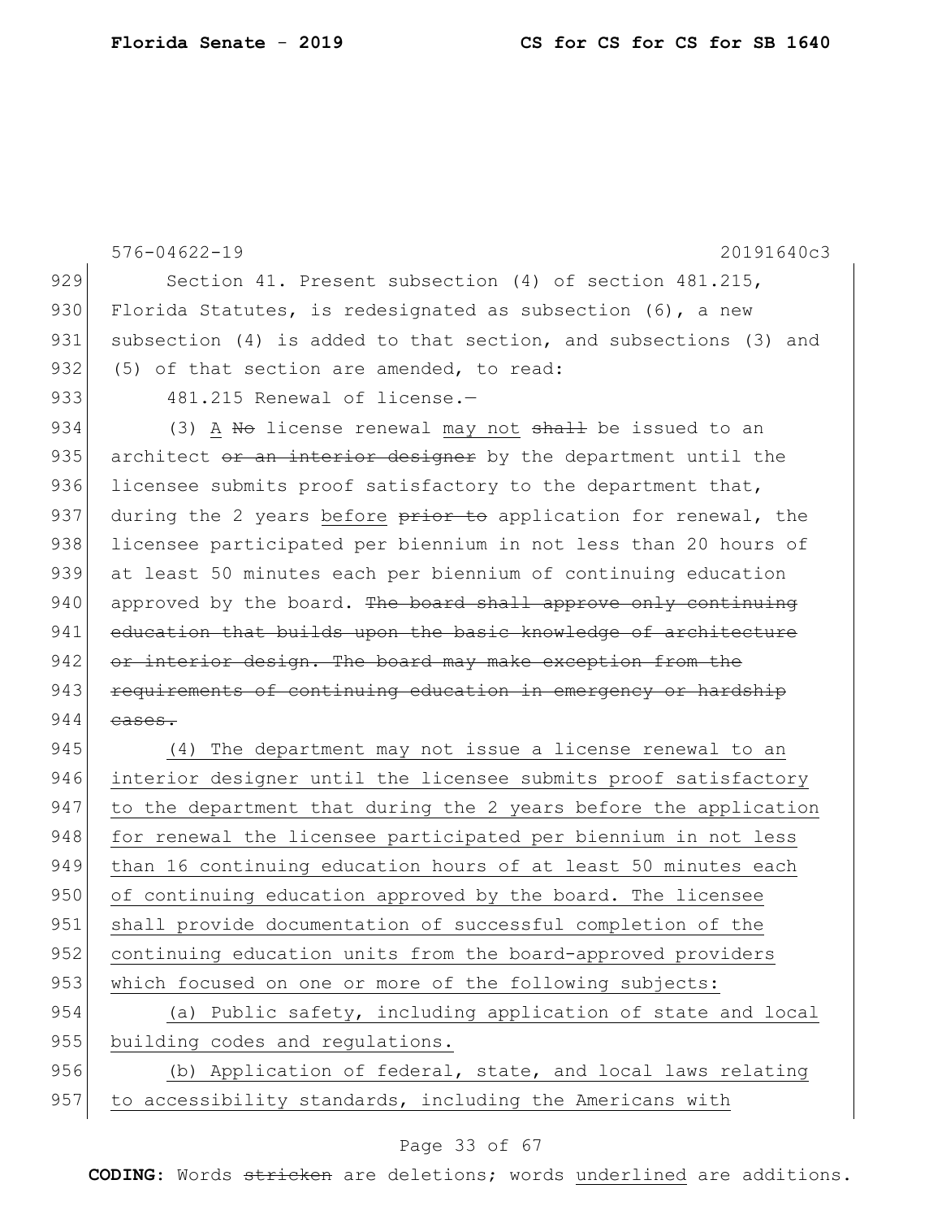576-04622-19 20191640c3

Section 41. Present subsection (4) of section 481.215, Florida Statutes, is redesignated as subsection (6), a new subsection (4) is added to that section, and subsections (3) and (5) of that section are amended, to read:

481.215 Renewal of license.—

(3) A ~~No~~ license renewal may not ~~shall~~ be issued to an architect ~~or an interior designer~~ by the department until the licensee submits proof satisfactory to the department that, during the 2 years before ~~prior to~~ application for renewal, the licensee participated per biennium in not less than 20 hours of at least 50 minutes each per biennium of continuing education approved by the board. ~~The board shall approve only continuing education that builds upon the basic knowledge of architecture or interior design. The board may make exception from the requirements of continuing education in emergency or hardship cases.~~

(4) The department may not issue a license renewal to an interior designer until the licensee submits proof satisfactory to the department that during the 2 years before the application for renewal the licensee participated per biennium in not less than 16 continuing education hours of at least 50 minutes each of continuing education approved by the board. The licensee shall provide documentation of successful completion of the continuing education units from the board-approved providers which focused on one or more of the following subjects:

(a) Public safety, including application of state and local building codes and regulations.

(b) Application of federal, state, and local laws relating to accessibility standards, including the Americans with

CODING: Words ~~stricken~~ are deletions; words underlined are additions.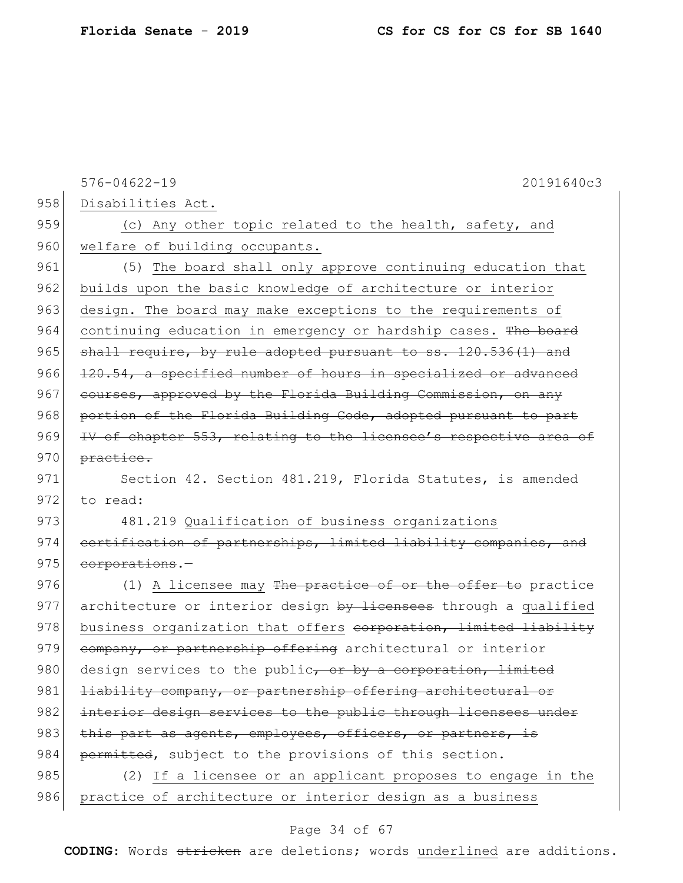Disabilities Act.

<u>(c) Any other topic related to the health, safety, and welfare of building occupants.</u>

(5) <u>The board shall only approve continuing education that builds upon the basic knowledge of architecture or interior design. The board may make exceptions to the requirements of continuing education in emergency or hardship cases.</u> ~~The board shall require, by rule adopted pursuant to ss. 120.536(1) and 120.54, a specified number of hours in specialized or advanced courses, approved by the Florida Building Commission, on any portion of the Florida Building Code, adopted pursuant to part IV of chapter 553, relating to the licensee's respective area of practice.~~

Section 42. Section 481.219, Florida Statutes, is amended to read:

481.219 <u>Qualification of business organizations</u> ~~certification of partnerships, limited liability companies, and corporations~~.—

(1) <u>A licensee may</u> ~~The practice of or the offer to~~ practice architecture or interior design ~~by licensees~~ through a <u>qualified business organization that offers</u> ~~corporation, limited liability company, or partnership offering~~ architectural or interior design services to the public~~, or by a corporation, limited liability company, or partnership offering architectural or interior design services to the public through licensees under this part as agents, employees, officers, or partners, is permitted~~, subject to the provisions of this section.

(2) <u>If a licensee or an applicant proposes to engage in the practice of architecture or interior design as a business</u>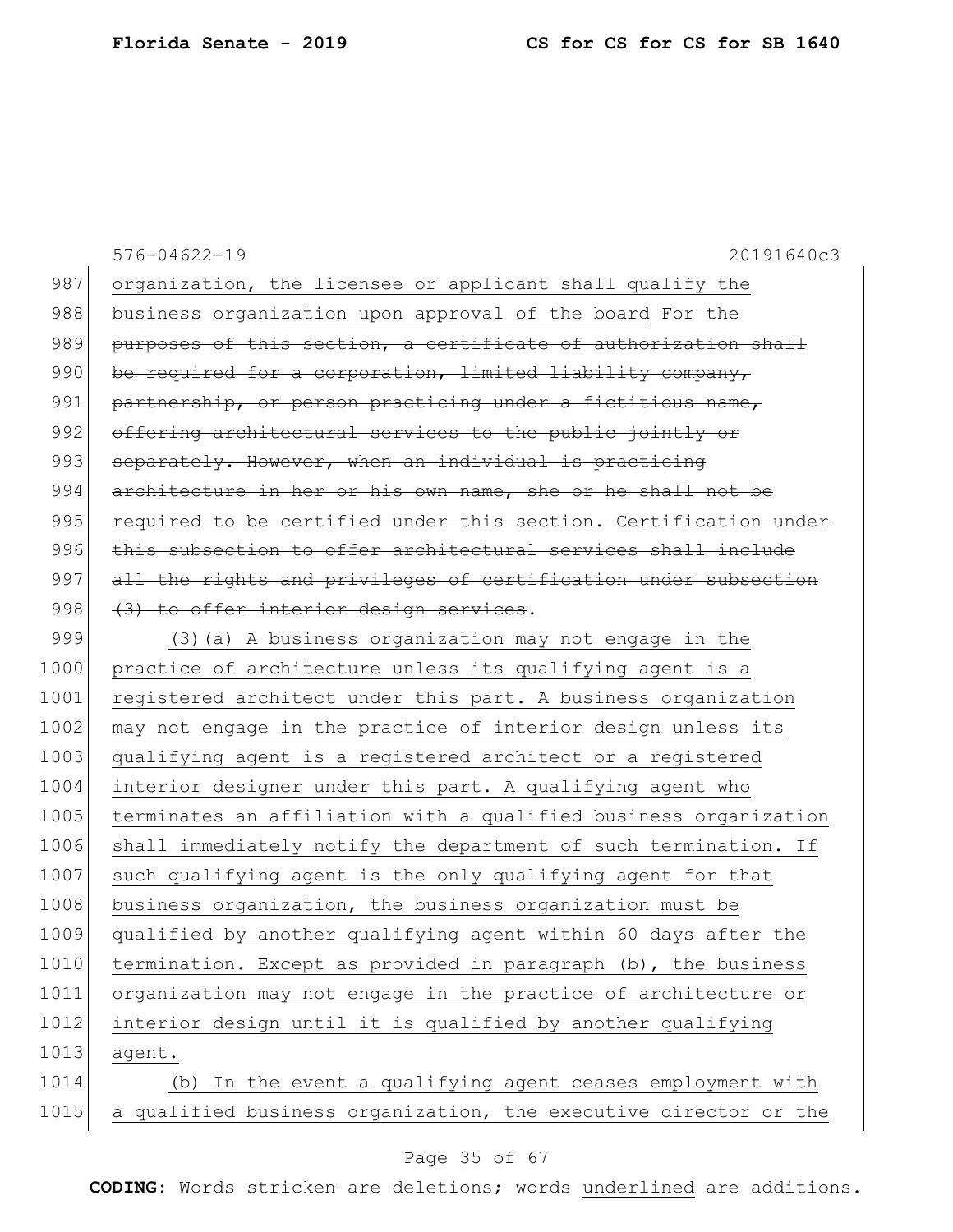organization, the licensee or applicant shall qualify the business organization upon approval of the board ~~For the purposes of this section, a certificate of authorization shall be required for a corporation, limited liability company, partnership, or person practicing under a fictitious name, offering architectural services to the public jointly or separately. However, when an individual is practicing architecture in her or his own name, she or he shall not be required to be certified under this section. Certification under this subsection to offer architectural services shall include all the rights and privileges of certification under subsection (3) to offer interior design services~~.

<u>(3)(a) A business organization may not engage in the practice of architecture unless its qualifying agent is a registered architect under this part. A business organization may not engage in the practice of interior design unless its qualifying agent is a registered architect or a registered interior designer under this part. A qualifying agent who terminates an affiliation with a qualified business organization shall immediately notify the department of such termination. If such qualifying agent is the only qualifying agent for that business organization, the business organization must be qualified by another qualifying agent within 60 days after the termination. Except as provided in paragraph (b), the business organization may not engage in the practice of architecture or interior design until it is qualified by another qualifying agent.</u>

<u>(b) In the event a qualifying agent ceases employment with a qualified business organization, the executive director or the</u>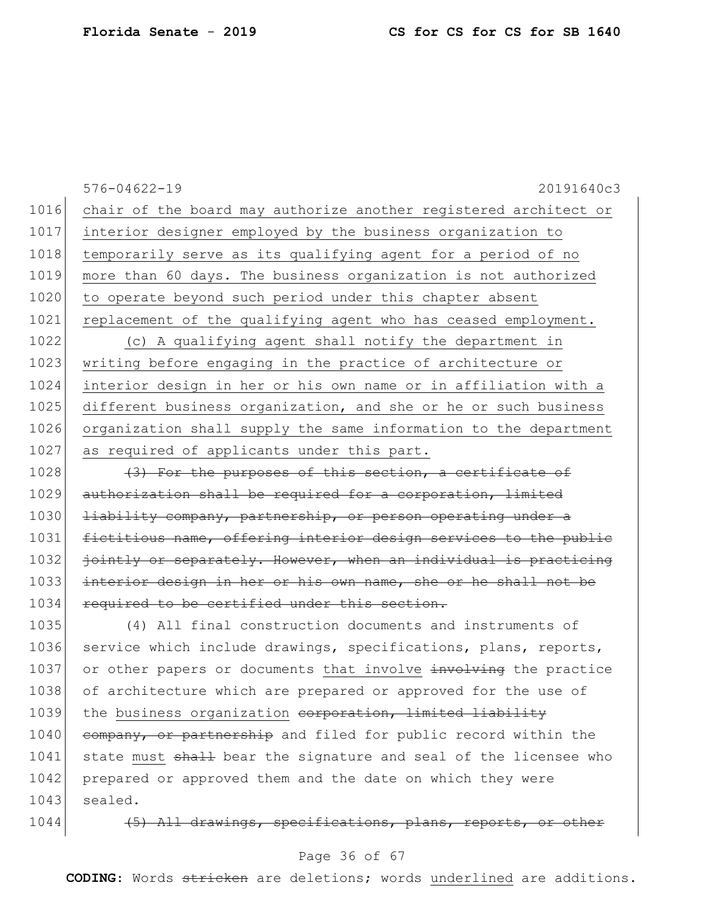576-04622-19 20191640c3

1016 chair of the board may authorize another registered architect or
1017 interior designer employed by the business organization to
1018 temporarily serve as its qualifying agent for a period of no
1019 more than 60 days. The business organization is not authorized
1020 to operate beyond such period under this chapter absent
1021 replacement of the qualifying agent who has ceased employment.

1022 (c) A qualifying agent shall notify the department in
1023 writing before engaging in the practice of architecture or
1024 interior design in her or his own name or in affiliation with a
1025 different business organization, and she or he or such business
1026 organization shall supply the same information to the department
1027 as required of applicants under this part.

1028 ~~(3) For the purposes of this section, a certificate of~~
1029 ~~authorization shall be required for a corporation, limited~~
1030 ~~liability company, partnership, or person operating under a~~
1031 ~~fictitious name, offering interior design services to the public~~
1032 ~~jointly or separately. However, when an individual is practicing~~
1033 ~~interior design in her or his own name, she or he shall not be~~
1034 ~~required to be certified under this section.~~

1035 (4) All final construction documents and instruments of
1036 service which include drawings, specifications, plans, reports,
1037 or other papers or documents that involve ~~involving~~ the practice
1038 of architecture which are prepared or approved for the use of
1039 the business organization ~~corporation, limited liability~~
1040 ~~company, or partnership~~ and filed for public record within the
1041 state must ~~shall~~ bear the signature and seal of the licensee who
1042 prepared or approved them and the date on which they were
1043 sealed.

1044 ~~(5) All drawings, specifications, plans, reports, or other~~

**CODING:** Words ~~stricken~~ are deletions; words underlined are additions.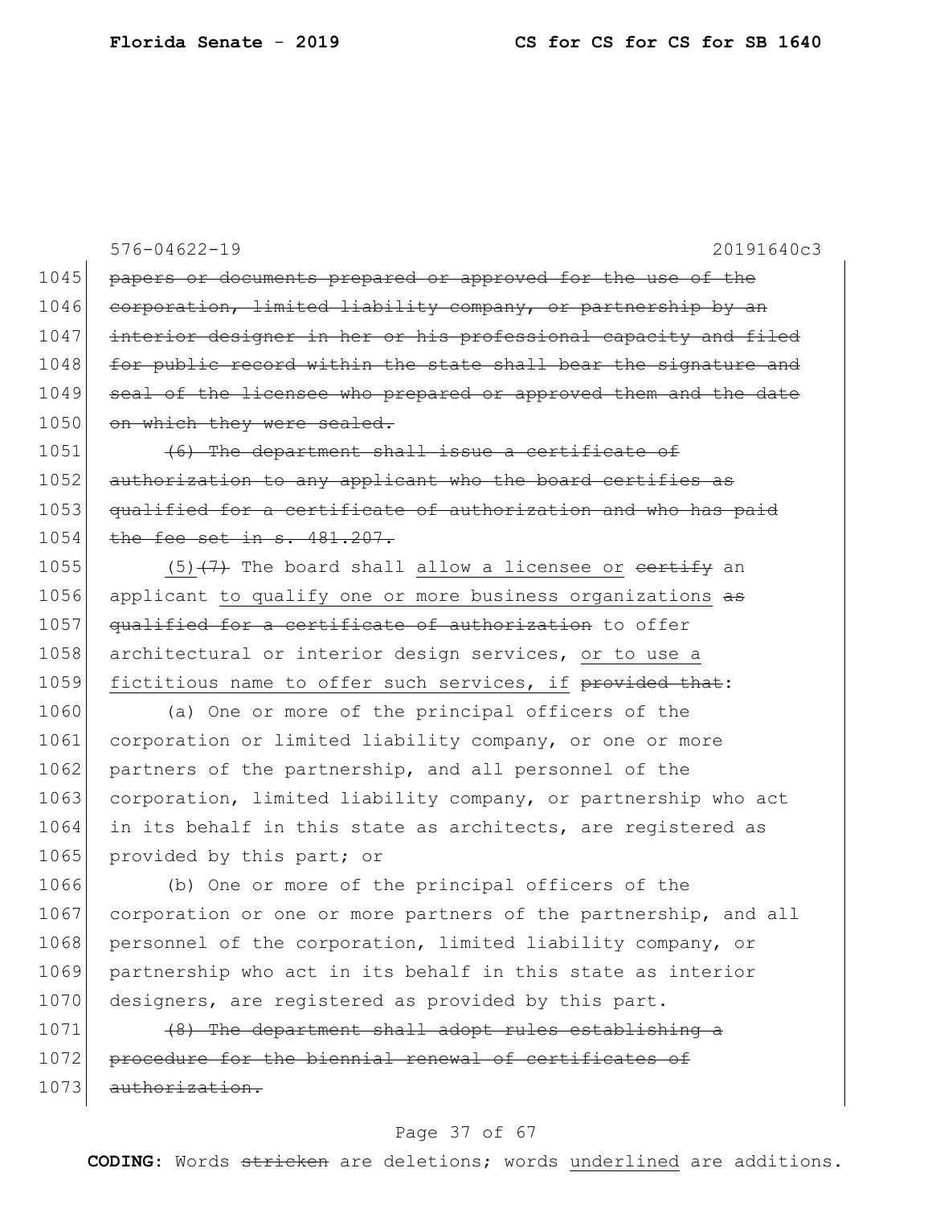576-04622-19 20191640c3

1045 ~~papers or documents prepared or approved for the use of the~~
1046 ~~corporation, limited liability company, or partnership by an~~
1047 ~~interior designer in her or his professional capacity and filed~~
1048 ~~for public record within the state shall bear the signature and~~
1049 ~~seal of the licensee who prepared or approved them and the date~~
1050 ~~on which they were sealed.~~

1051 ~~(6) The department shall issue a certificate of~~
1052 ~~authorization to any applicant who the board certifies as~~
1053 ~~qualified for a certificate of authorization and who has paid~~
1054 ~~the fee set in s. 481.207.~~

1055 <u>(5)</u>~~(7)~~ The board shall <u>allow a licensee or</u> ~~certify~~ an
1056 applicant <u>to qualify one or more business organizations</u> ~~as~~
1057 ~~qualified for a certificate of authorization~~ to offer
1058 architectural or interior design services, <u>or to use a</u>
1059 <u>fictitious name to offer such services, if</u> ~~provided that~~:

1060 (a) One or more of the principal officers of the
1061 corporation or limited liability company, or one or more
1062 partners of the partnership, and all personnel of the
1063 corporation, limited liability company, or partnership who act
1064 in its behalf in this state as architects, are registered as
1065 provided by this part; or

1066 (b) One or more of the principal officers of the
1067 corporation or one or more partners of the partnership, and all
1068 personnel of the corporation, limited liability company, or
1069 partnership who act in its behalf in this state as interior
1070 designers, are registered as provided by this part.

1071 ~~(8) The department shall adopt rules establishing a~~
1072 ~~procedure for the biennial renewal of certificates of~~
1073 ~~authorization.~~

**CODING:** Words ~~stricken~~ are deletions; words <u>underlined</u> are additions.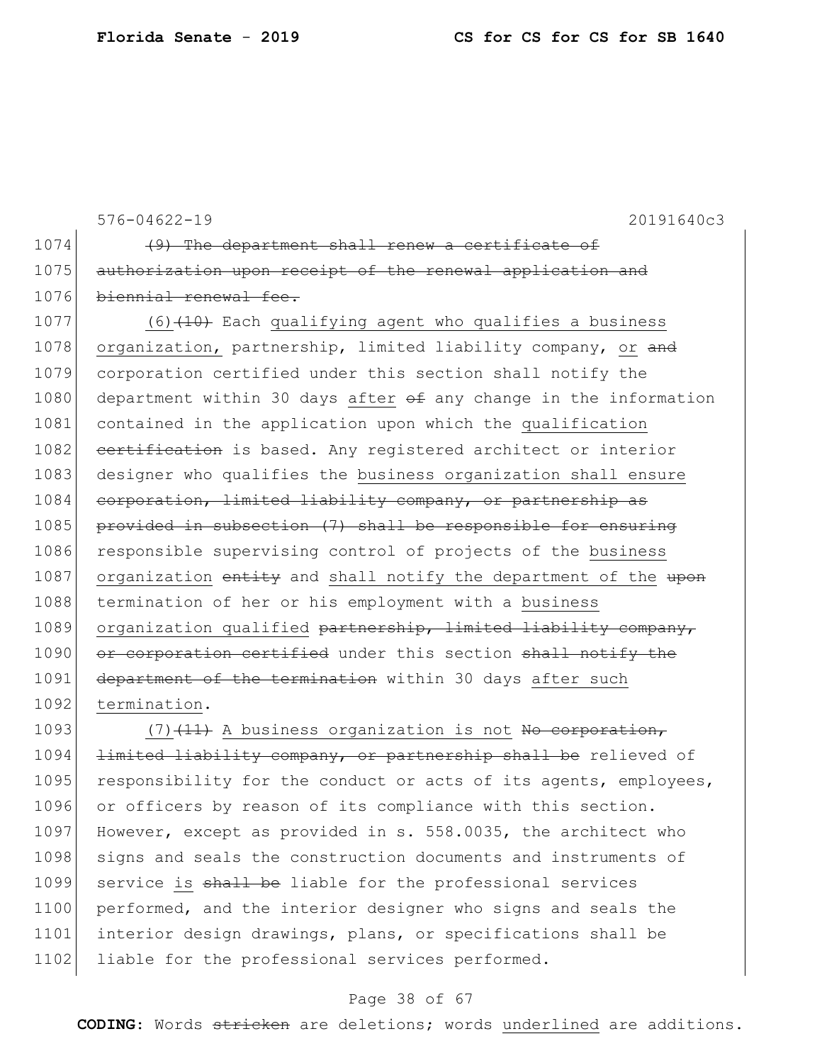576-04622-19 20191640c3

1074 ~~(9) The department shall renew a certificate of~~
1075 ~~authorization upon receipt of the renewal application and~~
1076 ~~biennial renewal fee.~~

1077 (6)~~(10)~~ Each qualifying agent who qualifies a business
1078 organization, partnership, limited liability company, or ~~and~~
1079 corporation certified under this section shall notify the
1080 department within 30 days after ~~of~~ any change in the information
1081 contained in the application upon which the qualification
1082 ~~certification~~ is based. Any registered architect or interior
1083 designer who qualifies the business organization shall ensure
1084 ~~corporation, limited liability company, or partnership as~~
1085 ~~provided in subsection (7) shall be responsible for ensuring~~
1086 responsible supervising control of projects of the business
1087 organization ~~entity~~ and shall notify the department of the ~~upon~~
1088 termination of her or his employment with a business
1089 organization qualified ~~partnership, limited liability company,~~
1090 ~~or corporation certified~~ under this section ~~shall notify the~~
1091 ~~department of the termination~~ within 30 days after such
1092 termination.

1093 (7)~~(11)~~ A business organization is not ~~No corporation,~~
1094 ~~limited liability company, or partnership shall be~~ relieved of
1095 responsibility for the conduct or acts of its agents, employees,
1096 or officers by reason of its compliance with this section.
1097 However, except as provided in s. 558.0035, the architect who
1098 signs and seals the construction documents and instruments of
1099 service is ~~shall be~~ liable for the professional services
1100 performed, and the interior designer who signs and seals the
1101 interior design drawings, plans, or specifications shall be
1102 liable for the professional services performed.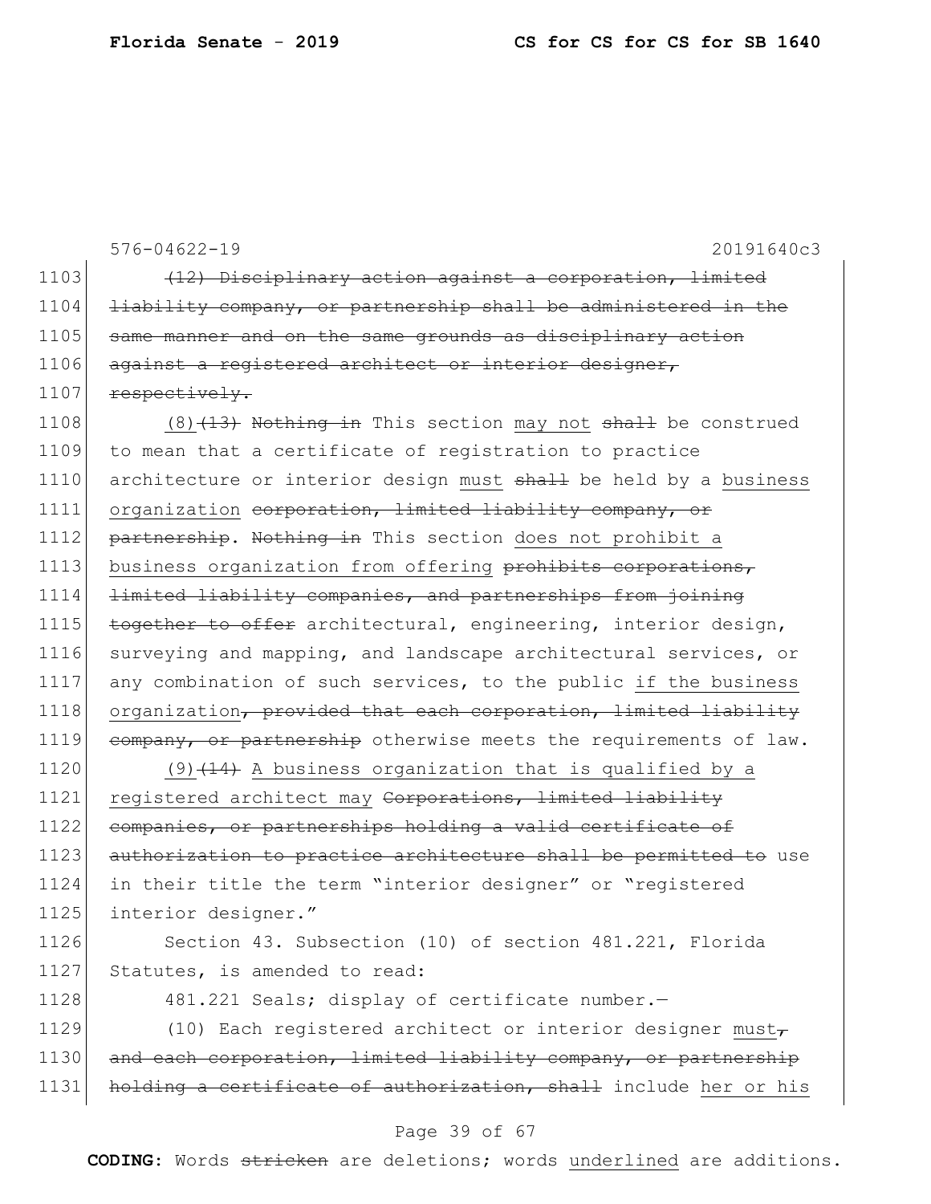(12) Disciplinary action against a corporation, limited liability company, or partnership shall be administered in the same manner and on the same grounds as disciplinary action against a registered architect or interior designer, respectively.

(8)(13) Nothing in This section may not shall be construed to mean that a certificate of registration to practice architecture or interior design must shall be held by a business organization corporation, limited liability company, or partnership. Nothing in This section does not prohibit a business organization from offering prohibits corporations, limited liability companies, and partnerships from joining together to offer architectural, engineering, interior design, surveying and mapping, and landscape architectural services, or any combination of such services, to the public if the business organization, provided that each corporation, limited liability company, or partnership otherwise meets the requirements of law.

(9)(14) A business organization that is qualified by a registered architect may Corporations, limited liability companies, or partnerships holding a valid certificate of authorization to practice architecture shall be permitted to use in their title the term "interior designer" or "registered interior designer."

Section 43. Subsection (10) of section 481.221, Florida Statutes, is amended to read:

481.221 Seals; display of certificate number.—

(10) Each registered architect or interior designer must, and each corporation, limited liability company, or partnership holding a certificate of authorization, shall include her or his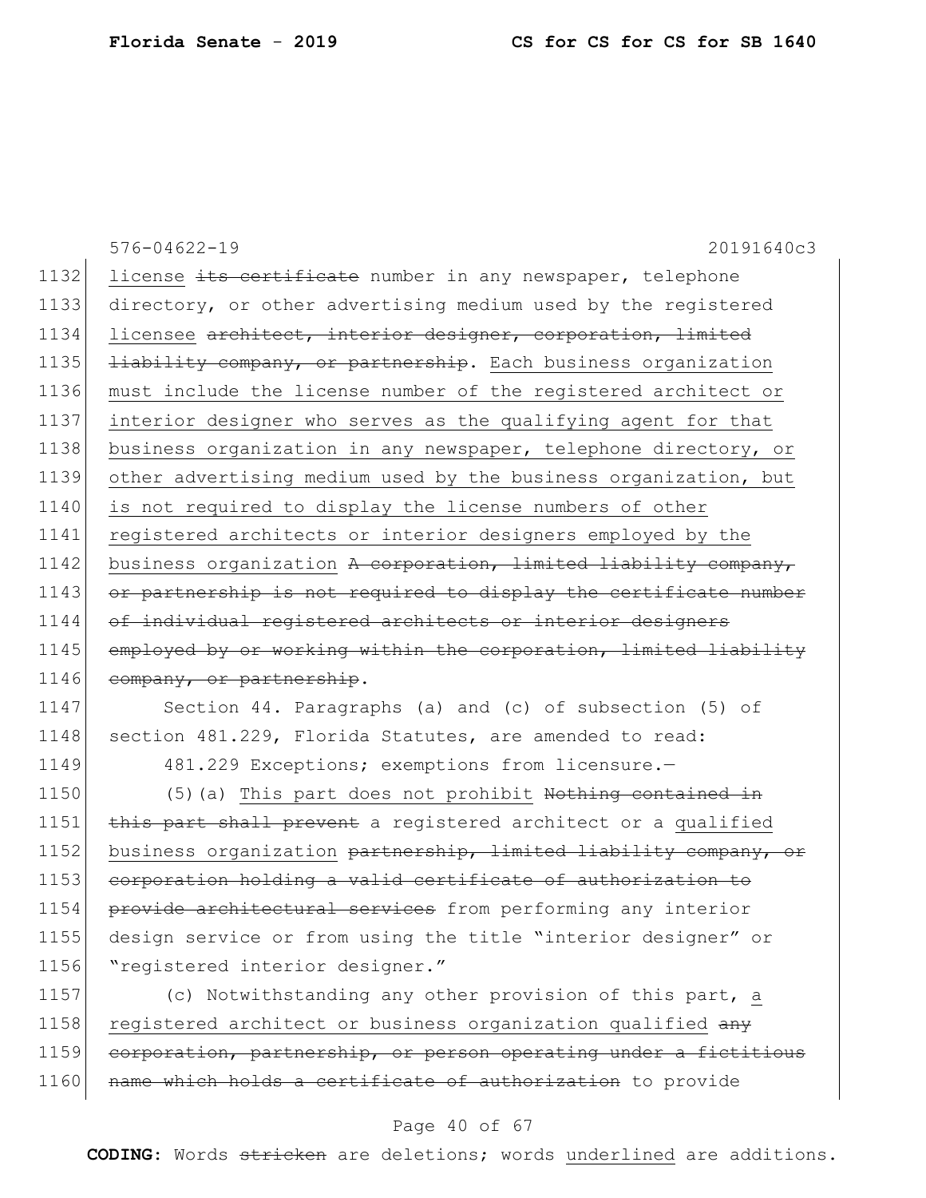license ~~its certificate~~ number in any newspaper, telephone directory, or other advertising medium used by the registered licensee ~~architect, interior designer, corporation, limited liability company, or partnership~~. Each business organization must include the license number of the registered architect or interior designer who serves as the qualifying agent for that business organization in any newspaper, telephone directory, or other advertising medium used by the business organization, but is not required to display the license numbers of other registered architects or interior designers employed by the business organization ~~A corporation, limited liability company, or partnership is not required to display the certificate number of individual registered architects or interior designers employed by or working within the corporation, limited liability company, or partnership~~.

Section 44. Paragraphs (a) and (c) of subsection (5) of section 481.229, Florida Statutes, are amended to read:

481.229 Exceptions; exemptions from licensure.—

(5)(a) This part does not prohibit ~~Nothing contained in this part shall prevent~~ a registered architect or a qualified business organization ~~partnership, limited liability company, or corporation holding a valid certificate of authorization to provide architectural services~~ from performing any interior design service or from using the title "interior designer" or "registered interior designer."

(c) Notwithstanding any other provision of this part, a registered architect or business organization qualified ~~any corporation, partnership, or person operating under a fictitious name which holds a certificate of authorization~~ to provide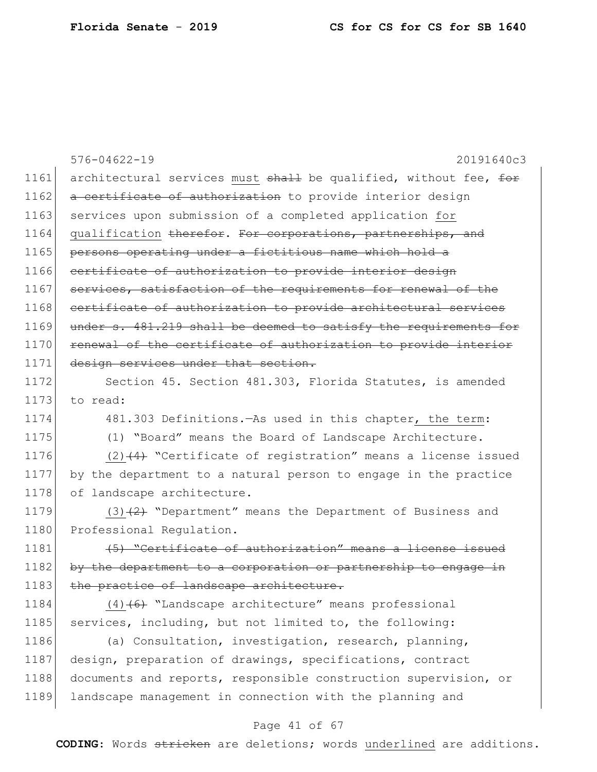576-04622-19 20191640c3

1161 architectural services must ~~shall~~ be qualified, without fee, ~~for~~
1162 ~~a certificate of authorization~~ to provide interior design
1163 services upon submission of a completed application for
1164 qualification ~~therefor~~. ~~For corporations, partnerships, and~~
1165 ~~persons operating under a fictitious name which hold a~~
1166 ~~certificate of authorization to provide interior design~~
1167 ~~services, satisfaction of the requirements for renewal of the~~
1168 ~~certificate of authorization to provide architectural services~~
1169 ~~under s. 481.219 shall be deemed to satisfy the requirements for~~
1170 ~~renewal of the certificate of authorization to provide interior~~
1171 ~~design services under that section.~~

1172 Section 45. Section 481.303, Florida Statutes, is amended
1173 to read:

1174 481.303 Definitions.—As used in this chapter, the term:

1175 (1) "Board" means the Board of Landscape Architecture.

1176 (2)~~(4)~~ "Certificate of registration" means a license issued
1177 by the department to a natural person to engage in the practice
1178 of landscape architecture.

1179 (3)~~(2)~~ "Department" means the Department of Business and
1180 Professional Regulation.

1181 ~~(5) "Certificate of authorization" means a license issued~~
1182 ~~by the department to a corporation or partnership to engage in~~
1183 ~~the practice of landscape architecture.~~

1184 (4)~~(6)~~ "Landscape architecture" means professional
1185 services, including, but not limited to, the following:

1186 (a) Consultation, investigation, research, planning,
1187 design, preparation of drawings, specifications, contract
1188 documents and reports, responsible construction supervision, or
1189 landscape management in connection with the planning and

**CODING:** Words ~~stricken~~ are deletions; words underlined are additions.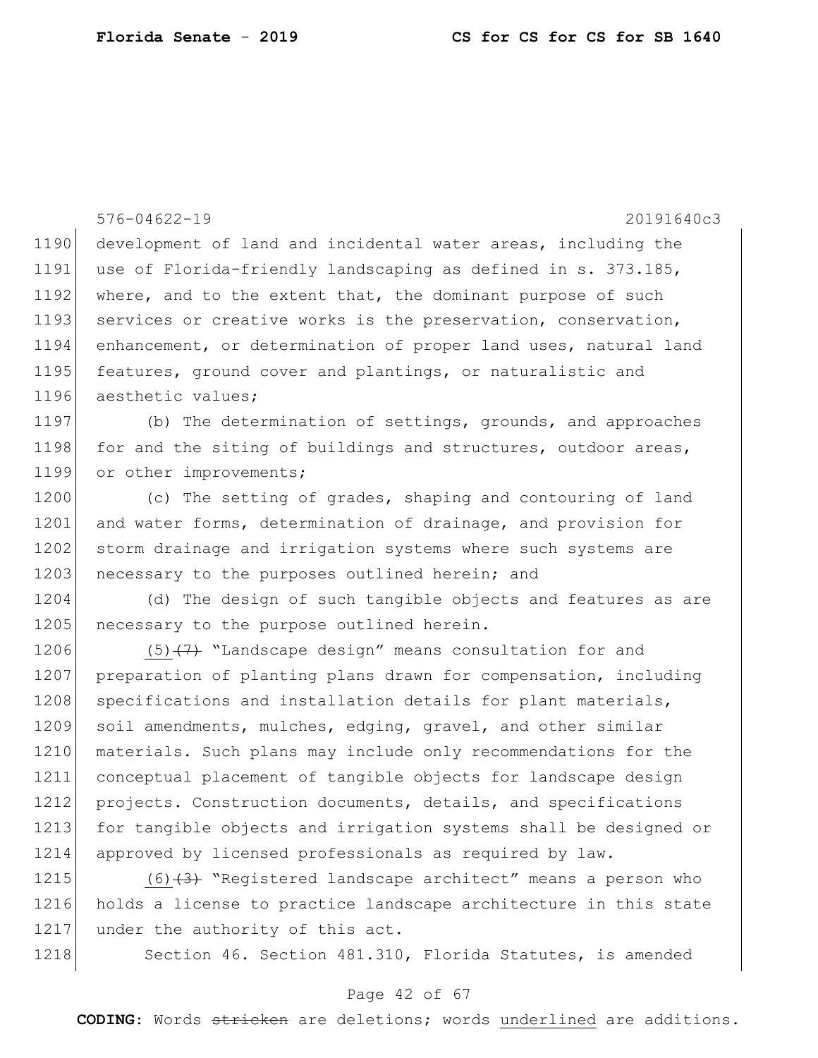development of land and incidental water areas, including the use of Florida-friendly landscaping as defined in s. 373.185, where, and to the extent that, the dominant purpose of such services or creative works is the preservation, conservation, enhancement, or determination of proper land uses, natural land features, ground cover and plantings, or naturalistic and aesthetic values;

(b) The determination of settings, grounds, and approaches for and the siting of buildings and structures, outdoor areas, or other improvements;

(c) The setting of grades, shaping and contouring of land and water forms, determination of drainage, and provision for storm drainage and irrigation systems where such systems are necessary to the purposes outlined herein; and

(d) The design of such tangible objects and features as are necessary to the purpose outlined herein.

<u>(5)</u>~~(7)~~ "Landscape design" means consultation for and preparation of planting plans drawn for compensation, including specifications and installation details for plant materials, soil amendments, mulches, edging, gravel, and other similar materials. Such plans may include only recommendations for the conceptual placement of tangible objects for landscape design projects. Construction documents, details, and specifications for tangible objects and irrigation systems shall be designed or approved by licensed professionals as required by law.

<u>(6)</u>~~(3)~~ "Registered landscape architect" means a person who holds a license to practice landscape architecture in this state under the authority of this act.

Section 46. Section 481.310, Florida Statutes, is amended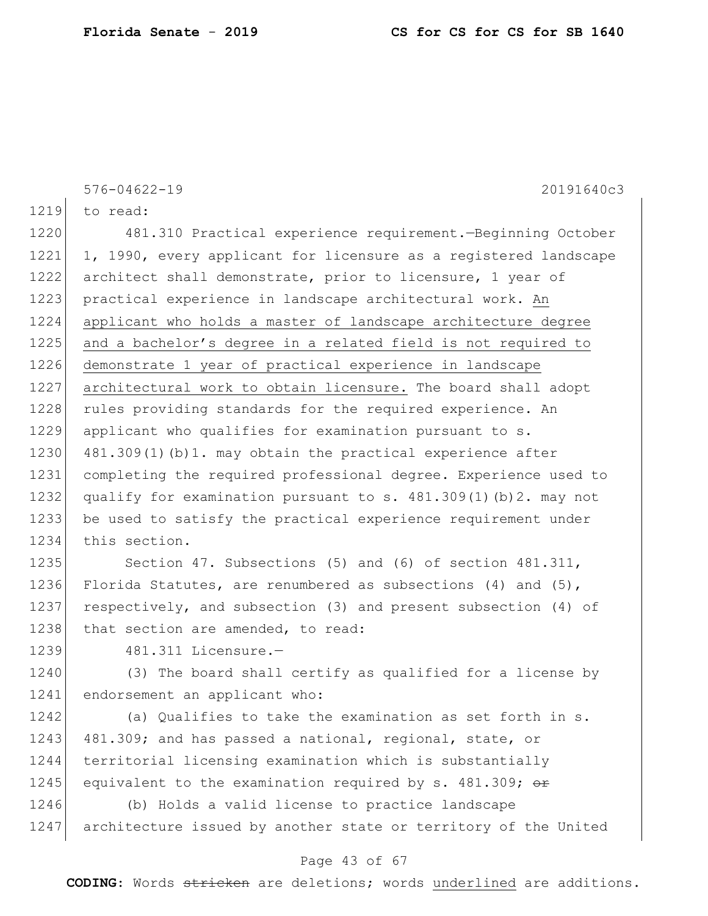576-04622-19 20191640c3

to read:

481.310 Practical experience requirement.—Beginning October 1, 1990, every applicant for licensure as a registered landscape architect shall demonstrate, prior to licensure, 1 year of practical experience in landscape architectural work. <u>An applicant who holds a master of landscape architecture degree and a bachelor's degree in a related field is not required to demonstrate 1 year of practical experience in landscape architectural work to obtain licensure.</u> The board shall adopt rules providing standards for the required experience. An applicant who qualifies for examination pursuant to s. 481.309(1)(b)1. may obtain the practical experience after completing the required professional degree. Experience used to qualify for examination pursuant to s. 481.309(1)(b)2. may not be used to satisfy the practical experience requirement under this section.

Section 47. Subsections (5) and (6) of section 481.311, Florida Statutes, are renumbered as subsections (4) and (5), respectively, and subsection (3) and present subsection (4) of that section are amended, to read:

481.311 Licensure.—

(3) The board shall certify as qualified for a license by endorsement an applicant who:

(a) Qualifies to take the examination as set forth in s. 481.309; and has passed a national, regional, state, or territorial licensing examination which is substantially equivalent to the examination required by s. 481.309; ~~or~~

(b) Holds a valid license to practice landscape architecture issued by another state or territory of the United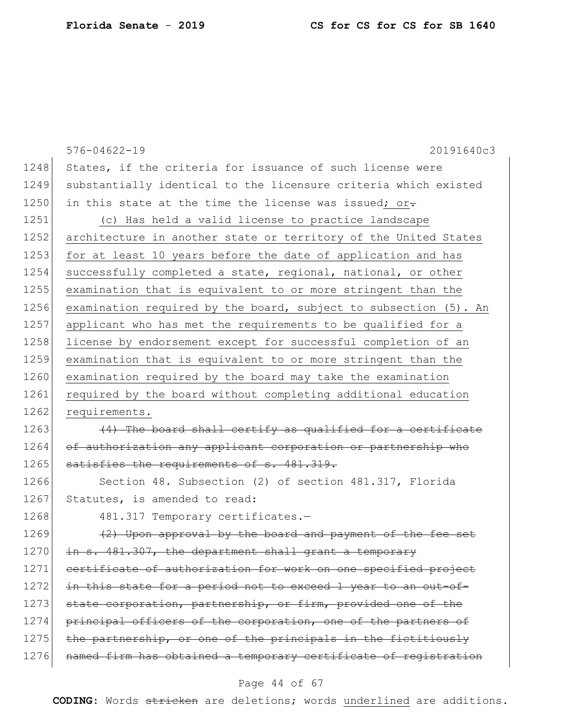576-04622-19 20191640c3

States, if the criteria for issuance of such license were substantially identical to the licensure criteria which existed in this state at the time the license was issued; or.

(c) Has held a valid license to practice landscape architecture in another state or territory of the United States for at least 10 years before the date of application and has successfully completed a state, regional, national, or other examination that is equivalent to or more stringent than the examination required by the board, subject to subsection (5). An applicant who has met the requirements to be qualified for a license by endorsement except for successful completion of an examination that is equivalent to or more stringent than the examination required by the board may take the examination required by the board without completing additional education requirements.

~~(4) The board shall certify as qualified for a certificate of authorization any applicant corporation or partnership who satisfies the requirements of s. 481.319.~~

Section 48. Subsection (2) of section 481.317, Florida Statutes, is amended to read:

481.317 Temporary certificates.—

~~(2) Upon approval by the board and payment of the fee set in s. 481.307, the department shall grant a temporary certificate of authorization for work on one specified project in this state for a period not to exceed 1 year to an out-of-state corporation, partnership, or firm, provided one of the principal officers of the corporation, one of the partners of the partnership, or one of the principals in the fictitiously named firm has obtained a temporary certificate of registration~~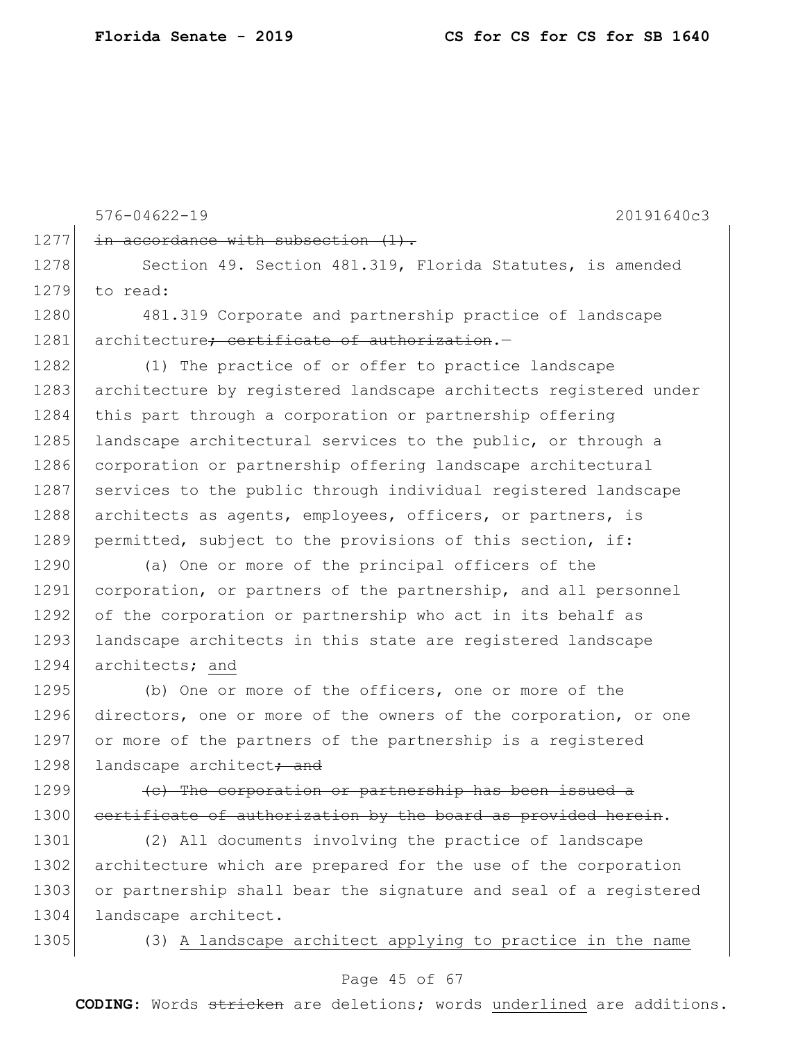in accordance with subsection (1).

Section 49. Section 481.319, Florida Statutes, is amended to read:

481.319 Corporate and partnership practice of landscape architecture; certificate of authorization.—

(1) The practice of or offer to practice landscape architecture by registered landscape architects registered under this part through a corporation or partnership offering landscape architectural services to the public, or through a corporation or partnership offering landscape architectural services to the public through individual registered landscape architects as agents, employees, officers, or partners, is permitted, subject to the provisions of this section, if:

(a) One or more of the principal officers of the corporation, or partners of the partnership, and all personnel of the corporation or partnership who act in its behalf as landscape architects in this state are registered landscape architects; and

(b) One or more of the officers, one or more of the directors, one or more of the owners of the corporation, or one or more of the partners of the partnership is a registered landscape architect; and

(c) The corporation or partnership has been issued a certificate of authorization by the board as provided herein.

(2) All documents involving the practice of landscape architecture which are prepared for the use of the corporation or partnership shall bear the signature and seal of a registered landscape architect.

(3) A landscape architect applying to practice in the name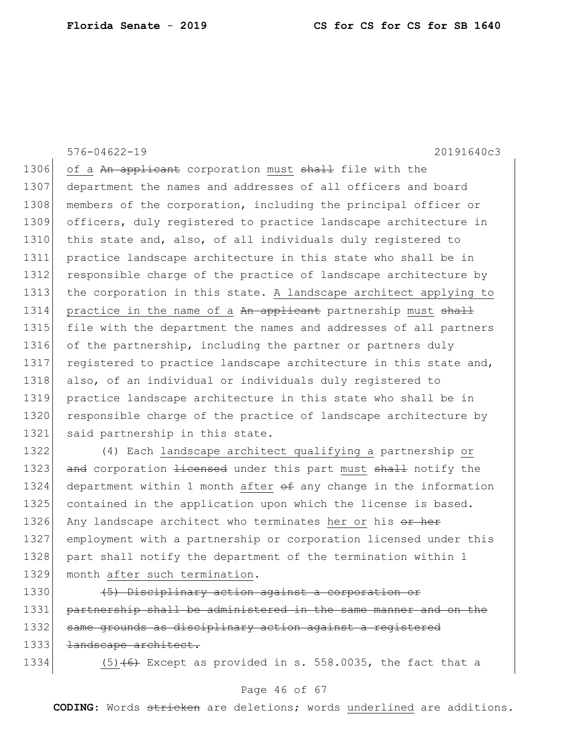of a ~~An applicant~~ corporation <u>must</u> ~~shall~~ file with the department the names and addresses of all officers and board members of the corporation, including the principal officer or officers, duly registered to practice landscape architecture in this state and, also, of all individuals duly registered to practice landscape architecture in this state who shall be in responsible charge of the practice of landscape architecture by the corporation in this state. <u>A landscape architect applying to practice in the name of a</u> ~~An applicant~~ partnership <u>must</u> ~~shall~~ file with the department the names and addresses of all partners of the partnership, including the partner or partners duly registered to practice landscape architecture in this state and, also, of an individual or individuals duly registered to practice landscape architecture in this state who shall be in responsible charge of the practice of landscape architecture by said partnership in this state.

(4) Each <u>landscape architect qualifying a</u> partnership <u>or</u> ~~and~~ corporation ~~licensed~~ under this part <u>must</u> ~~shall~~ notify the department within 1 month <u>after</u> ~~of~~ any change in the information contained in the application upon which the license is based. Any landscape architect who terminates <u>her or</u> his ~~or her~~ employment with a partnership or corporation licensed under this part shall notify the department of the termination within 1 month <u>after such termination</u>.

~~(5) Disciplinary action against a corporation or partnership shall be administered in the same manner and on the same grounds as disciplinary action against a registered landscape architect.~~

<u>(5)</u>~~(6)~~ Except as provided in s. 558.0035, the fact that a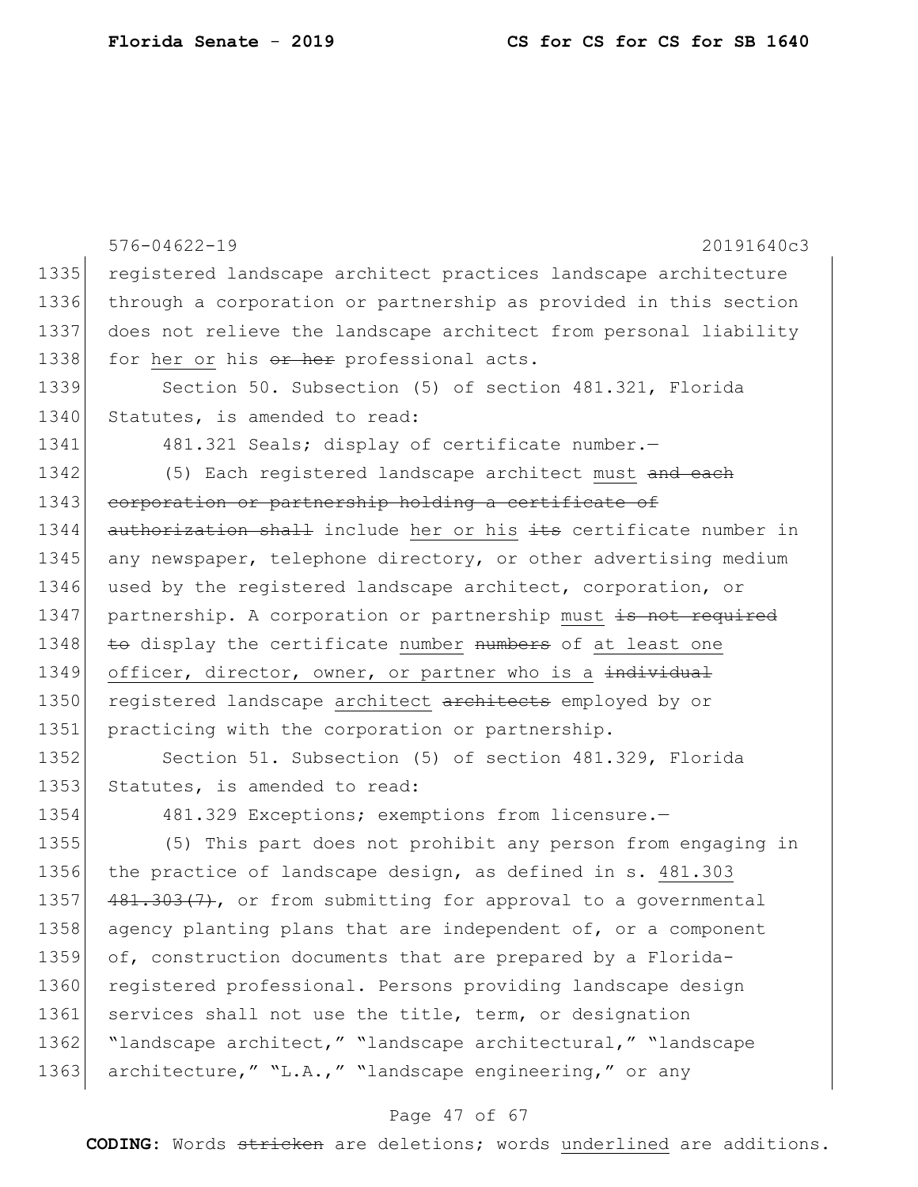registered landscape architect practices landscape architecture through a corporation or partnership as provided in this section does not relieve the landscape architect from personal liability for her or his ~~or her~~ professional acts.

Section 50. Subsection (5) of section 481.321, Florida Statutes, is amended to read:

481.321 Seals; display of certificate number.—

(5) Each registered landscape architect must ~~and each corporation or partnership holding a certificate of authorization shall~~ include her or his ~~its~~ certificate number in any newspaper, telephone directory, or other advertising medium used by the registered landscape architect, corporation, or partnership. A corporation or partnership must ~~is not required to~~ display the certificate number ~~numbers~~ of at least one officer, director, owner, or partner who is a ~~individual~~ registered landscape architect ~~architects~~ employed by or practicing with the corporation or partnership.

Section 51. Subsection (5) of section 481.329, Florida Statutes, is amended to read:

481.329 Exceptions; exemptions from licensure.—

(5) This part does not prohibit any person from engaging in the practice of landscape design, as defined in s. 481.303 ~~481.303(7)~~, or from submitting for approval to a governmental agency planting plans that are independent of, or a component of, construction documents that are prepared by a Florida-registered professional. Persons providing landscape design services shall not use the title, term, or designation "landscape architect," "landscape architectural," "landscape architecture," "L.A.," "landscape engineering," or any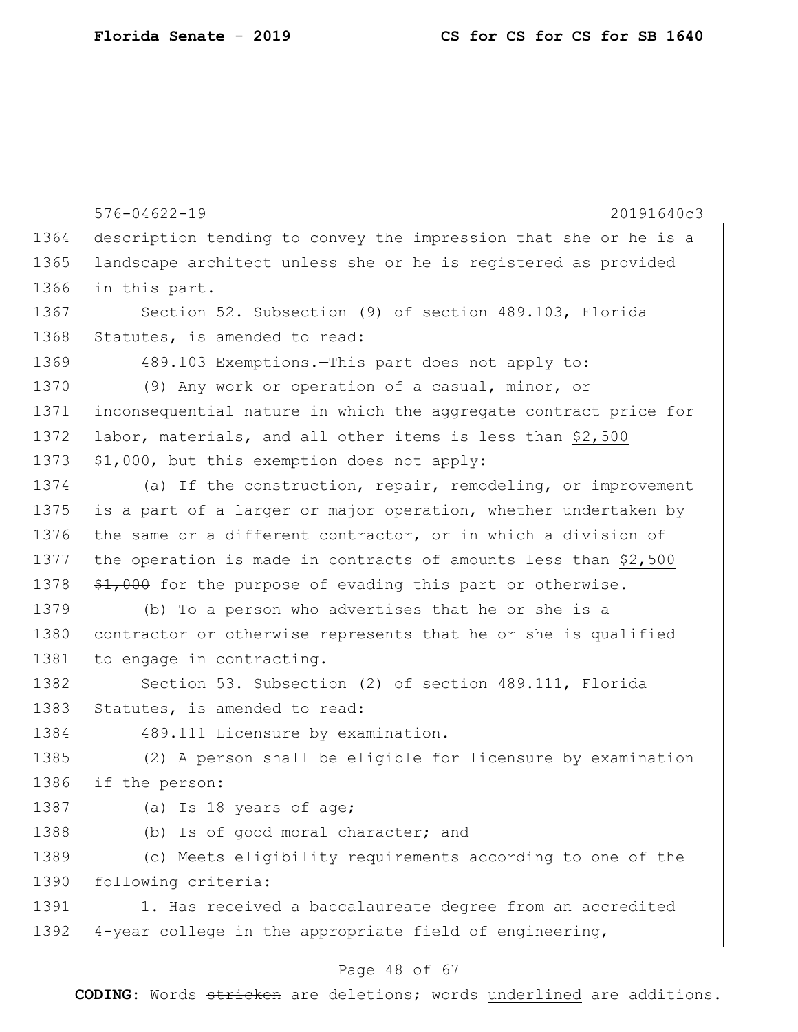description tending to convey the impression that she or he is a landscape architect unless she or he is registered as provided in this part.

Section 52. Subsection (9) of section 489.103, Florida Statutes, is amended to read:

489.103 Exemptions.—This part does not apply to:

(9) Any work or operation of a casual, minor, or inconsequential nature in which the aggregate contract price for labor, materials, and all other items is less than <u>$2,500</u> ~~$1,000~~, but this exemption does not apply:

(a) If the construction, repair, remodeling, or improvement is a part of a larger or major operation, whether undertaken by the same or a different contractor, or in which a division of the operation is made in contracts of amounts less than <u>$2,500</u> ~~$1,000~~ for the purpose of evading this part or otherwise.

(b) To a person who advertises that he or she is a contractor or otherwise represents that he or she is qualified to engage in contracting.

Section 53. Subsection (2) of section 489.111, Florida Statutes, is amended to read:

489.111 Licensure by examination.—

(2) A person shall be eligible for licensure by examination if the person:

(a) Is 18 years of age;

(b) Is of good moral character; and

(c) Meets eligibility requirements according to one of the following criteria:

1. Has received a baccalaureate degree from an accredited 4-year college in the appropriate field of engineering,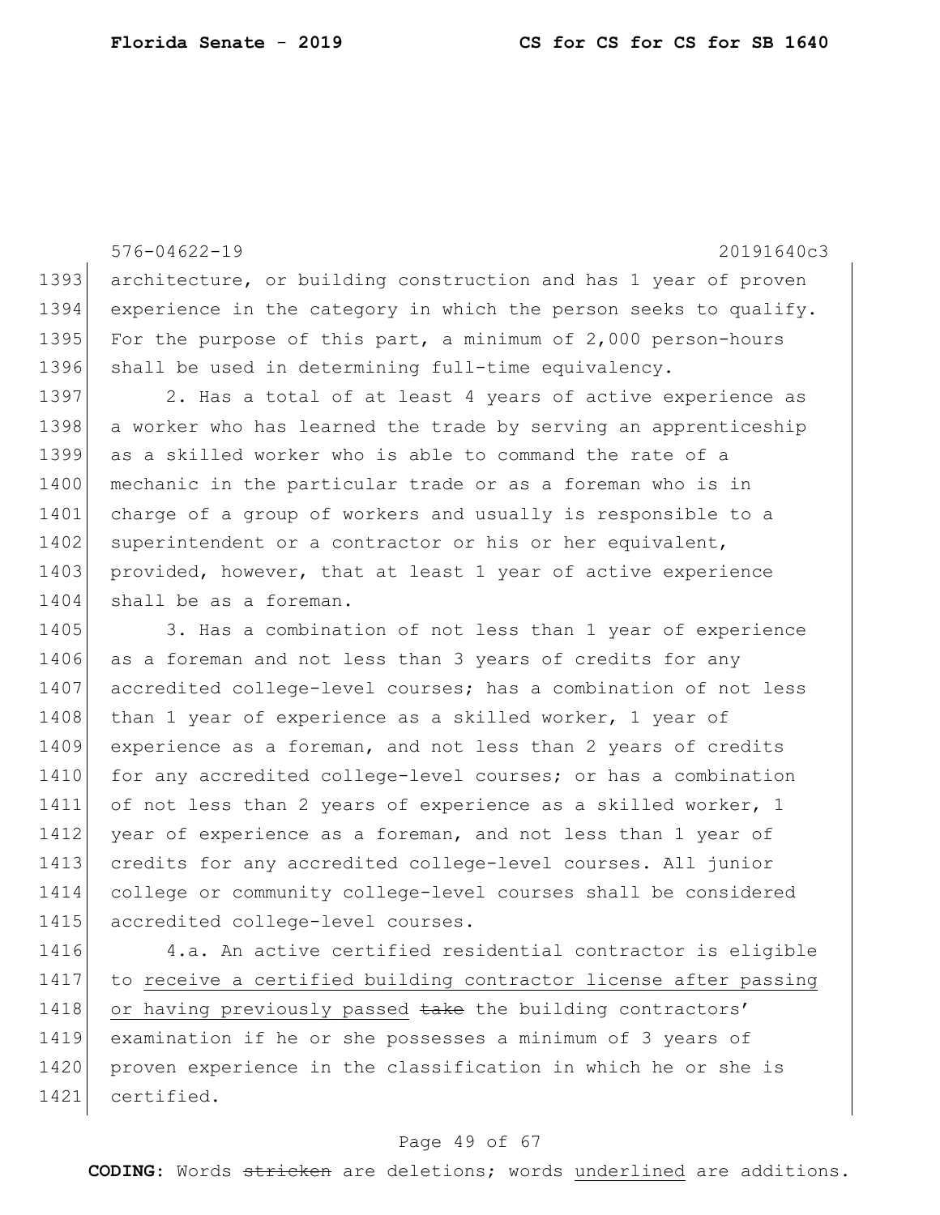architecture, or building construction and has 1 year of proven experience in the category in which the person seeks to qualify. For the purpose of this part, a minimum of 2,000 person-hours shall be used in determining full-time equivalency.

2. Has a total of at least 4 years of active experience as a worker who has learned the trade by serving an apprenticeship as a skilled worker who is able to command the rate of a mechanic in the particular trade or as a foreman who is in charge of a group of workers and usually is responsible to a superintendent or a contractor or his or her equivalent, provided, however, that at least 1 year of active experience shall be as a foreman.

3. Has a combination of not less than 1 year of experience as a foreman and not less than 3 years of credits for any accredited college-level courses; has a combination of not less than 1 year of experience as a skilled worker, 1 year of experience as a foreman, and not less than 2 years of credits for any accredited college-level courses; or has a combination of not less than 2 years of experience as a skilled worker, 1 year of experience as a foreman, and not less than 1 year of credits for any accredited college-level courses. All junior college or community college-level courses shall be considered accredited college-level courses.

4.a. An active certified residential contractor is eligible to <u>receive a certified building contractor license after passing or having previously passed</u> ~~take~~ the building contractors' examination if he or she possesses a minimum of 3 years of proven experience in the classification in which he or she is certified.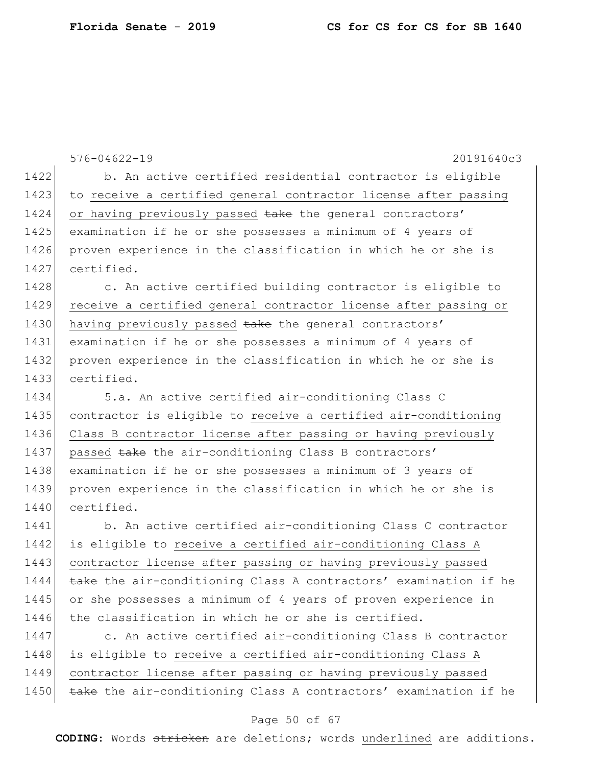b. An active certified residential contractor is eligible to receive a certified general contractor license after passing or having previously passed ~~take~~ the general contractors' examination if he or she possesses a minimum of 4 years of proven experience in the classification in which he or she is certified.

c. An active certified building contractor is eligible to receive a certified general contractor license after passing or having previously passed ~~take~~ the general contractors' examination if he or she possesses a minimum of 4 years of proven experience in the classification in which he or she is certified.

5.a. An active certified air-conditioning Class C contractor is eligible to receive a certified air-conditioning Class B contractor license after passing or having previously passed ~~take~~ the air-conditioning Class B contractors' examination if he or she possesses a minimum of 3 years of proven experience in the classification in which he or she is certified.

b. An active certified air-conditioning Class C contractor is eligible to receive a certified air-conditioning Class A contractor license after passing or having previously passed ~~take~~ the air-conditioning Class A contractors' examination if he or she possesses a minimum of 4 years of proven experience in the classification in which he or she is certified.

c. An active certified air-conditioning Class B contractor is eligible to receive a certified air-conditioning Class A contractor license after passing or having previously passed ~~take~~ the air-conditioning Class A contractors' examination if he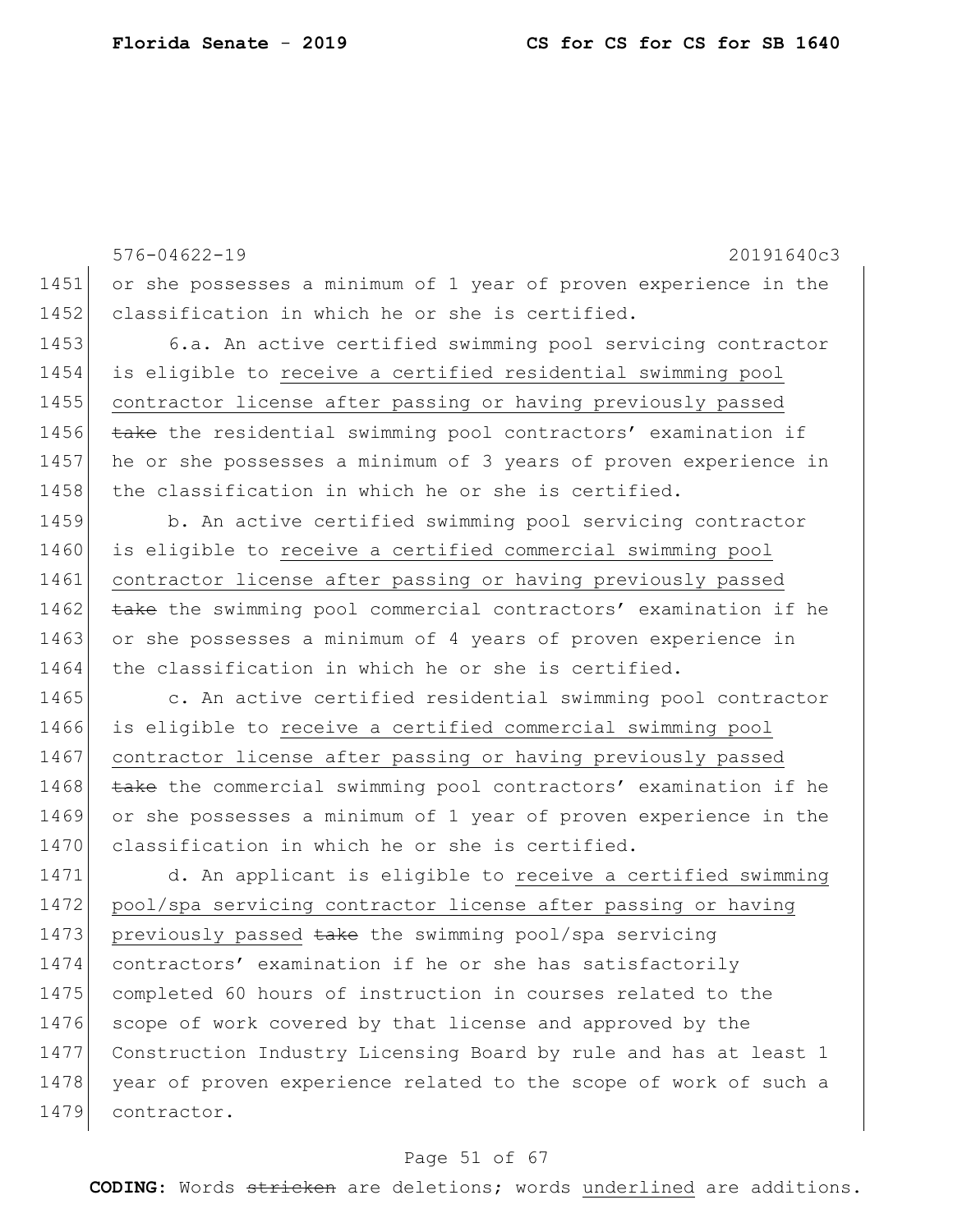or she possesses a minimum of 1 year of proven experience in the classification in which he or she is certified.

6.a. An active certified swimming pool servicing contractor is eligible to receive a certified residential swimming pool contractor license after passing or having previously passed ~~take~~ the residential swimming pool contractors' examination if he or she possesses a minimum of 3 years of proven experience in the classification in which he or she is certified.

b. An active certified swimming pool servicing contractor is eligible to receive a certified commercial swimming pool contractor license after passing or having previously passed ~~take~~ the swimming pool commercial contractors' examination if he or she possesses a minimum of 4 years of proven experience in the classification in which he or she is certified.

c. An active certified residential swimming pool contractor is eligible to receive a certified commercial swimming pool contractor license after passing or having previously passed ~~take~~ the commercial swimming pool contractors' examination if he or she possesses a minimum of 1 year of proven experience in the classification in which he or she is certified.

d. An applicant is eligible to receive a certified swimming pool/spa servicing contractor license after passing or having previously passed ~~take~~ the swimming pool/spa servicing contractors' examination if he or she has satisfactorily completed 60 hours of instruction in courses related to the scope of work covered by that license and approved by the Construction Industry Licensing Board by rule and has at least 1 year of proven experience related to the scope of work of such a contractor.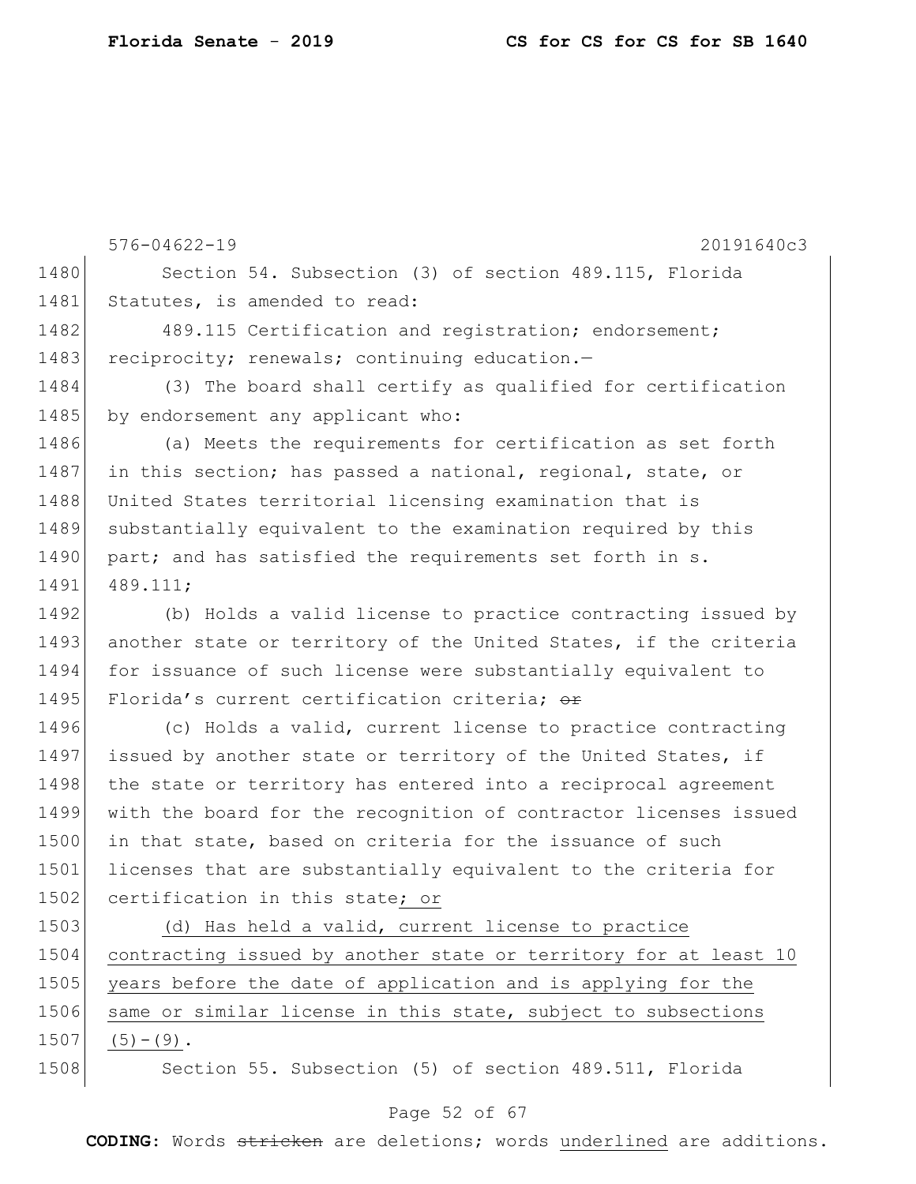Section 54. Subsection (3) of section 489.115, Florida Statutes, is amended to read:

489.115 Certification and registration; endorsement; reciprocity; renewals; continuing education.—

(3) The board shall certify as qualified for certification by endorsement any applicant who:

(a) Meets the requirements for certification as set forth in this section; has passed a national, regional, state, or United States territorial licensing examination that is substantially equivalent to the examination required by this part; and has satisfied the requirements set forth in s. 489.111;

(b) Holds a valid license to practice contracting issued by another state or territory of the United States, if the criteria for issuance of such license were substantially equivalent to Florida's current certification criteria; ~~or~~

(c) Holds a valid, current license to practice contracting issued by another state or territory of the United States, if the state or territory has entered into a reciprocal agreement with the board for the recognition of contractor licenses issued in that state, based on criteria for the issuance of such licenses that are substantially equivalent to the criteria for certification in this state; or

(d) Has held a valid, current license to practice contracting issued by another state or territory for at least 10 years before the date of application and is applying for the same or similar license in this state, subject to subsections (5)-(9).

Section 55. Subsection (5) of section 489.511, Florida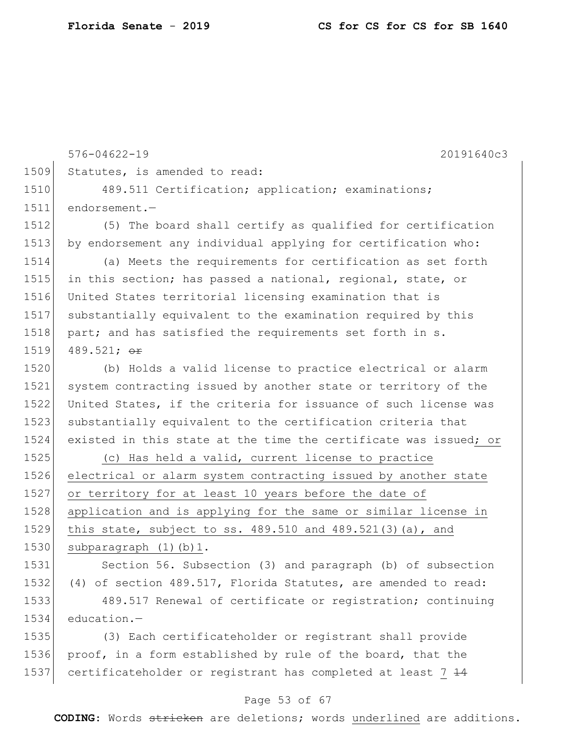Statutes, is amended to read:

489.511 Certification; application; examinations; endorsement.—

(5) The board shall certify as qualified for certification by endorsement any individual applying for certification who:

(a) Meets the requirements for certification as set forth in this section; has passed a national, regional, state, or United States territorial licensing examination that is substantially equivalent to the examination required by this part; and has satisfied the requirements set forth in s. 489.521; ~~or~~

(b) Holds a valid license to practice electrical or alarm system contracting issued by another state or territory of the United States, if the criteria for issuance of such license was substantially equivalent to the certification criteria that existed in this state at the time the certificate was issued; or

(c) Has held a valid, current license to practice electrical or alarm system contracting issued by another state or territory for at least 10 years before the date of application and is applying for the same or similar license in this state, subject to ss. 489.510 and 489.521(3)(a), and subparagraph (1)(b)1.

Section 56. Subsection (3) and paragraph (b) of subsection (4) of section 489.517, Florida Statutes, are amended to read:

489.517 Renewal of certificate or registration; continuing education.—

(3) Each certificateholder or registrant shall provide proof, in a form established by rule of the board, that the certificateholder or registrant has completed at least 7 ~~14~~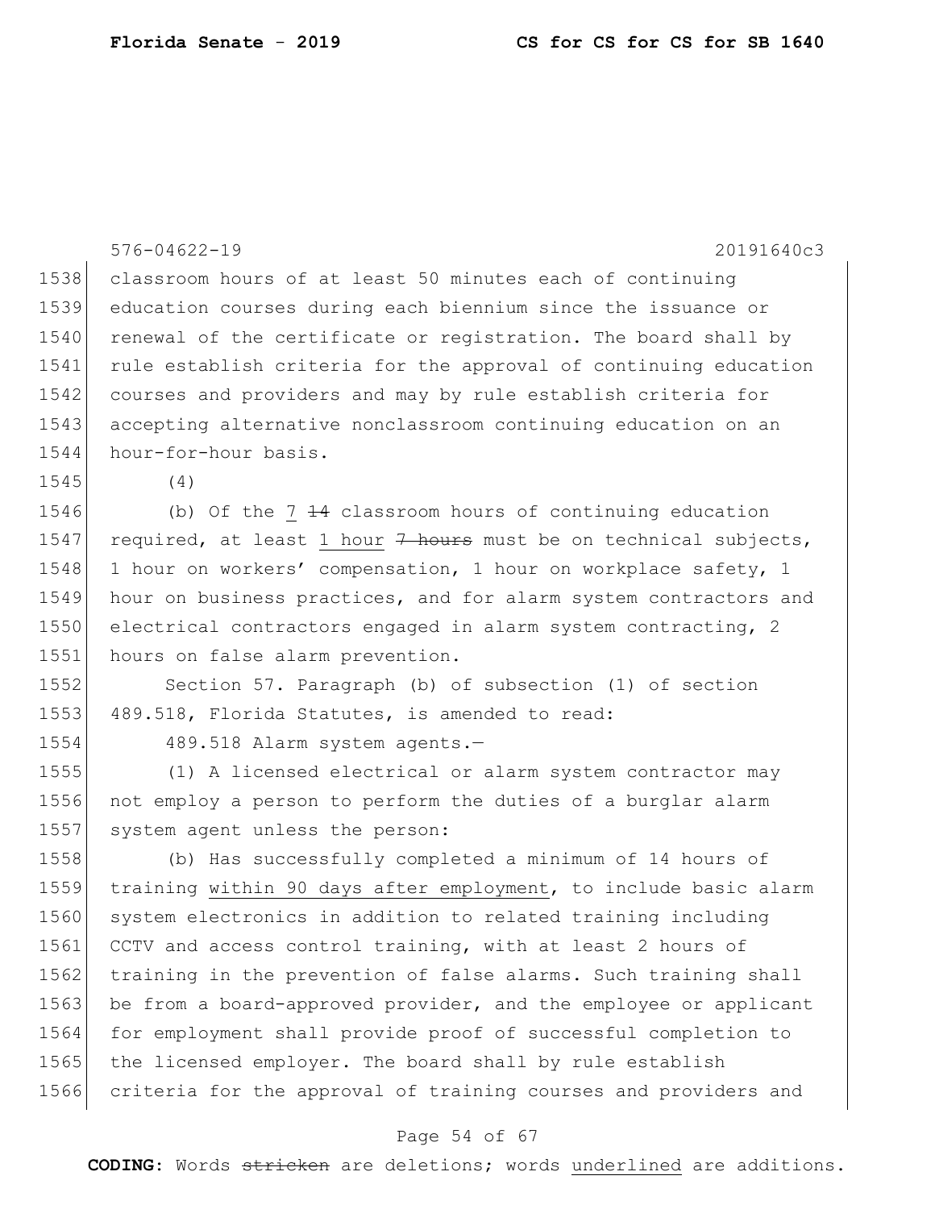classroom hours of at least 50 minutes each of continuing education courses during each biennium since the issuance or renewal of the certificate or registration. The board shall by rule establish criteria for the approval of continuing education courses and providers and may by rule establish criteria for accepting alternative nonclassroom continuing education on an hour-for-hour basis.

(4)

(b) Of the <u>7</u> ~~14~~ classroom hours of continuing education required, at least <u>1 hour</u> ~~7 hours~~ must be on technical subjects, 1 hour on workers' compensation, 1 hour on workplace safety, 1 hour on business practices, and for alarm system contractors and electrical contractors engaged in alarm system contracting, 2 hours on false alarm prevention.

Section 57. Paragraph (b) of subsection (1) of section 489.518, Florida Statutes, is amended to read:

489.518 Alarm system agents.—

(1) A licensed electrical or alarm system contractor may not employ a person to perform the duties of a burglar alarm system agent unless the person:

(b) Has successfully completed a minimum of 14 hours of training <u>within 90 days after employment</u>, to include basic alarm system electronics in addition to related training including CCTV and access control training, with at least 2 hours of training in the prevention of false alarms. Such training shall be from a board-approved provider, and the employee or applicant for employment shall provide proof of successful completion to the licensed employer. The board shall by rule establish criteria for the approval of training courses and providers and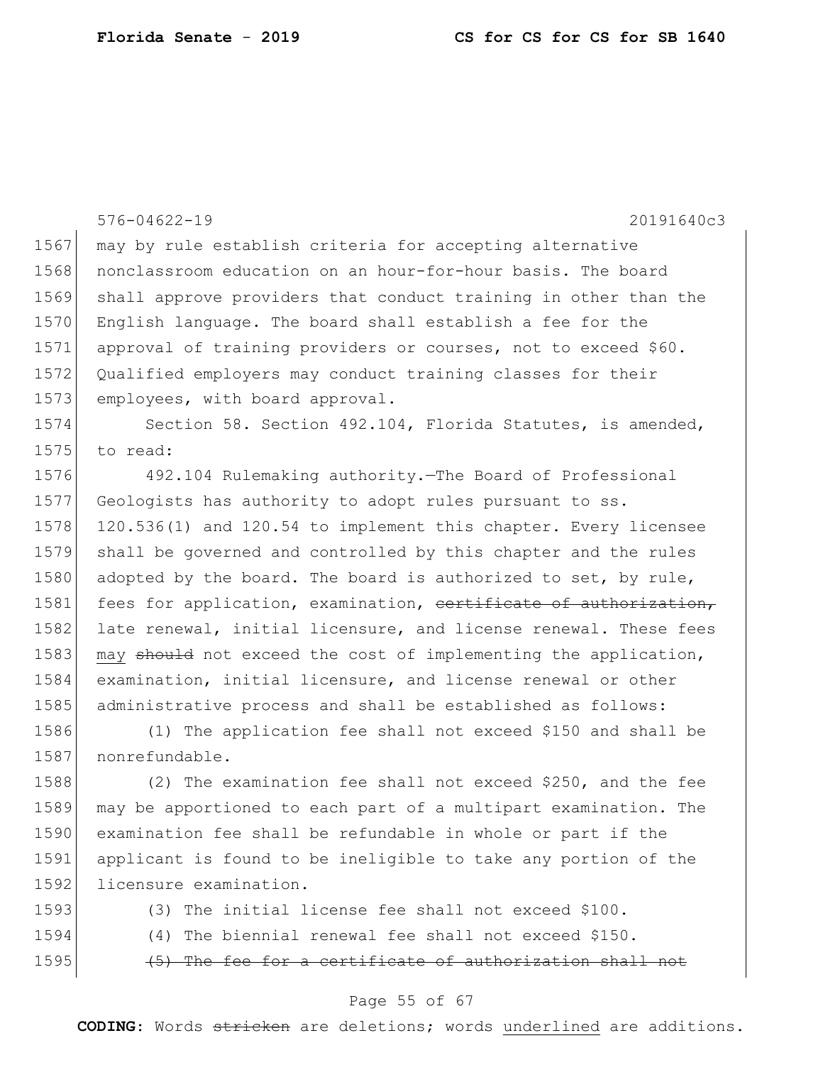576-04622-19 20191640c3

may by rule establish criteria for accepting alternative nonclassroom education on an hour-for-hour basis. The board shall approve providers that conduct training in other than the English language. The board shall establish a fee for the approval of training providers or courses, not to exceed $60. Qualified employers may conduct training classes for their employees, with board approval.

Section 58. Section 492.104, Florida Statutes, is amended, to read:

492.104 Rulemaking authority.—The Board of Professional Geologists has authority to adopt rules pursuant to ss. 120.536(1) and 120.54 to implement this chapter. Every licensee shall be governed and controlled by this chapter and the rules adopted by the board. The board is authorized to set, by rule, fees for application, examination, ~~certificate of authorization,~~ late renewal, initial licensure, and license renewal. These fees may ~~should~~ not exceed the cost of implementing the application, examination, initial licensure, and license renewal or other administrative process and shall be established as follows:

(1) The application fee shall not exceed $150 and shall be nonrefundable.

(2) The examination fee shall not exceed $250, and the fee may be apportioned to each part of a multipart examination. The examination fee shall be refundable in whole or part if the applicant is found to be ineligible to take any portion of the licensure examination.

(3) The initial license fee shall not exceed $100.

(4) The biennial renewal fee shall not exceed $150.

~~(5) The fee for a certificate of authorization shall not~~

**CODING:** Words ~~stricken~~ are deletions; words underlined are additions.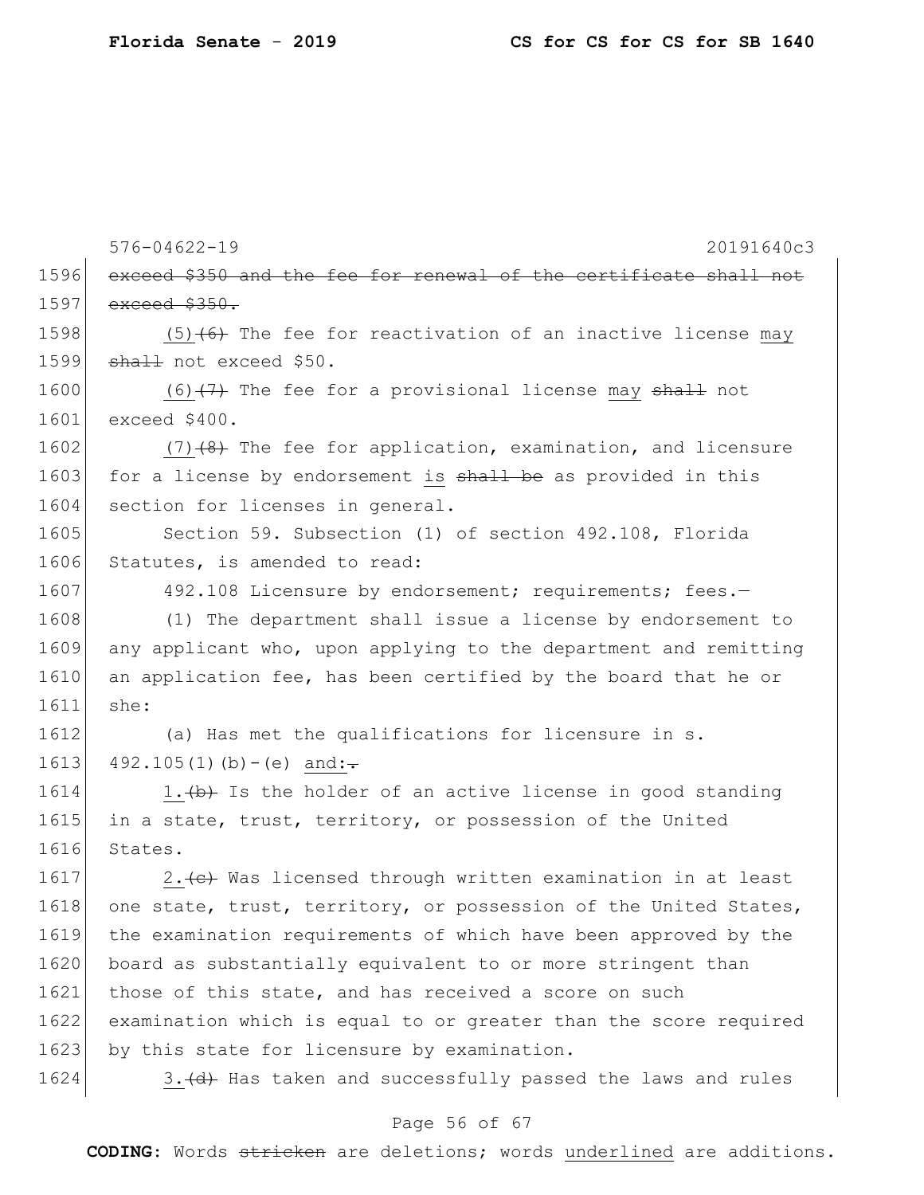576-04622-19 20191640c3

1596 ~~exceed $350 and the fee for renewal of the certificate shall not~~
1597 ~~exceed $350.~~

1598 (5)~~(6)~~ The fee for reactivation of an inactive license may
1599 ~~shall~~ not exceed $50.

1600 (6)~~(7)~~ The fee for a provisional license may ~~shall~~ not
1601 exceed $400.

1602 (7)~~(8)~~ The fee for application, examination, and licensure
1603 for a license by endorsement is ~~shall be~~ as provided in this
1604 section for licenses in general.

1605 Section 59. Subsection (1) of section 492.108, Florida
1606 Statutes, is amended to read:

1607 492.108 Licensure by endorsement; requirements; fees.—

1608 (1) The department shall issue a license by endorsement to
1609 any applicant who, upon applying to the department and remitting
1610 an application fee, has been certified by the board that he or
1611 she:

1612 (a) Has met the qualifications for licensure in s.
1613 492.105(1)(b)-(e) and:~~.~~

1614 1.~~(b)~~ Is the holder of an active license in good standing
1615 in a state, trust, territory, or possession of the United
1616 States.

1617 2.~~(c)~~ Was licensed through written examination in at least
1618 one state, trust, territory, or possession of the United States,
1619 the examination requirements of which have been approved by the
1620 board as substantially equivalent to or more stringent than
1621 those of this state, and has received a score on such
1622 examination which is equal to or greater than the score required
1623 by this state for licensure by examination.

1624 3.~~(d)~~ Has taken and successfully passed the laws and rules

**CODING:** Words ~~stricken~~ are deletions; words underlined are additions.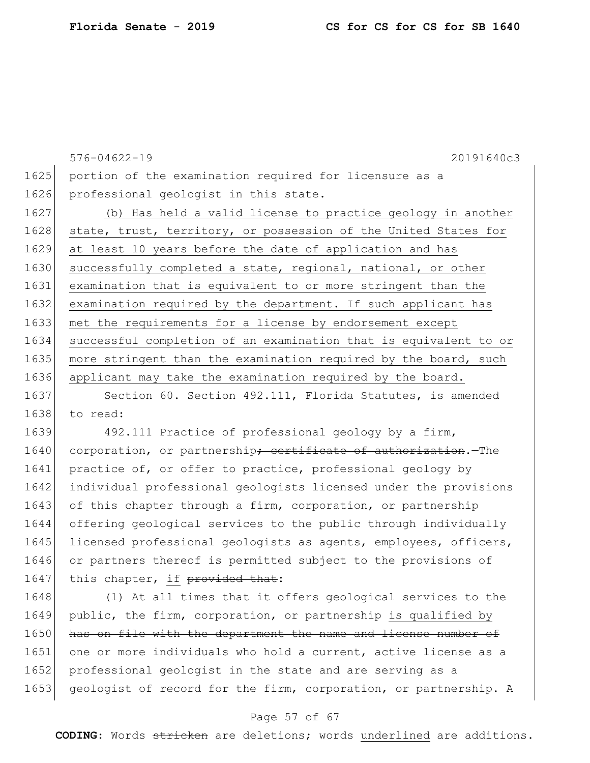portion of the examination required for licensure as a professional geologist in this state.

<u>(b) Has held a valid license to practice geology in another state, trust, territory, or possession of the United States for at least 10 years before the date of application and has successfully completed a state, regional, national, or other examination that is equivalent to or more stringent than the examination required by the department. If such applicant has met the requirements for a license by endorsement except successful completion of an examination that is equivalent to or more stringent than the examination required by the board, such applicant may take the examination required by the board.</u>

Section 60. Section 492.111, Florida Statutes, is amended to read:

492.111 Practice of professional geology by a firm, corporation, or partnership~~; certificate of authorization~~.—The practice of, or offer to practice, professional geology by individual professional geologists licensed under the provisions of this chapter through a firm, corporation, or partnership offering geological services to the public through individually licensed professional geologists as agents, employees, officers, or partners thereof is permitted subject to the provisions of this chapter, <u>if</u> ~~provided that~~:

(1) At all times that it offers geological services to the public, the firm, corporation, or partnership <u>is qualified by</u> ~~has on file with the department the name and license number of~~ one or more individuals who hold a current, active license as a professional geologist in the state and are serving as a geologist of record for the firm, corporation, or partnership. A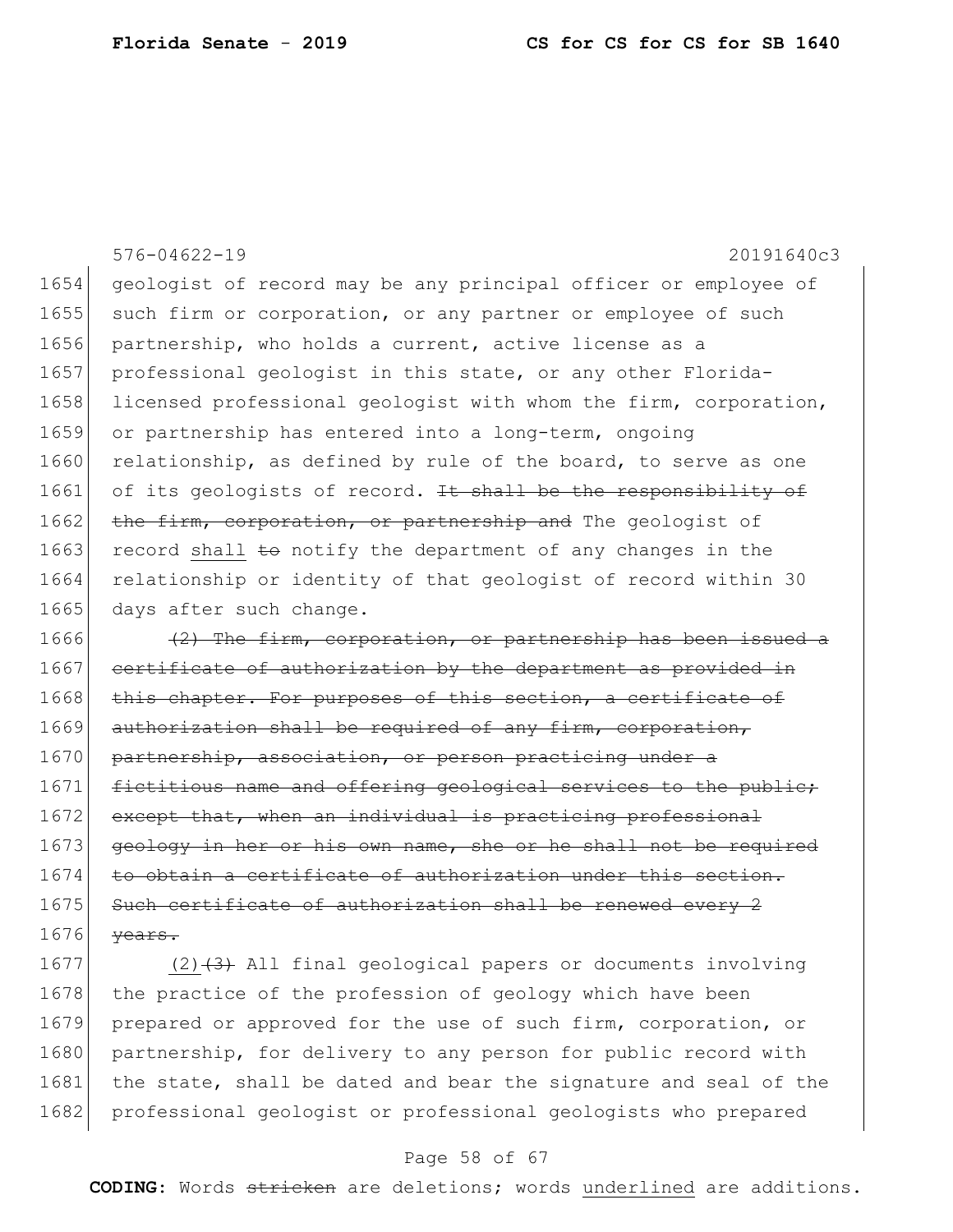geologist of record may be any principal officer or employee of such firm or corporation, or any partner or employee of such partnership, who holds a current, active license as a professional geologist in this state, or any other Florida-licensed professional geologist with whom the firm, corporation, or partnership has entered into a long-term, ongoing relationship, as defined by rule of the board, to serve as one of its geologists of record. ~~It shall be the responsibility of the firm, corporation, or partnership and~~ The geologist of record <u>shall</u> ~~to~~ notify the department of any changes in the relationship or identity of that geologist of record within 30 days after such change.

~~(2) The firm, corporation, or partnership has been issued a certificate of authorization by the department as provided in this chapter. For purposes of this section, a certificate of authorization shall be required of any firm, corporation, partnership, association, or person practicing under a fictitious name and offering geological services to the public; except that, when an individual is practicing professional geology in her or his own name, she or he shall not be required to obtain a certificate of authorization under this section. Such certificate of authorization shall be renewed every 2 years.~~

<u>(2)</u>~~(3)~~ All final geological papers or documents involving the practice of the profession of geology which have been prepared or approved for the use of such firm, corporation, or partnership, for delivery to any person for public record with the state, shall be dated and bear the signature and seal of the professional geologist or professional geologists who prepared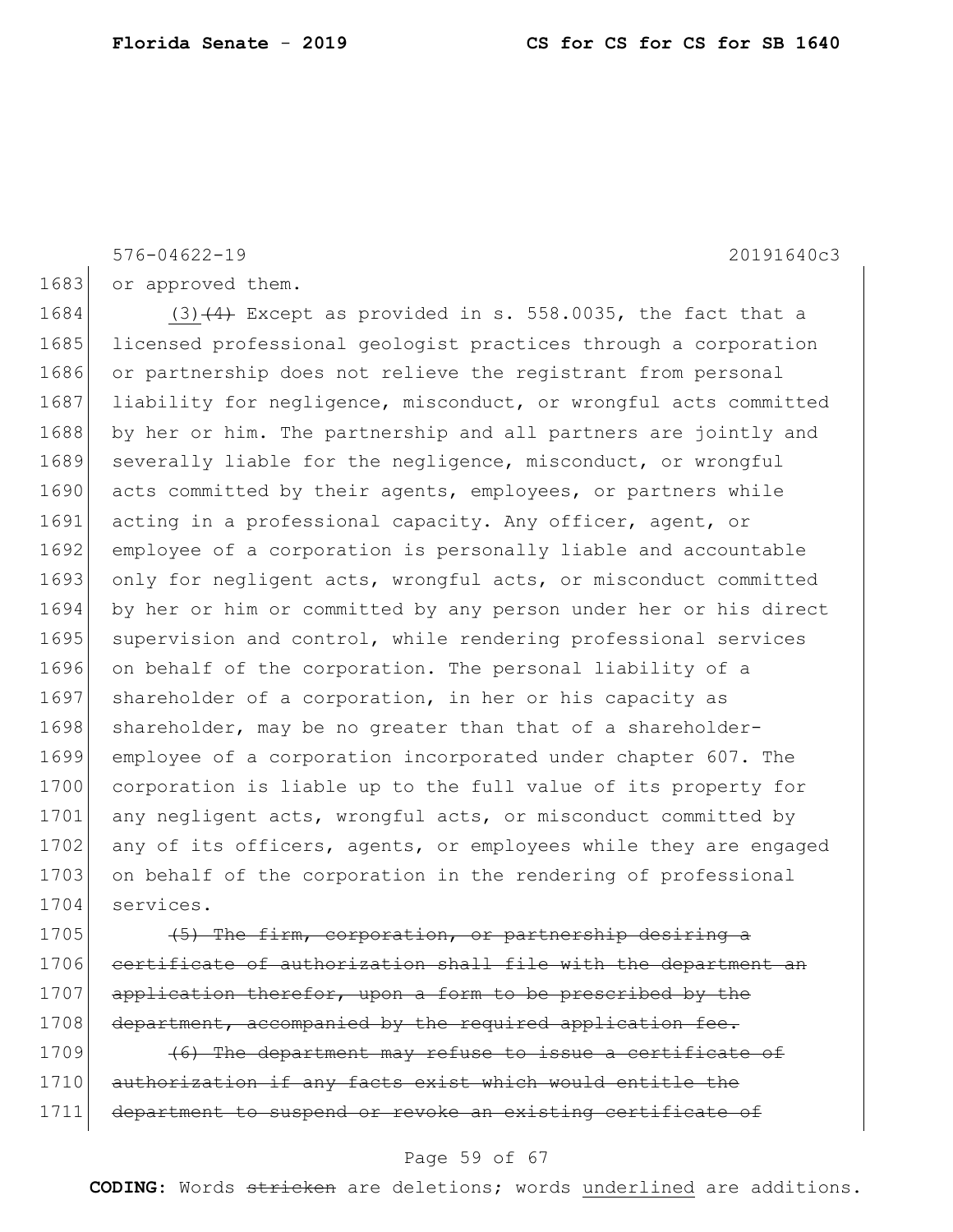or approved them.

(3) ~~(4)~~ Except as provided in s. 558.0035, the fact that a licensed professional geologist practices through a corporation or partnership does not relieve the registrant from personal liability for negligence, misconduct, or wrongful acts committed by her or him. The partnership and all partners are jointly and severally liable for the negligence, misconduct, or wrongful acts committed by their agents, employees, or partners while acting in a professional capacity. Any officer, agent, or employee of a corporation is personally liable and accountable only for negligent acts, wrongful acts, or misconduct committed by her or him or committed by any person under her or his direct supervision and control, while rendering professional services on behalf of the corporation. The personal liability of a shareholder of a corporation, in her or his capacity as shareholder, may be no greater than that of a shareholder-employee of a corporation incorporated under chapter 607. The corporation is liable up to the full value of its property for any negligent acts, wrongful acts, or misconduct committed by any of its officers, agents, or employees while they are engaged on behalf of the corporation in the rendering of professional services.

~~(5) The firm, corporation, or partnership desiring a certificate of authorization shall file with the department an application therefor, upon a form to be prescribed by the department, accompanied by the required application fee.~~

~~(6) The department may refuse to issue a certificate of authorization if any facts exist which would entitle the department to suspend or revoke an existing certificate of~~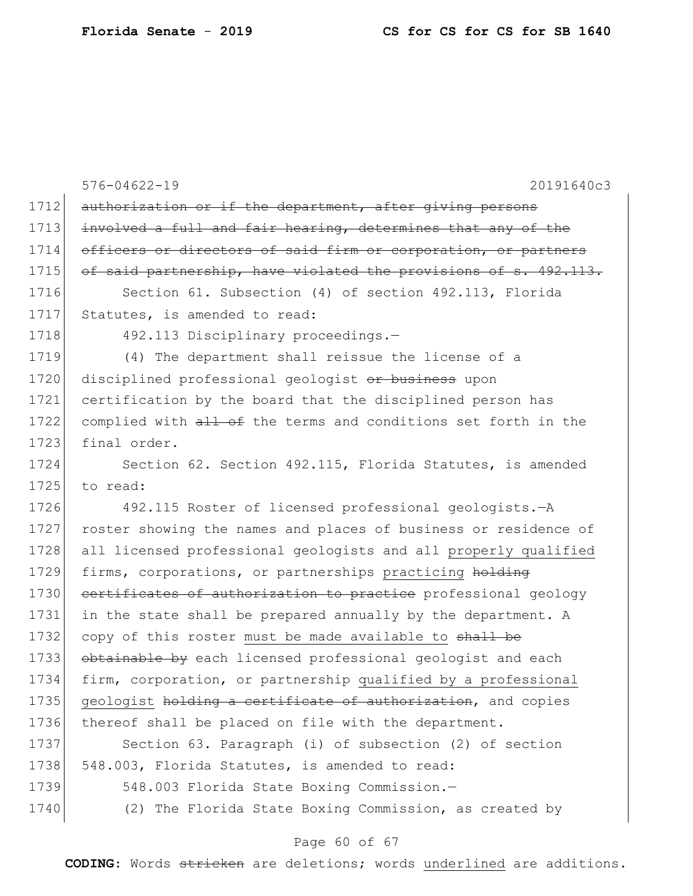576-04622-19 20191640c3

1712 ~~authorization or if the department, after giving persons~~
1713 ~~involved a full and fair hearing, determines that any of the~~
1714 ~~officers or directors of said firm or corporation, or partners~~
1715 ~~of said partnership, have violated the provisions of s. 492.113.~~

1716 Section 61. Subsection (4) of section 492.113, Florida
1717 Statutes, is amended to read:

1718 492.113 Disciplinary proceedings.—

1719 (4) The department shall reissue the license of a
1720 disciplined professional geologist ~~or business~~ upon
1721 certification by the board that the disciplined person has
1722 complied with ~~all of~~ the terms and conditions set forth in the
1723 final order.

1724 Section 62. Section 492.115, Florida Statutes, is amended
1725 to read:

1726 492.115 Roster of licensed professional geologists.—A
1727 roster showing the names and places of business or residence of
1728 all licensed professional geologists and all <u>properly qualified</u>
1729 firms, corporations, or partnerships <u>practicing</u> ~~holding~~
1730 ~~certificates of authorization to practice~~ professional geology
1731 in the state shall be prepared annually by the department. A
1732 copy of this roster <u>must be made available to</u> ~~shall be~~
1733 ~~obtainable by~~ each licensed professional geologist and each
1734 firm, corporation, or partnership <u>qualified by a professional</u>
1735 <u>geologist</u> ~~holding a certificate of authorization~~, and copies
1736 thereof shall be placed on file with the department.

1737 Section 63. Paragraph (i) of subsection (2) of section
1738 548.003, Florida Statutes, is amended to read:

1739 548.003 Florida State Boxing Commission.—

1740 (2) The Florida State Boxing Commission, as created by

**CODING:** Words ~~stricken~~ are deletions; words <u>underlined</u> are additions.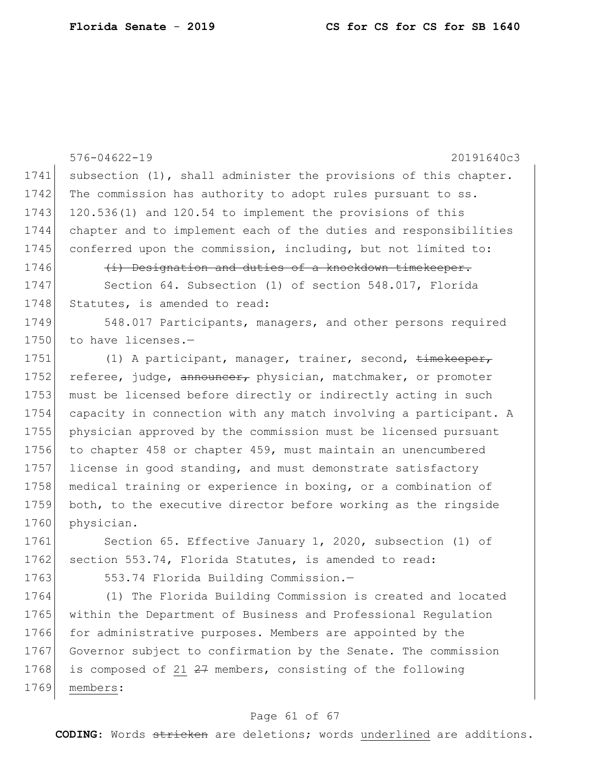subsection (1), shall administer the provisions of this chapter. The commission has authority to adopt rules pursuant to ss. 120.536(1) and 120.54 to implement the provisions of this chapter and to implement each of the duties and responsibilities conferred upon the commission, including, but not limited to:

~~(i) Designation and duties of a knockdown timekeeper.~~

Section 64. Subsection (1) of section 548.017, Florida Statutes, is amended to read:

548.017 Participants, managers, and other persons required to have licenses.—

(1) A participant, manager, trainer, second, ~~timekeeper,~~ referee, judge, ~~announcer,~~ physician, matchmaker, or promoter must be licensed before directly or indirectly acting in such capacity in connection with any match involving a participant. A physician approved by the commission must be licensed pursuant to chapter 458 or chapter 459, must maintain an unencumbered license in good standing, and must demonstrate satisfactory medical training or experience in boxing, or a combination of both, to the executive director before working as the ringside physician.

Section 65. Effective January 1, 2020, subsection (1) of section 553.74, Florida Statutes, is amended to read:

553.74 Florida Building Commission.—

(1) The Florida Building Commission is created and located within the Department of Business and Professional Regulation for administrative purposes. Members are appointed by the Governor subject to confirmation by the Senate. The commission is composed of <u>21</u> ~~27~~ members, consisting of the following <u>members</u>: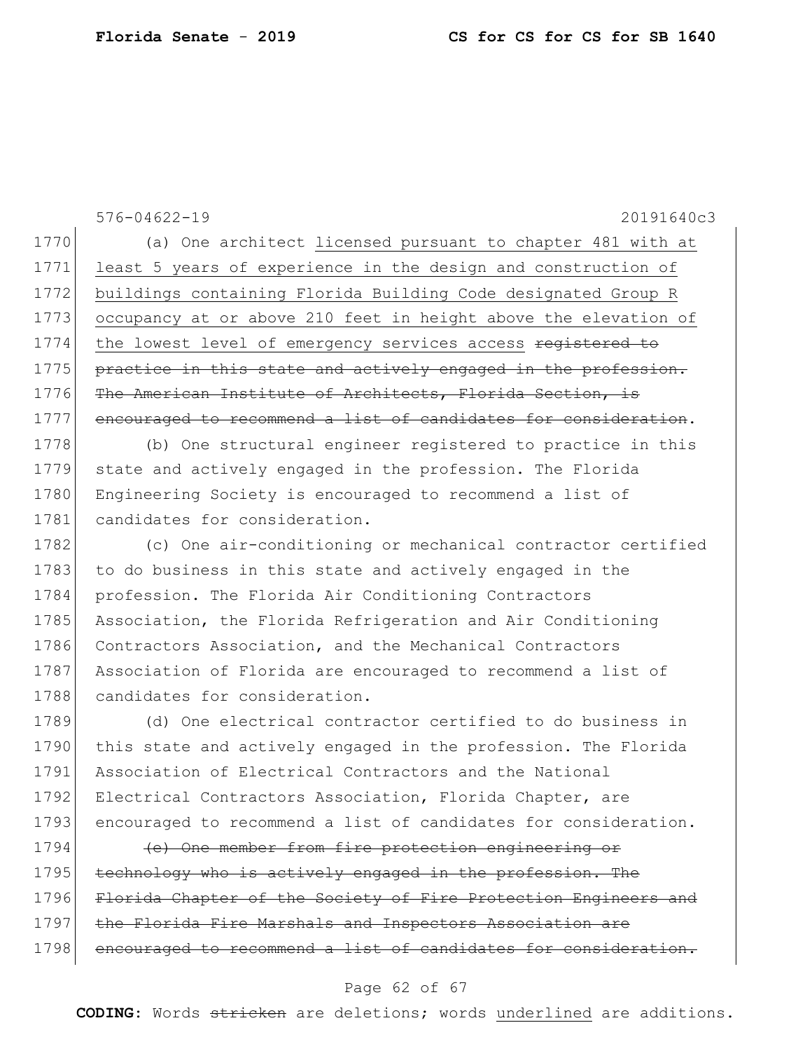(a) One architect <u>licensed pursuant to chapter 481 with at least 5 years of experience in the design and construction of buildings containing Florida Building Code designated Group R occupancy at or above 210 feet in height above the elevation of the lowest level of emergency services access</u> ~~registered to practice in this state and actively engaged in the profession. The American Institute of Architects, Florida Section, is encouraged to recommend a list of candidates for consideration~~.

(b) One structural engineer registered to practice in this state and actively engaged in the profession. The Florida Engineering Society is encouraged to recommend a list of candidates for consideration.

(c) One air-conditioning or mechanical contractor certified to do business in this state and actively engaged in the profession. The Florida Air Conditioning Contractors Association, the Florida Refrigeration and Air Conditioning Contractors Association, and the Mechanical Contractors Association of Florida are encouraged to recommend a list of candidates for consideration.

(d) One electrical contractor certified to do business in this state and actively engaged in the profession. The Florida Association of Electrical Contractors and the National Electrical Contractors Association, Florida Chapter, are encouraged to recommend a list of candidates for consideration.

~~(e) One member from fire protection engineering or technology who is actively engaged in the profession. The Florida Chapter of the Society of Fire Protection Engineers and the Florida Fire Marshals and Inspectors Association are encouraged to recommend a list of candidates for consideration.~~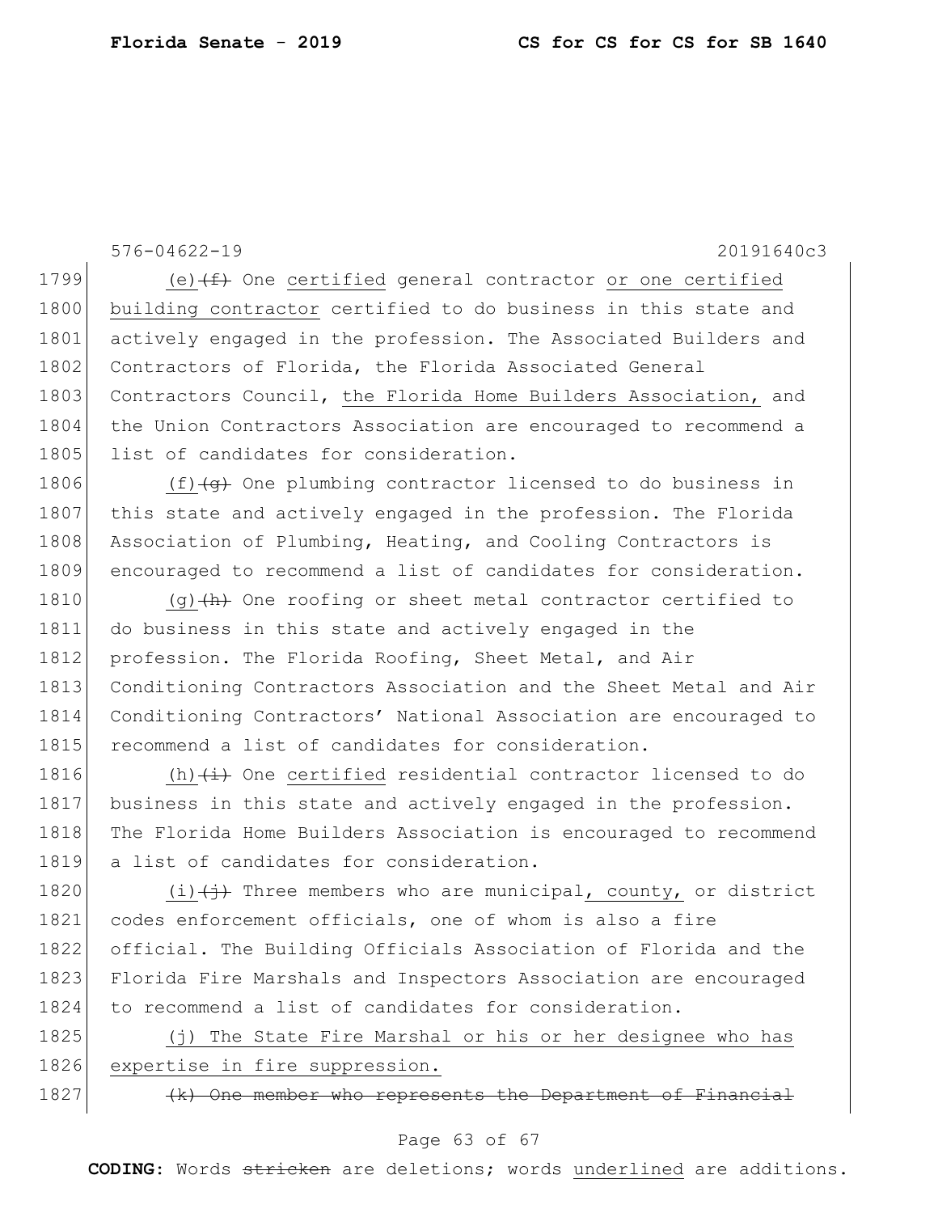(e) ~~(f)~~ One certified general contractor or one certified building contractor certified to do business in this state and actively engaged in the profession. The Associated Builders and Contractors of Florida, the Florida Associated General Contractors Council, the Florida Home Builders Association, and the Union Contractors Association are encouraged to recommend a list of candidates for consideration.

(f) ~~(g)~~ One plumbing contractor licensed to do business in this state and actively engaged in the profession. The Florida Association of Plumbing, Heating, and Cooling Contractors is encouraged to recommend a list of candidates for consideration.

(g) ~~(h)~~ One roofing or sheet metal contractor certified to do business in this state and actively engaged in the profession. The Florida Roofing, Sheet Metal, and Air Conditioning Contractors Association and the Sheet Metal and Air Conditioning Contractors' National Association are encouraged to recommend a list of candidates for consideration.

(h) ~~(i)~~ One certified residential contractor licensed to do business in this state and actively engaged in the profession. The Florida Home Builders Association is encouraged to recommend a list of candidates for consideration.

(i) ~~(j)~~ Three members who are municipal, county, or district codes enforcement officials, one of whom is also a fire official. The Building Officials Association of Florida and the Florida Fire Marshals and Inspectors Association are encouraged to recommend a list of candidates for consideration.

(j) The State Fire Marshal or his or her designee who has expertise in fire suppression.

~~(k) One member who represents the Department of Financial~~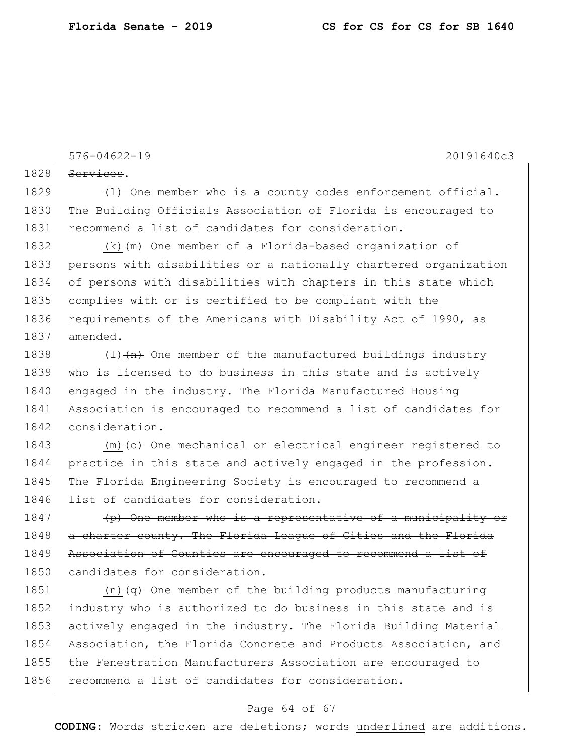Services.

(l) One member who is a county codes enforcement official. The Building Officials Association of Florida is encouraged to recommend a list of candidates for consideration.

(k)(m) One member of a Florida-based organization of persons with disabilities or a nationally chartered organization of persons with disabilities with chapters in this state which complies with or is certified to be compliant with the requirements of the Americans with Disability Act of 1990, as amended.

(l)(n) One member of the manufactured buildings industry who is licensed to do business in this state and is actively engaged in the industry. The Florida Manufactured Housing Association is encouraged to recommend a list of candidates for consideration.

(m)(o) One mechanical or electrical engineer registered to practice in this state and actively engaged in the profession. The Florida Engineering Society is encouraged to recommend a list of candidates for consideration.

(p) One member who is a representative of a municipality or a charter county. The Florida League of Cities and the Florida Association of Counties are encouraged to recommend a list of candidates for consideration.

(n)(q) One member of the building products manufacturing industry who is authorized to do business in this state and is actively engaged in the industry. The Florida Building Material Association, the Florida Concrete and Products Association, and the Fenestration Manufacturers Association are encouraged to recommend a list of candidates for consideration.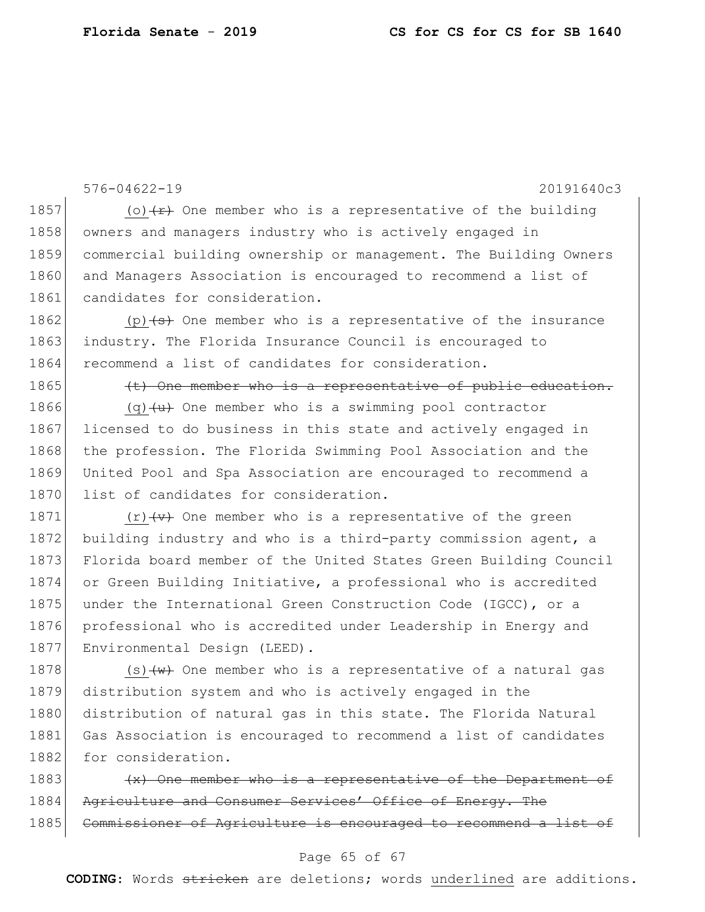576-04622-19 20191640c3

1857 (o) ~~(r)~~ One member who is a representative of the building
1858 owners and managers industry who is actively engaged in
1859 commercial building ownership or management. The Building Owners
1860 and Managers Association is encouraged to recommend a list of
1861 candidates for consideration.

1862 (p) ~~(s)~~ One member who is a representative of the insurance
1863 industry. The Florida Insurance Council is encouraged to
1864 recommend a list of candidates for consideration.

1865 ~~(t) One member who is a representative of public education.~~

1866 (q) ~~(u)~~ One member who is a swimming pool contractor
1867 licensed to do business in this state and actively engaged in
1868 the profession. The Florida Swimming Pool Association and the
1869 United Pool and Spa Association are encouraged to recommend a
1870 list of candidates for consideration.

1871 (r) ~~(v)~~ One member who is a representative of the green
1872 building industry and who is a third-party commission agent, a
1873 Florida board member of the United States Green Building Council
1874 or Green Building Initiative, a professional who is accredited
1875 under the International Green Construction Code (IGCC), or a
1876 professional who is accredited under Leadership in Energy and
1877 Environmental Design (LEED).

1878 (s) ~~(w)~~ One member who is a representative of a natural gas
1879 distribution system and who is actively engaged in the
1880 distribution of natural gas in this state. The Florida Natural
1881 Gas Association is encouraged to recommend a list of candidates
1882 for consideration.

1883 ~~(x) One member who is a representative of the Department of~~
1884 ~~Agriculture and Consumer Services' Office of Energy. The~~
1885 ~~Commissioner of Agriculture is encouraged to recommend a list of~~

**CODING:** Words ~~stricken~~ are deletions; words underlined are additions.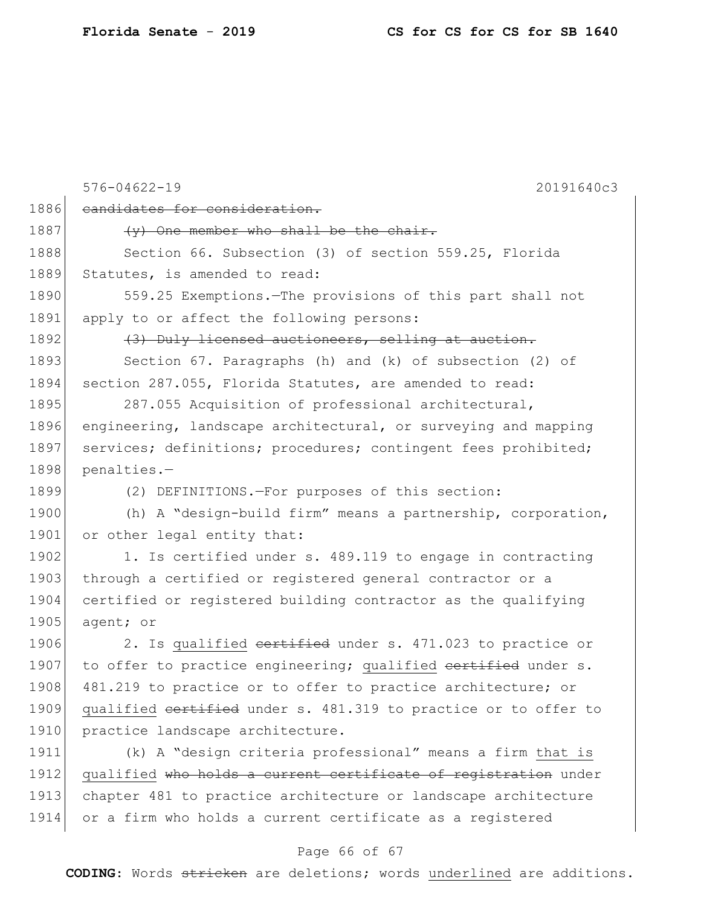1886 ~~candidates for consideration.~~

1887 ~~(y) One member who shall be the chair.~~

1888 Section 66. Subsection (3) of section 559.25, Florida

1889 Statutes, is amended to read:

1890 559.25 Exemptions.—The provisions of this part shall not

1891 apply to or affect the following persons:

1892 ~~(3) Duly licensed auctioneers, selling at auction.~~

1893 Section 67. Paragraphs (h) and (k) of subsection (2) of

1894 section 287.055, Florida Statutes, are amended to read:

1895 287.055 Acquisition of professional architectural,

1896 engineering, landscape architectural, or surveying and mapping

1897 services; definitions; procedures; contingent fees prohibited;

1898 penalties.—

1899 (2) DEFINITIONS.—For purposes of this section:

1900 (h) A "design-build firm" means a partnership, corporation,

1901 or other legal entity that:

1902 1. Is certified under s. 489.119 to engage in contracting

1903 through a certified or registered general contractor or a

1904 certified or registered building contractor as the qualifying

1905 agent; or

1906 2. Is <u>qualified</u> ~~certified~~ under s. 471.023 to practice or

1907 to offer to practice engineering; <u>qualified</u> ~~certified~~ under s.

1908 481.219 to practice or to offer to practice architecture; or

1909 <u>qualified</u> ~~certified~~ under s. 481.319 to practice or to offer to

1910 practice landscape architecture.

1911 (k) A "design criteria professional" means a firm <u>that is</u>

1912 <u>qualified</u> ~~who holds a current certificate of registration~~ under

1913 chapter 481 to practice architecture or landscape architecture

1914 or a firm who holds a current certificate as a registered

**CODING:** Words ~~stricken~~ are deletions; words <u>underlined</u> are additions.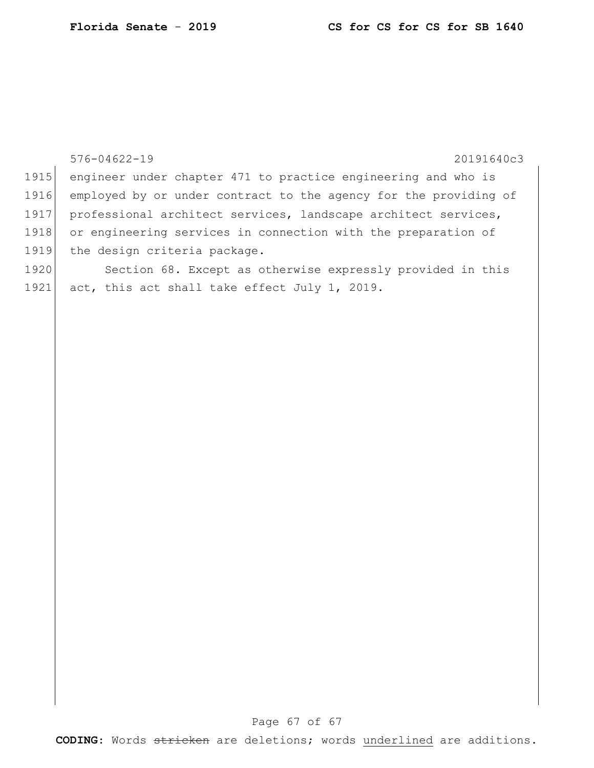engineer under chapter 471 to practice engineering and who is employed by or under contract to the agency for the providing of professional architect services, landscape architect services, or engineering services in connection with the preparation of the design criteria package.

Section 68. Except as otherwise expressly provided in this act, this act shall take effect July 1, 2019.